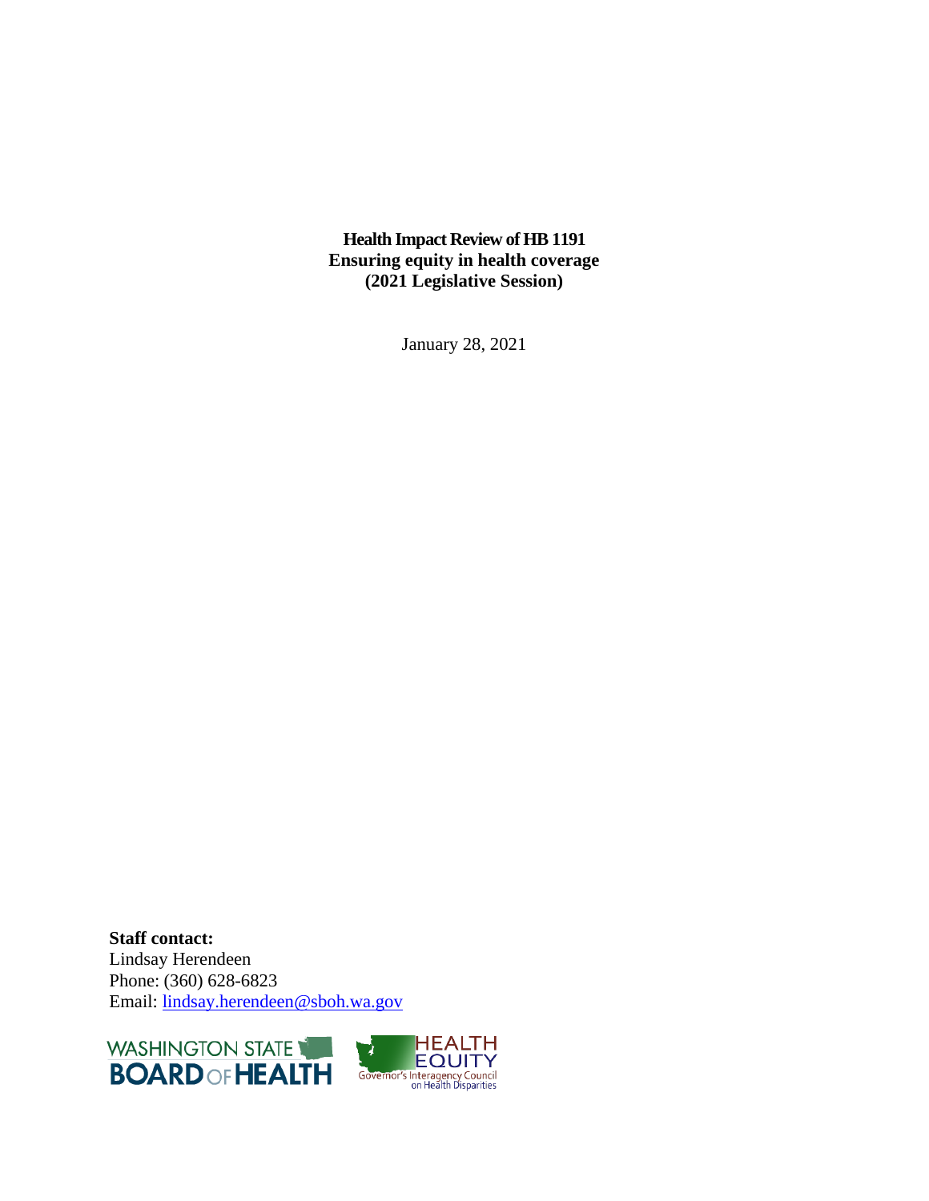**Health Impact Review of HB 1191**
**Ensuring equity in health coverage**
**(2021 Legislative Session)**

January 28, 2021

**Staff contact:**
Lindsay Herendeen
Phone: (360) 628-6823
Email: lindsay.herendeen@sboh.wa.gov

WASHINGTON STATE BOARD OF HEALTH

HEALTH EQUITY Governor's Interagency Council on Health Disparities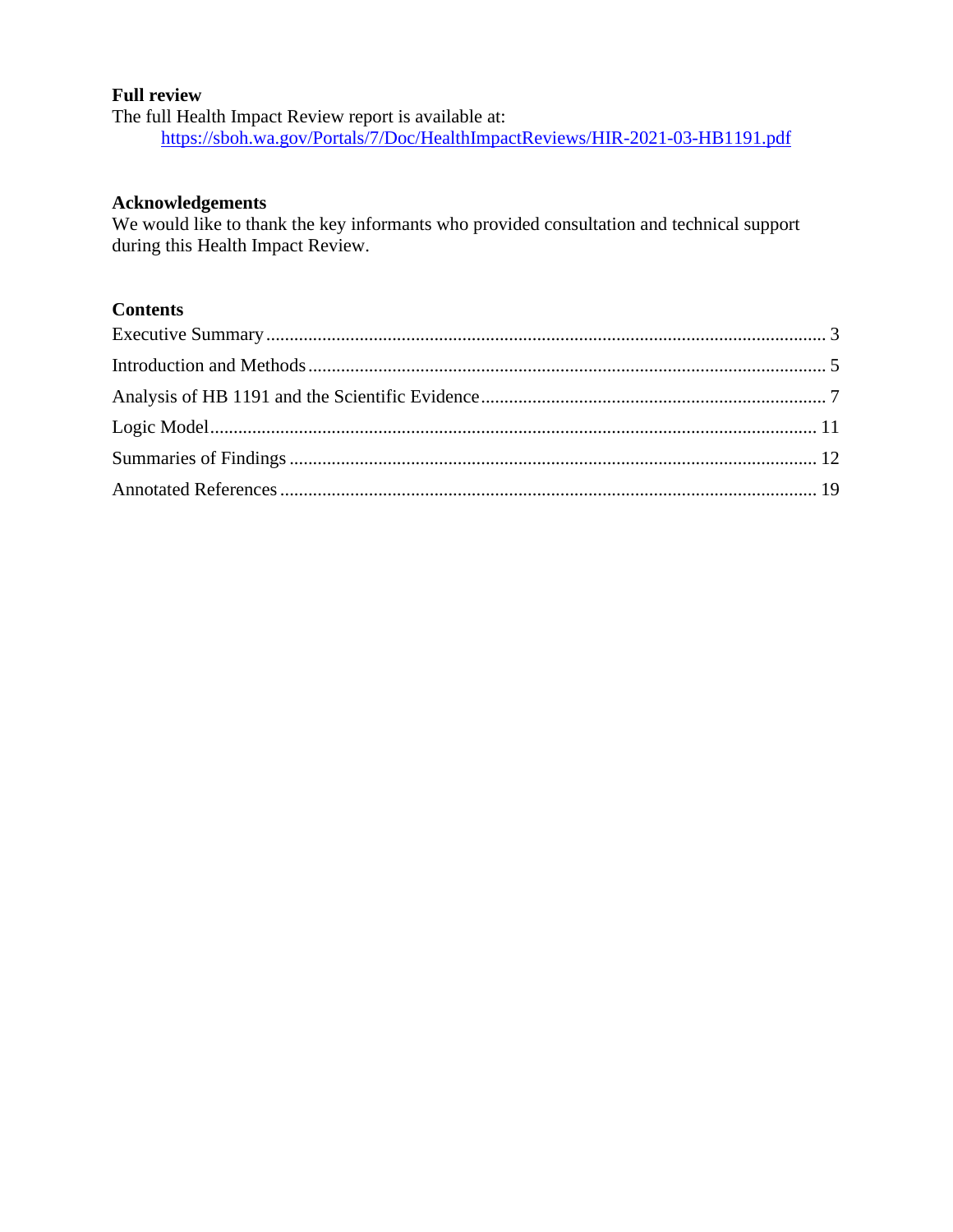## Full review

The full Health Impact Review report is available at:

https://sboh.wa.gov/Portals/7/Doc/HealthImpactReviews/HIR-2021-03-HB1191.pdf

## Acknowledgements

We would like to thank the key informants who provided consultation and technical support during this Health Impact Review.

## Contents

Executive Summary ..... 3

Introduction and Methods ..... 5

Analysis of HB 1191 and the Scientific Evidence ..... 7

Logic Model ..... 11

Summaries of Findings ..... 12

Annotated References ..... 19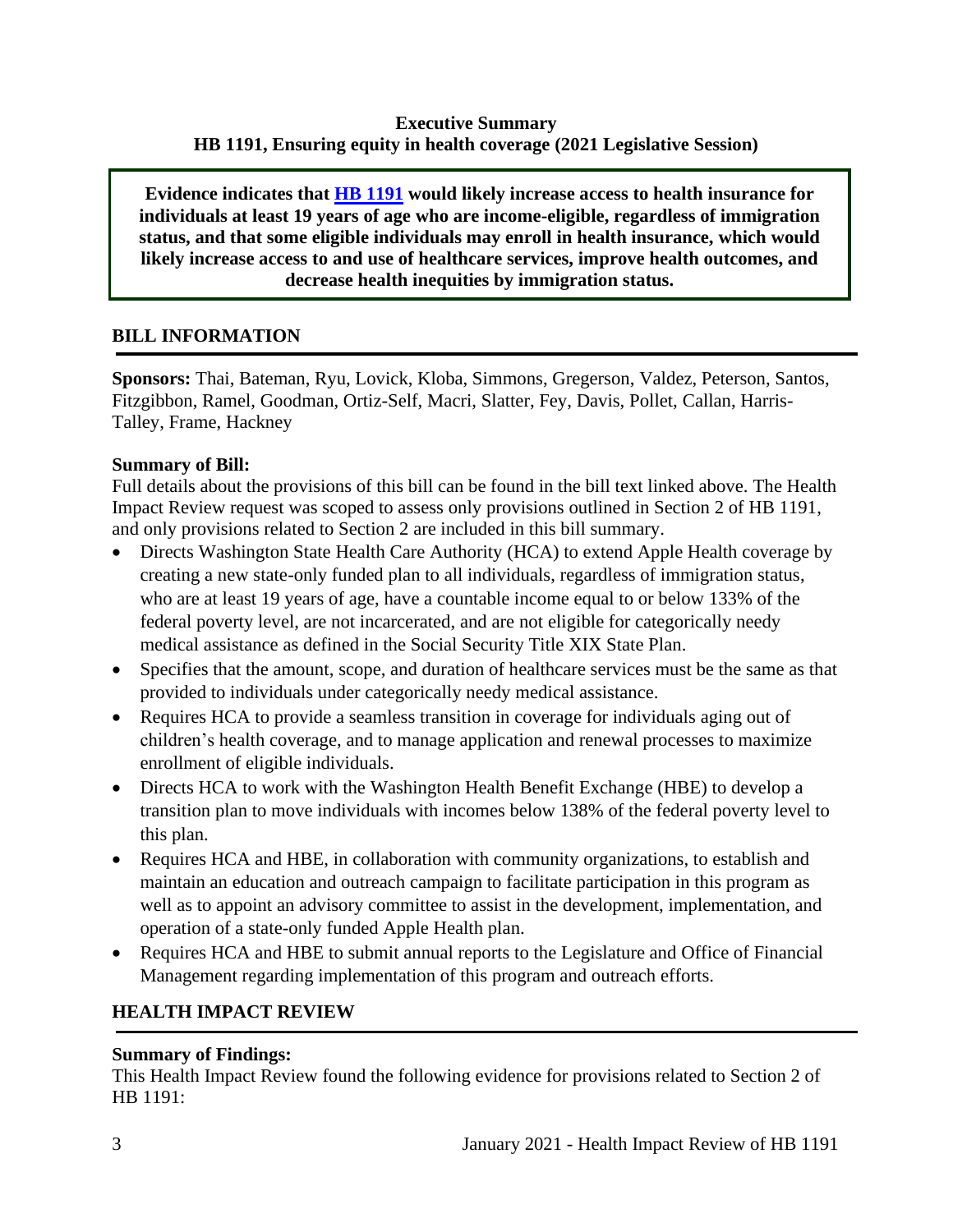**Executive Summary**
**HB 1191, Ensuring equity in health coverage (2021 Legislative Session)**

**Evidence indicates that [HB 1191](HB 1191) would likely increase access to health insurance for individuals at least 19 years of age who are income-eligible, regardless of immigration status, and that some eligible individuals may enroll in health insurance, which would likely increase access to and use of healthcare services, improve health outcomes, and decrease health inequities by immigration status.**

## BILL INFORMATION

**Sponsors:** Thai, Bateman, Ryu, Lovick, Kloba, Simmons, Gregerson, Valdez, Peterson, Santos, Fitzgibbon, Ramel, Goodman, Ortiz-Self, Macri, Slatter, Fey, Davis, Pollet, Callan, Harris-Talley, Frame, Hackney

**Summary of Bill:**
Full details about the provisions of this bill can be found in the bill text linked above. The Health Impact Review request was scoped to assess only provisions outlined in Section 2 of HB 1191, and only provisions related to Section 2 are included in this bill summary.

- Directs Washington State Health Care Authority (HCA) to extend Apple Health coverage by creating a new state-only funded plan to all individuals, regardless of immigration status, who are at least 19 years of age, have a countable income equal to or below 133% of the federal poverty level, are not incarcerated, and are not eligible for categorically needy medical assistance as defined in the Social Security Title XIX State Plan.
- Specifies that the amount, scope, and duration of healthcare services must be the same as that provided to individuals under categorically needy medical assistance.
- Requires HCA to provide a seamless transition in coverage for individuals aging out of children's health coverage, and to manage application and renewal processes to maximize enrollment of eligible individuals.
- Directs HCA to work with the Washington Health Benefit Exchange (HBE) to develop a transition plan to move individuals with incomes below 138% of the federal poverty level to this plan.
- Requires HCA and HBE, in collaboration with community organizations, to establish and maintain an education and outreach campaign to facilitate participation in this program as well as to appoint an advisory committee to assist in the development, implementation, and operation of a state-only funded Apple Health plan.
- Requires HCA and HBE to submit annual reports to the Legislature and Office of Financial Management regarding implementation of this program and outreach efforts.

## HEALTH IMPACT REVIEW

**Summary of Findings:**
This Health Impact Review found the following evidence for provisions related to Section 2 of HB 1191: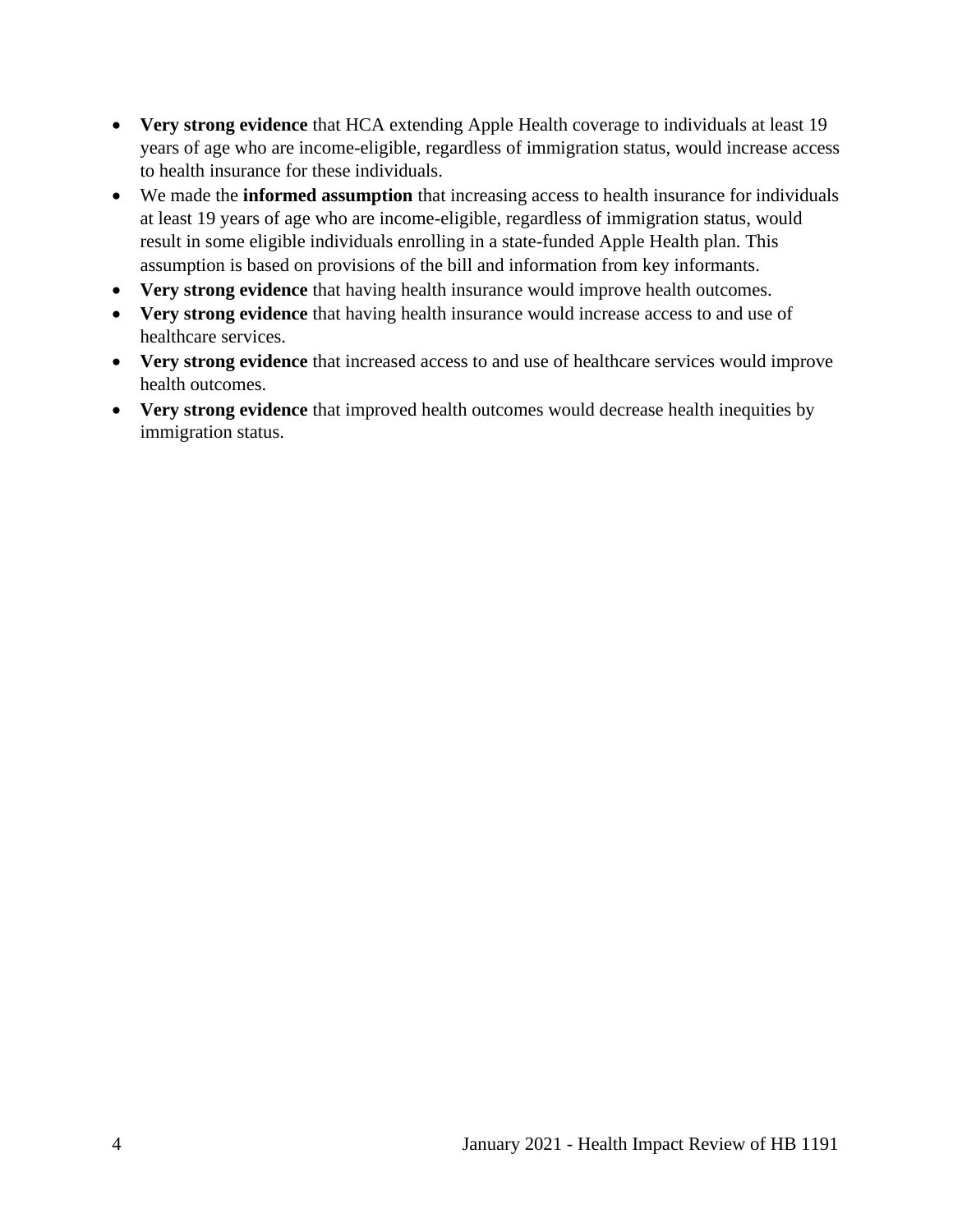- **Very strong evidence** that HCA extending Apple Health coverage to individuals at least 19 years of age who are income-eligible, regardless of immigration status, would increase access to health insurance for these individuals.
- We made the **informed assumption** that increasing access to health insurance for individuals at least 19 years of age who are income-eligible, regardless of immigration status, would result in some eligible individuals enrolling in a state-funded Apple Health plan. This assumption is based on provisions of the bill and information from key informants.
- **Very strong evidence** that having health insurance would improve health outcomes.
- **Very strong evidence** that having health insurance would increase access to and use of healthcare services.
- **Very strong evidence** that increased access to and use of healthcare services would improve health outcomes.
- **Very strong evidence** that improved health outcomes would decrease health inequities by immigration status.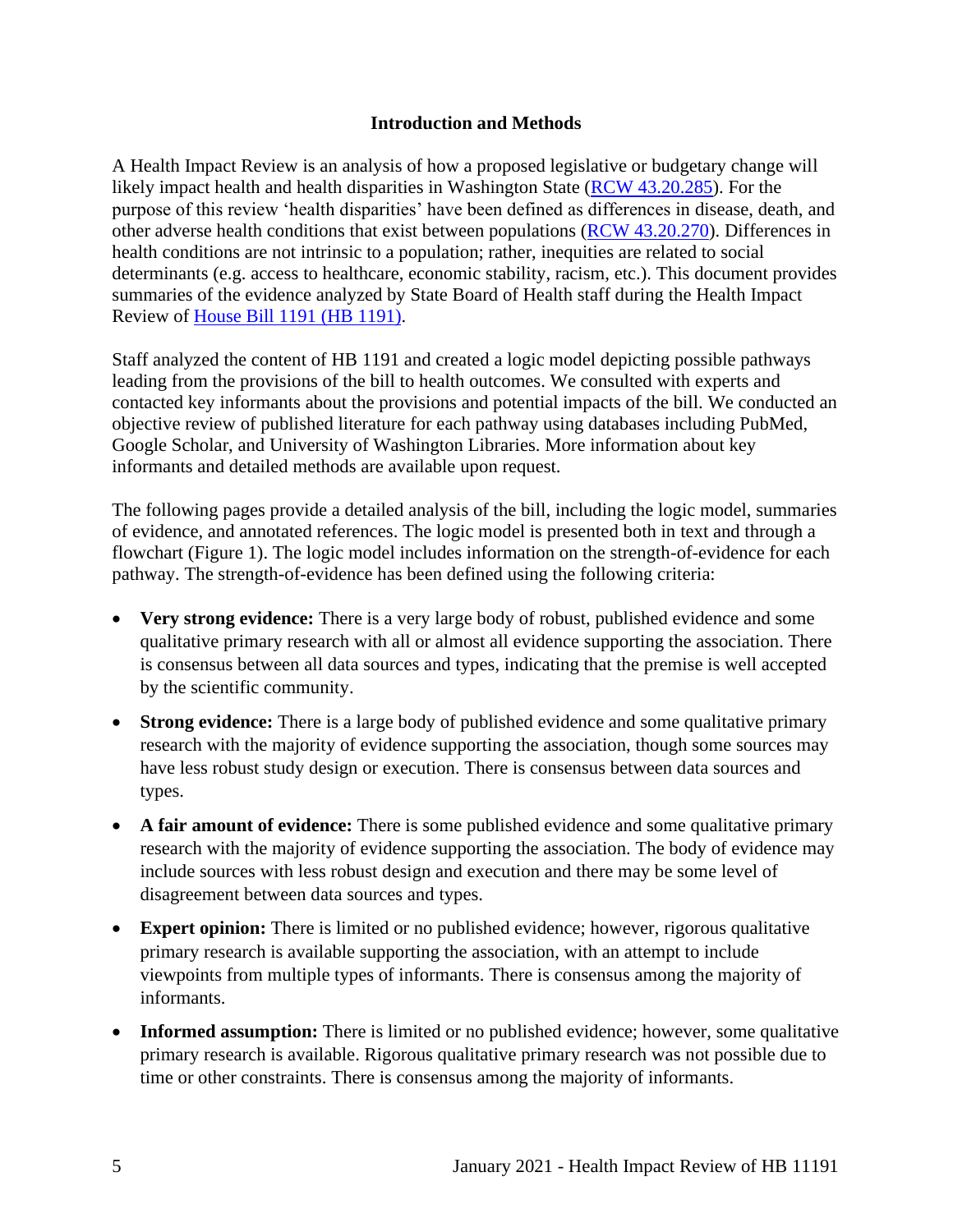## Introduction and Methods

A Health Impact Review is an analysis of how a proposed legislative or budgetary change will likely impact health and health disparities in Washington State ([RCW 43.20.285](RCW 43.20.285)). For the purpose of this review 'health disparities' have been defined as differences in disease, death, and other adverse health conditions that exist between populations ([RCW 43.20.270](RCW 43.20.270)). Differences in health conditions are not intrinsic to a population; rather, inequities are related to social determinants (e.g. access to healthcare, economic stability, racism, etc.). This document provides summaries of the evidence analyzed by State Board of Health staff during the Health Impact Review of [House Bill 1191 (HB 1191)](House Bill 1191 (HB 1191)).

Staff analyzed the content of HB 1191 and created a logic model depicting possible pathways leading from the provisions of the bill to health outcomes. We consulted with experts and contacted key informants about the provisions and potential impacts of the bill. We conducted an objective review of published literature for each pathway using databases including PubMed, Google Scholar, and University of Washington Libraries. More information about key informants and detailed methods are available upon request.

The following pages provide a detailed analysis of the bill, including the logic model, summaries of evidence, and annotated references. The logic model is presented both in text and through a flowchart (Figure 1). The logic model includes information on the strength-of-evidence for each pathway. The strength-of-evidence has been defined using the following criteria:

- **Very strong evidence:** There is a very large body of robust, published evidence and some qualitative primary research with all or almost all evidence supporting the association. There is consensus between all data sources and types, indicating that the premise is well accepted by the scientific community.
- **Strong evidence:** There is a large body of published evidence and some qualitative primary research with the majority of evidence supporting the association, though some sources may have less robust study design or execution. There is consensus between data sources and types.
- **A fair amount of evidence:** There is some published evidence and some qualitative primary research with the majority of evidence supporting the association. The body of evidence may include sources with less robust design and execution and there may be some level of disagreement between data sources and types.
- **Expert opinion:** There is limited or no published evidence; however, rigorous qualitative primary research is available supporting the association, with an attempt to include viewpoints from multiple types of informants. There is consensus among the majority of informants.
- **Informed assumption:** There is limited or no published evidence; however, some qualitative primary research is available. Rigorous qualitative primary research was not possible due to time or other constraints. There is consensus among the majority of informants.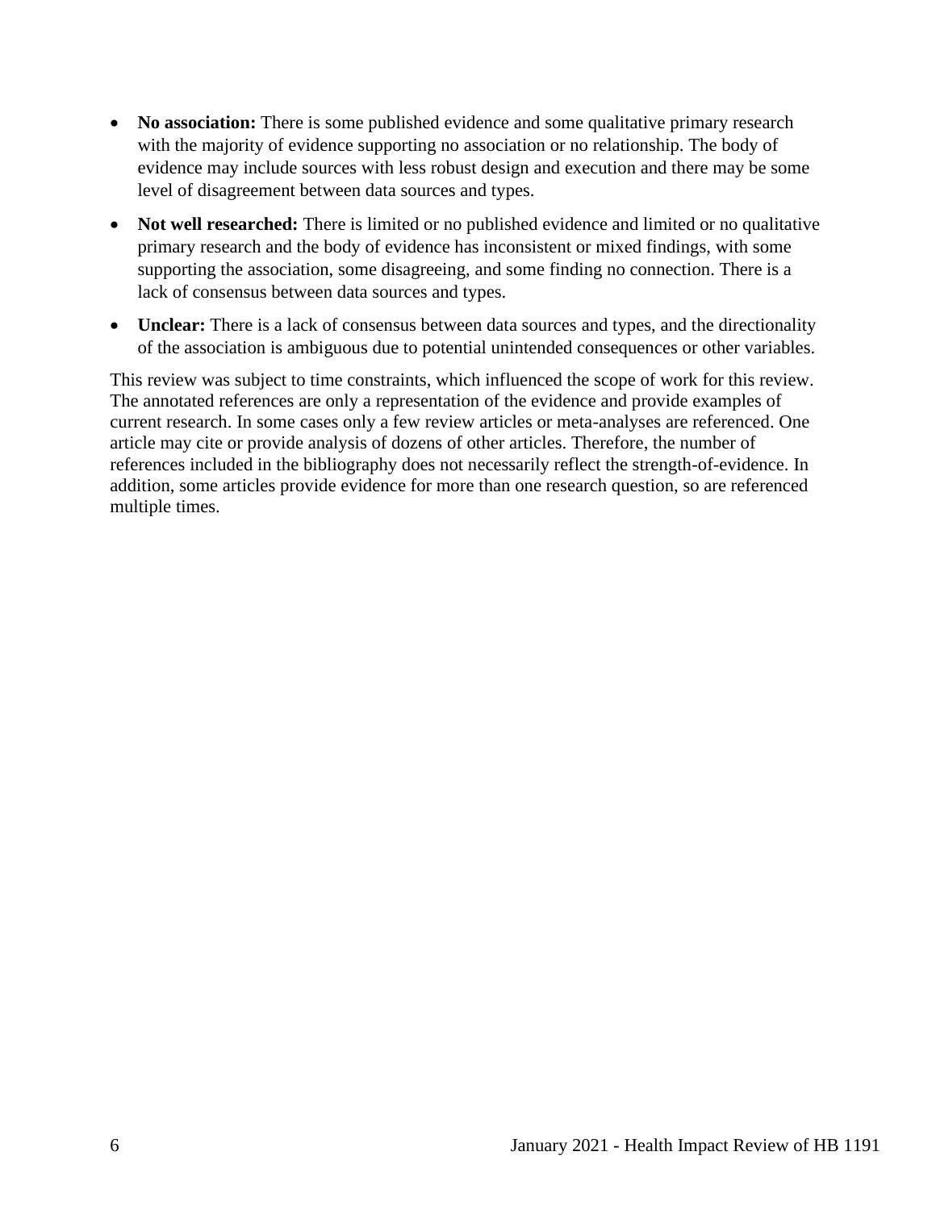- **No association:** There is some published evidence and some qualitative primary research with the majority of evidence supporting no association or no relationship. The body of evidence may include sources with less robust design and execution and there may be some level of disagreement between data sources and types.
- **Not well researched:** There is limited or no published evidence and limited or no qualitative primary research and the body of evidence has inconsistent or mixed findings, with some supporting the association, some disagreeing, and some finding no connection. There is a lack of consensus between data sources and types.
- **Unclear:** There is a lack of consensus between data sources and types, and the directionality of the association is ambiguous due to potential unintended consequences or other variables.

This review was subject to time constraints, which influenced the scope of work for this review. The annotated references are only a representation of the evidence and provide examples of current research. In some cases only a few review articles or meta-analyses are referenced. One article may cite or provide analysis of dozens of other articles. Therefore, the number of references included in the bibliography does not necessarily reflect the strength-of-evidence. In addition, some articles provide evidence for more than one research question, so are referenced multiple times.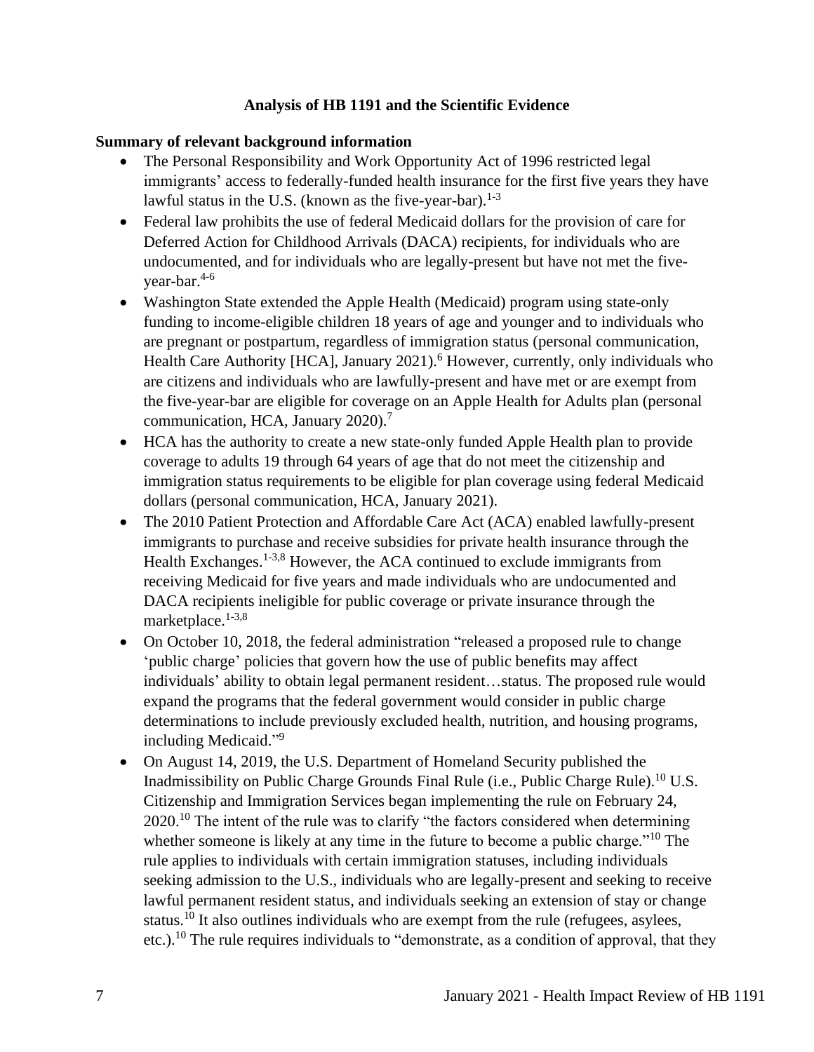## Analysis of HB 1191 and the Scientific Evidence

### Summary of relevant background information

- The Personal Responsibility and Work Opportunity Act of 1996 restricted legal immigrants' access to federally-funded health insurance for the first five years they have lawful status in the U.S. (known as the five-year-bar).[1-3]
- Federal law prohibits the use of federal Medicaid dollars for the provision of care for Deferred Action for Childhood Arrivals (DACA) recipients, for individuals who are undocumented, and for individuals who are legally-present but have not met the five-year-bar.[4-6]
- Washington State extended the Apple Health (Medicaid) program using state-only funding to income-eligible children 18 years of age and younger and to individuals who are pregnant or postpartum, regardless of immigration status (personal communication, Health Care Authority [HCA], January 2021).[6] However, currently, only individuals who are citizens and individuals who are lawfully-present and have met or are exempt from the five-year-bar are eligible for coverage on an Apple Health for Adults plan (personal communication, HCA, January 2020).[7]
- HCA has the authority to create a new state-only funded Apple Health plan to provide coverage to adults 19 through 64 years of age that do not meet the citizenship and immigration status requirements to be eligible for plan coverage using federal Medicaid dollars (personal communication, HCA, January 2021).
- The 2010 Patient Protection and Affordable Care Act (ACA) enabled lawfully-present immigrants to purchase and receive subsidies for private health insurance through the Health Exchanges.[1-3,8] However, the ACA continued to exclude immigrants from receiving Medicaid for five years and made individuals who are undocumented and DACA recipients ineligible for public coverage or private insurance through the marketplace.[1-3,8]
- On October 10, 2018, the federal administration "released a proposed rule to change 'public charge' policies that govern how the use of public benefits may affect individuals' ability to obtain legal permanent resident…status. The proposed rule would expand the programs that the federal government would consider in public charge determinations to include previously excluded health, nutrition, and housing programs, including Medicaid."[9]
- On August 14, 2019, the U.S. Department of Homeland Security published the Inadmissibility on Public Charge Grounds Final Rule (i.e., Public Charge Rule).[10] U.S. Citizenship and Immigration Services began implementing the rule on February 24, 2020.[10] The intent of the rule was to clarify "the factors considered when determining whether someone is likely at any time in the future to become a public charge."[10] The rule applies to individuals with certain immigration statuses, including individuals seeking admission to the U.S., individuals who are legally-present and seeking to receive lawful permanent resident status, and individuals seeking an extension of stay or change status.[10] It also outlines individuals who are exempt from the rule (refugees, asylees, etc.).[10] The rule requires individuals to "demonstrate, as a condition of approval, that they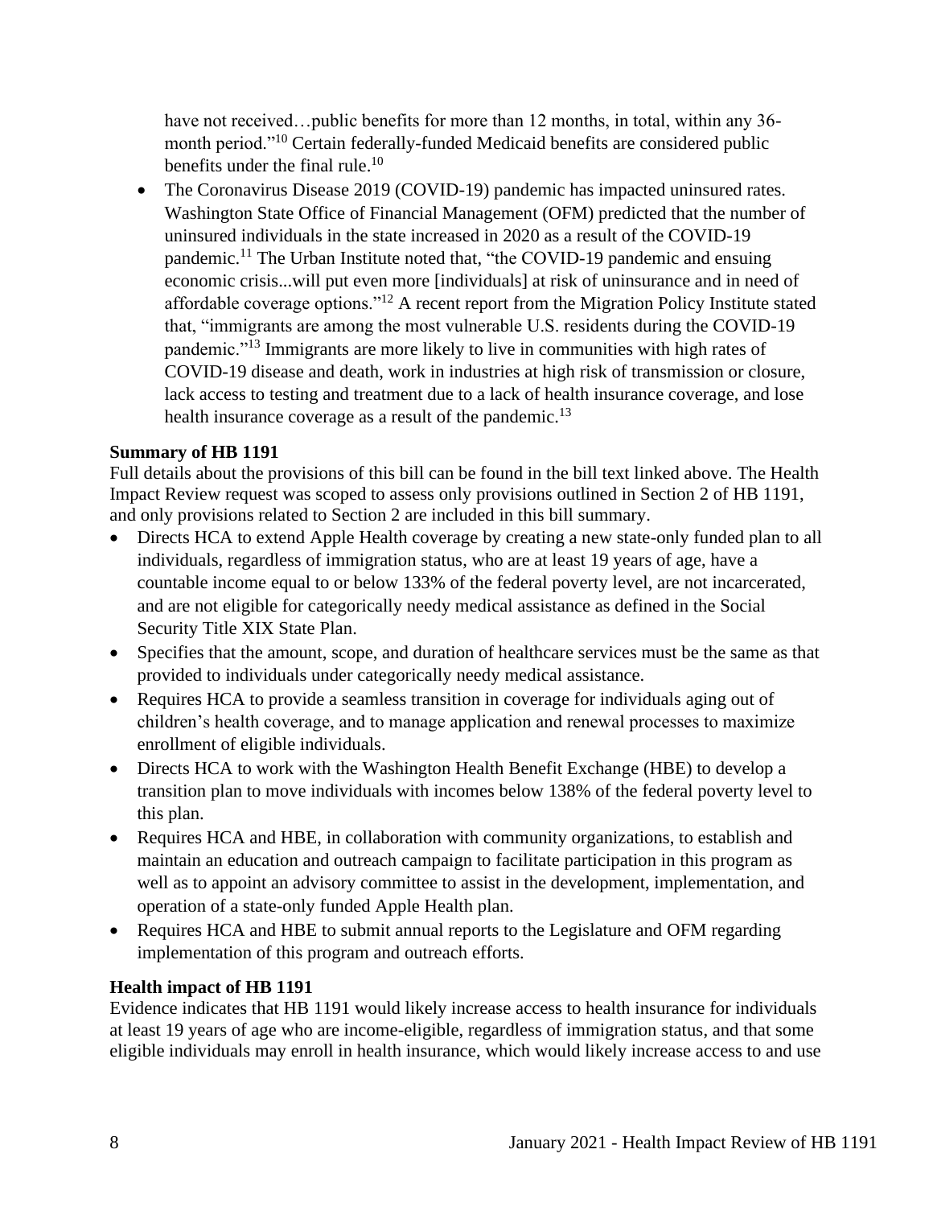have not received…public benefits for more than 12 months, in total, within any 36-month period."[10] Certain federally-funded Medicaid benefits are considered public benefits under the final rule.[10]

- The Coronavirus Disease 2019 (COVID-19) pandemic has impacted uninsured rates. Washington State Office of Financial Management (OFM) predicted that the number of uninsured individuals in the state increased in 2020 as a result of the COVID-19 pandemic.[11] The Urban Institute noted that, "the COVID-19 pandemic and ensuing economic crisis...will put even more [individuals] at risk of uninsurance and in need of affordable coverage options."[12] A recent report from the Migration Policy Institute stated that, "immigrants are among the most vulnerable U.S. residents during the COVID-19 pandemic."[13] Immigrants are more likely to live in communities with high rates of COVID-19 disease and death, work in industries at high risk of transmission or closure, lack access to testing and treatment due to a lack of health insurance coverage, and lose health insurance coverage as a result of the pandemic.[13]

**Summary of HB 1191**

Full details about the provisions of this bill can be found in the bill text linked above. The Health Impact Review request was scoped to assess only provisions outlined in Section 2 of HB 1191, and only provisions related to Section 2 are included in this bill summary.

- Directs HCA to extend Apple Health coverage by creating a new state-only funded plan to all individuals, regardless of immigration status, who are at least 19 years of age, have a countable income equal to or below 133% of the federal poverty level, are not incarcerated, and are not eligible for categorically needy medical assistance as defined in the Social Security Title XIX State Plan.
- Specifies that the amount, scope, and duration of healthcare services must be the same as that provided to individuals under categorically needy medical assistance.
- Requires HCA to provide a seamless transition in coverage for individuals aging out of children's health coverage, and to manage application and renewal processes to maximize enrollment of eligible individuals.
- Directs HCA to work with the Washington Health Benefit Exchange (HBE) to develop a transition plan to move individuals with incomes below 138% of the federal poverty level to this plan.
- Requires HCA and HBE, in collaboration with community organizations, to establish and maintain an education and outreach campaign to facilitate participation in this program as well as to appoint an advisory committee to assist in the development, implementation, and operation of a state-only funded Apple Health plan.
- Requires HCA and HBE to submit annual reports to the Legislature and OFM regarding implementation of this program and outreach efforts.

**Health impact of HB 1191**

Evidence indicates that HB 1191 would likely increase access to health insurance for individuals at least 19 years of age who are income-eligible, regardless of immigration status, and that some eligible individuals may enroll in health insurance, which would likely increase access to and use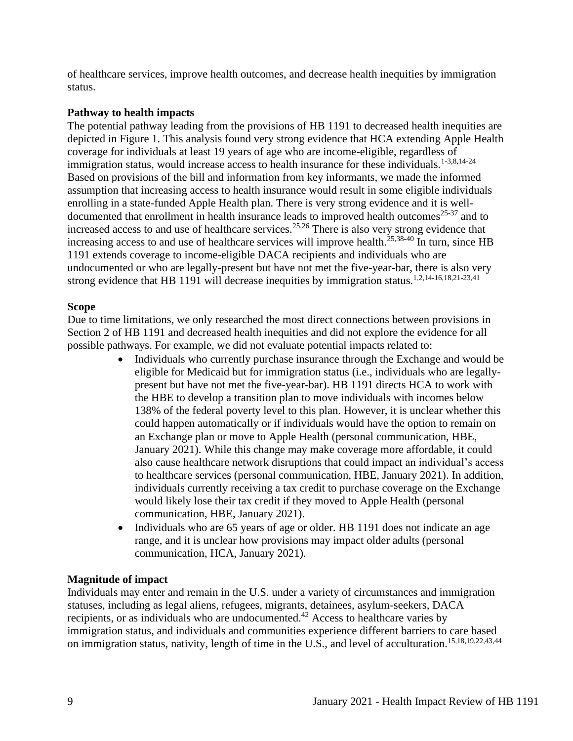of healthcare services, improve health outcomes, and decrease health inequities by immigration status.

**Pathway to health impacts**

The potential pathway leading from the provisions of HB 1191 to decreased health inequities are depicted in Figure 1. This analysis found very strong evidence that HCA extending Apple Health coverage for individuals at least 19 years of age who are income-eligible, regardless of immigration status, would increase access to health insurance for these individuals.[1-3,8,14-24] Based on provisions of the bill and information from key informants, we made the informed assumption that increasing access to health insurance would result in some eligible individuals enrolling in a state-funded Apple Health plan. There is very strong evidence and it is well-documented that enrollment in health insurance leads to improved health outcomes[25-37] and to increased access to and use of healthcare services.[25,26] There is also very strong evidence that increasing access to and use of healthcare services will improve health.[25,38-40] In turn, since HB 1191 extends coverage to income-eligible DACA recipients and individuals who are undocumented or who are legally-present but have not met the five-year-bar, there is also very strong evidence that HB 1191 will decrease inequities by immigration status.[1,2,14-16,18,21-23,41]

**Scope**

Due to time limitations, we only researched the most direct connections between provisions in Section 2 of HB 1191 and decreased health inequities and did not explore the evidence for all possible pathways. For example, we did not evaluate potential impacts related to:

- Individuals who currently purchase insurance through the Exchange and would be eligible for Medicaid but for immigration status (i.e., individuals who are legally-present but have not met the five-year-bar). HB 1191 directs HCA to work with the HBE to develop a transition plan to move individuals with incomes below 138% of the federal poverty level to this plan. However, it is unclear whether this could happen automatically or if individuals would have the option to remain on an Exchange plan or move to Apple Health (personal communication, HBE, January 2021). While this change may make coverage more affordable, it could also cause healthcare network disruptions that could impact an individual's access to healthcare services (personal communication, HBE, January 2021). In addition, individuals currently receiving a tax credit to purchase coverage on the Exchange would likely lose their tax credit if they moved to Apple Health (personal communication, HBE, January 2021).
- Individuals who are 65 years of age or older. HB 1191 does not indicate an age range, and it is unclear how provisions may impact older adults (personal communication, HCA, January 2021).

**Magnitude of impact**

Individuals may enter and remain in the U.S. under a variety of circumstances and immigration statuses, including as legal aliens, refugees, migrants, detainees, asylum-seekers, DACA recipients, or as individuals who are undocumented.[42] Access to healthcare varies by immigration status, and individuals and communities experience different barriers to care based on immigration status, nativity, length of time in the U.S., and level of acculturation.[15,18,19,22,43,44]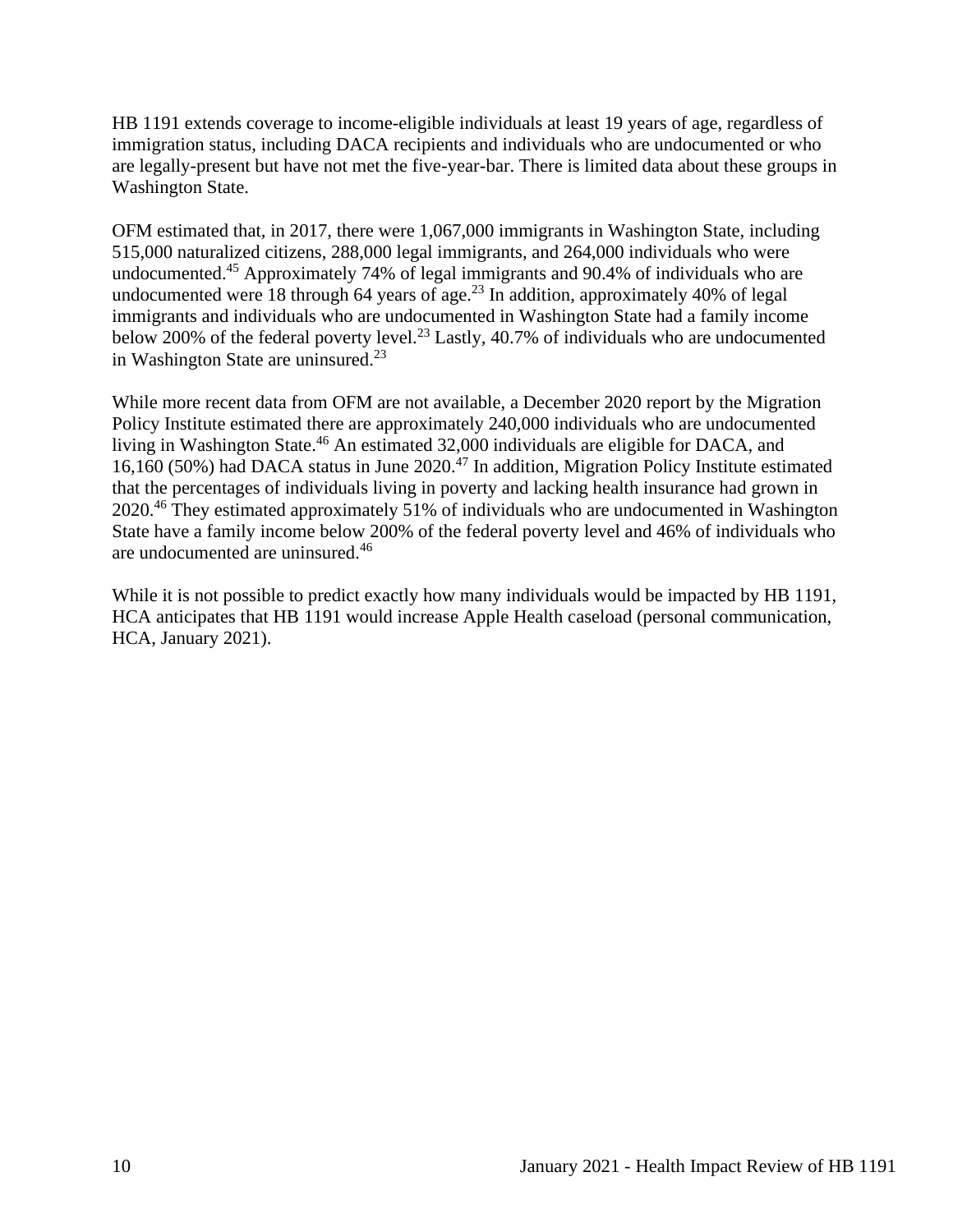HB 1191 extends coverage to income-eligible individuals at least 19 years of age, regardless of immigration status, including DACA recipients and individuals who are undocumented or who are legally-present but have not met the five-year-bar. There is limited data about these groups in Washington State.

OFM estimated that, in 2017, there were 1,067,000 immigrants in Washington State, including 515,000 naturalized citizens, 288,000 legal immigrants, and 264,000 individuals who were undocumented.[45] Approximately 74% of legal immigrants and 90.4% of individuals who are undocumented were 18 through 64 years of age.[23] In addition, approximately 40% of legal immigrants and individuals who are undocumented in Washington State had a family income below 200% of the federal poverty level.[23] Lastly, 40.7% of individuals who are undocumented in Washington State are uninsured.[23]

While more recent data from OFM are not available, a December 2020 report by the Migration Policy Institute estimated there are approximately 240,000 individuals who are undocumented living in Washington State.[46] An estimated 32,000 individuals are eligible for DACA, and 16,160 (50%) had DACA status in June 2020.[47] In addition, Migration Policy Institute estimated that the percentages of individuals living in poverty and lacking health insurance had grown in 2020.[46] They estimated approximately 51% of individuals who are undocumented in Washington State have a family income below 200% of the federal poverty level and 46% of individuals who are undocumented are uninsured.[46]

While it is not possible to predict exactly how many individuals would be impacted by HB 1191, HCA anticipates that HB 1191 would increase Apple Health caseload (personal communication, HCA, January 2021).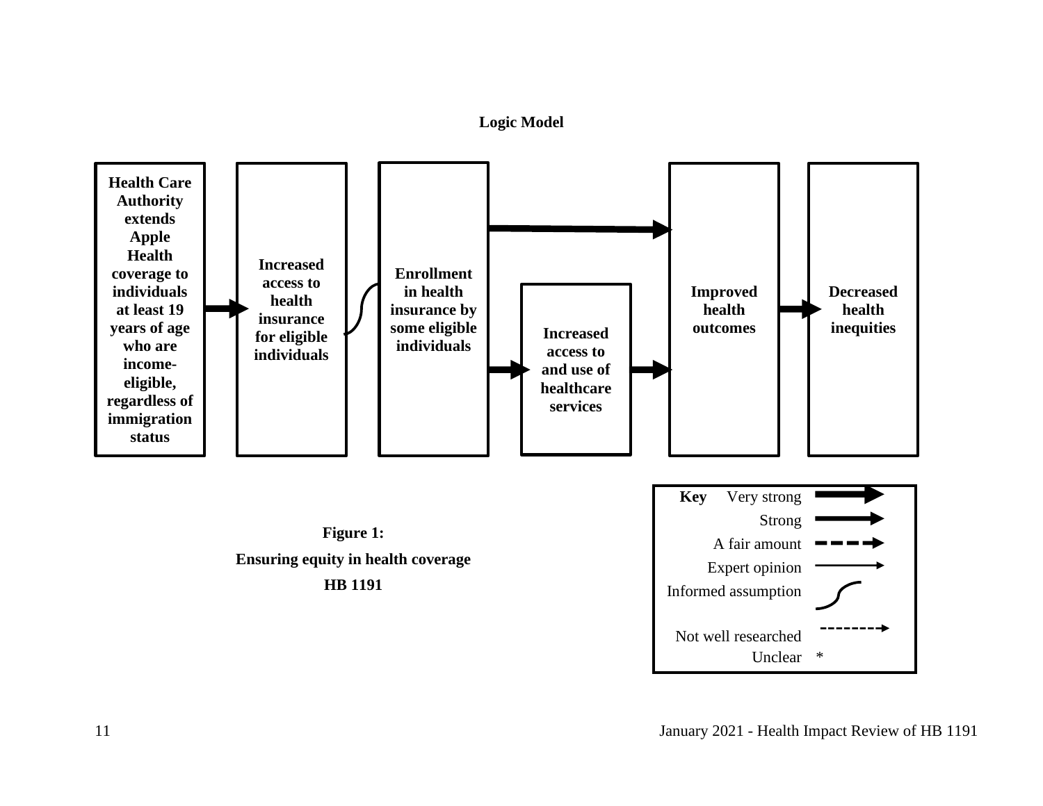**Logic Model**

Health Care Authority extends Apple Health coverage to individuals at least 19 years of age who are income-eligible, regardless of immigration status

Increased access to health insurance for eligible individuals

Enrollment in health insurance by some eligible individuals

Increased access to and use of healthcare services

Improved health outcomes

Decreased health inequities

**Key**

- Very strong
- Strong
- A fair amount
- Expert opinion
- Informed assumption
- Not well researched
- Unclear *

**Figure 1:**

**Ensuring equity in health coverage**

**HB 1191**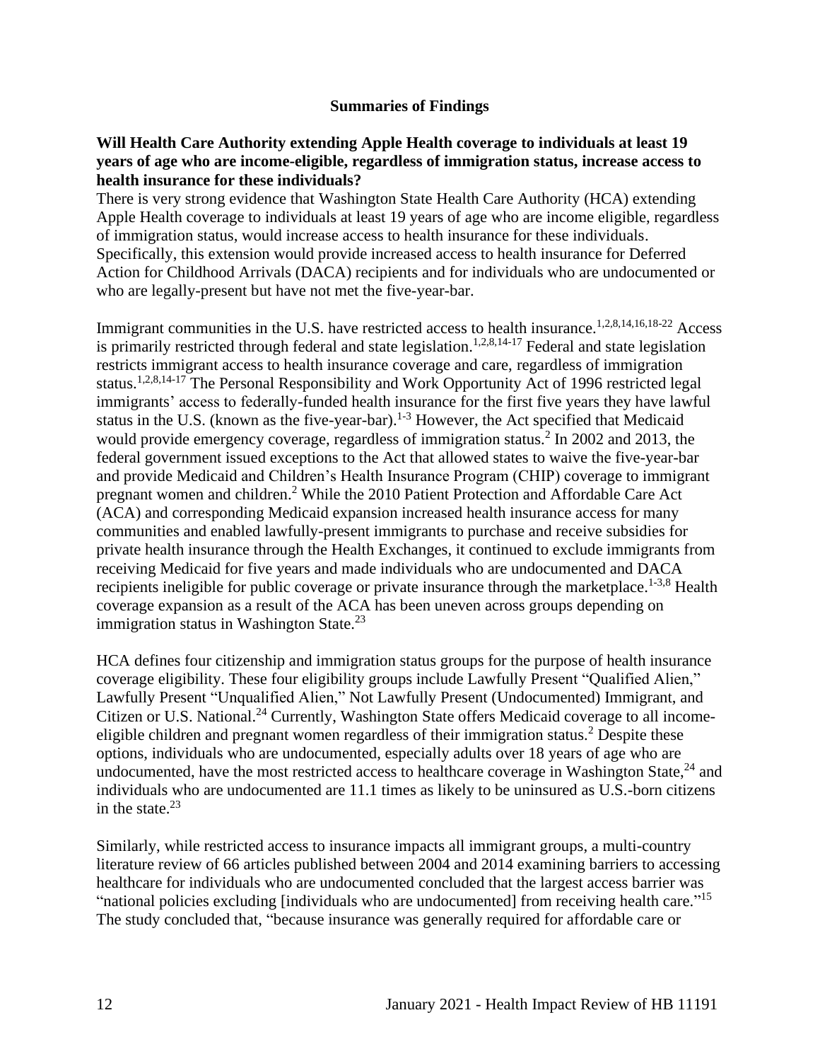## Summaries of Findings

**Will Health Care Authority extending Apple Health coverage to individuals at least 19 years of age who are income-eligible, regardless of immigration status, increase access to health insurance for these individuals?**

There is very strong evidence that Washington State Health Care Authority (HCA) extending Apple Health coverage to individuals at least 19 years of age who are income eligible, regardless of immigration status, would increase access to health insurance for these individuals. Specifically, this extension would provide increased access to health insurance for Deferred Action for Childhood Arrivals (DACA) recipients and for individuals who are undocumented or who are legally-present but have not met the five-year-bar.

Immigrant communities in the U.S. have restricted access to health insurance.[1,2,8,14,16,18-22] Access is primarily restricted through federal and state legislation.[1,2,8,14-17] Federal and state legislation restricts immigrant access to health insurance coverage and care, regardless of immigration status.[1,2,8,14-17] The Personal Responsibility and Work Opportunity Act of 1996 restricted legal immigrants' access to federally-funded health insurance for the first five years they have lawful status in the U.S. (known as the five-year-bar).[1-3] However, the Act specified that Medicaid would provide emergency coverage, regardless of immigration status.[2] In 2002 and 2013, the federal government issued exceptions to the Act that allowed states to waive the five-year-bar and provide Medicaid and Children's Health Insurance Program (CHIP) coverage to immigrant pregnant women and children.[2] While the 2010 Patient Protection and Affordable Care Act (ACA) and corresponding Medicaid expansion increased health insurance access for many communities and enabled lawfully-present immigrants to purchase and receive subsidies for private health insurance through the Health Exchanges, it continued to exclude immigrants from receiving Medicaid for five years and made individuals who are undocumented and DACA recipients ineligible for public coverage or private insurance through the marketplace.[1-3,8] Health coverage expansion as a result of the ACA has been uneven across groups depending on immigration status in Washington State.[23]

HCA defines four citizenship and immigration status groups for the purpose of health insurance coverage eligibility. These four eligibility groups include Lawfully Present "Qualified Alien," Lawfully Present "Unqualified Alien," Not Lawfully Present (Undocumented) Immigrant, and Citizen or U.S. National.[24] Currently, Washington State offers Medicaid coverage to all income-eligible children and pregnant women regardless of their immigration status.[2] Despite these options, individuals who are undocumented, especially adults over 18 years of age who are undocumented, have the most restricted access to healthcare coverage in Washington State,[24] and individuals who are undocumented are 11.1 times as likely to be uninsured as U.S.-born citizens in the state.[23]

Similarly, while restricted access to insurance impacts all immigrant groups, a multi-country literature review of 66 articles published between 2004 and 2014 examining barriers to accessing healthcare for individuals who are undocumented concluded that the largest access barrier was "national policies excluding [individuals who are undocumented] from receiving health care."[15] The study concluded that, "because insurance was generally required for affordable care or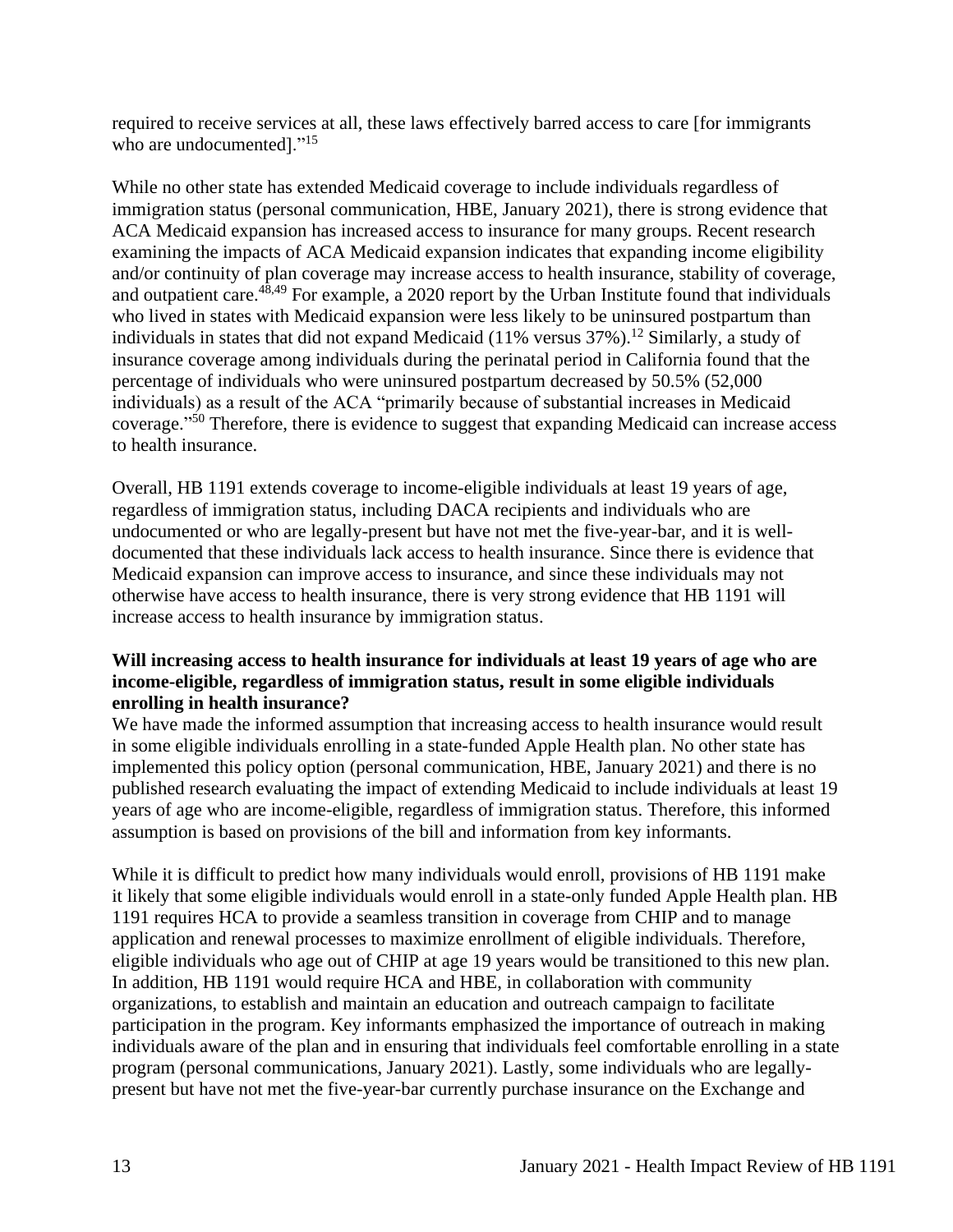required to receive services at all, these laws effectively barred access to care [for immigrants who are undocumented]."[15]

While no other state has extended Medicaid coverage to include individuals regardless of immigration status (personal communication, HBE, January 2021), there is strong evidence that ACA Medicaid expansion has increased access to insurance for many groups. Recent research examining the impacts of ACA Medicaid expansion indicates that expanding income eligibility and/or continuity of plan coverage may increase access to health insurance, stability of coverage, and outpatient care.[48,49] For example, a 2020 report by the Urban Institute found that individuals who lived in states with Medicaid expansion were less likely to be uninsured postpartum than individuals in states that did not expand Medicaid (11% versus 37%).[12] Similarly, a study of insurance coverage among individuals during the perinatal period in California found that the percentage of individuals who were uninsured postpartum decreased by 50.5% (52,000 individuals) as a result of the ACA "primarily because of substantial increases in Medicaid coverage."[50] Therefore, there is evidence to suggest that expanding Medicaid can increase access to health insurance.

Overall, HB 1191 extends coverage to income-eligible individuals at least 19 years of age, regardless of immigration status, including DACA recipients and individuals who are undocumented or who are legally-present but have not met the five-year-bar, and it is well-documented that these individuals lack access to health insurance. Since there is evidence that Medicaid expansion can improve access to insurance, and since these individuals may not otherwise have access to health insurance, there is very strong evidence that HB 1191 will increase access to health insurance by immigration status.

**Will increasing access to health insurance for individuals at least 19 years of age who are income-eligible, regardless of immigration status, result in some eligible individuals enrolling in health insurance?**

We have made the informed assumption that increasing access to health insurance would result in some eligible individuals enrolling in a state-funded Apple Health plan. No other state has implemented this policy option (personal communication, HBE, January 2021) and there is no published research evaluating the impact of extending Medicaid to include individuals at least 19 years of age who are income-eligible, regardless of immigration status. Therefore, this informed assumption is based on provisions of the bill and information from key informants.

While it is difficult to predict how many individuals would enroll, provisions of HB 1191 make it likely that some eligible individuals would enroll in a state-only funded Apple Health plan. HB 1191 requires HCA to provide a seamless transition in coverage from CHIP and to manage application and renewal processes to maximize enrollment of eligible individuals. Therefore, eligible individuals who age out of CHIP at age 19 years would be transitioned to this new plan. In addition, HB 1191 would require HCA and HBE, in collaboration with community organizations, to establish and maintain an education and outreach campaign to facilitate participation in the program. Key informants emphasized the importance of outreach in making individuals aware of the plan and in ensuring that individuals feel comfortable enrolling in a state program (personal communications, January 2021). Lastly, some individuals who are legally-present but have not met the five-year-bar currently purchase insurance on the Exchange and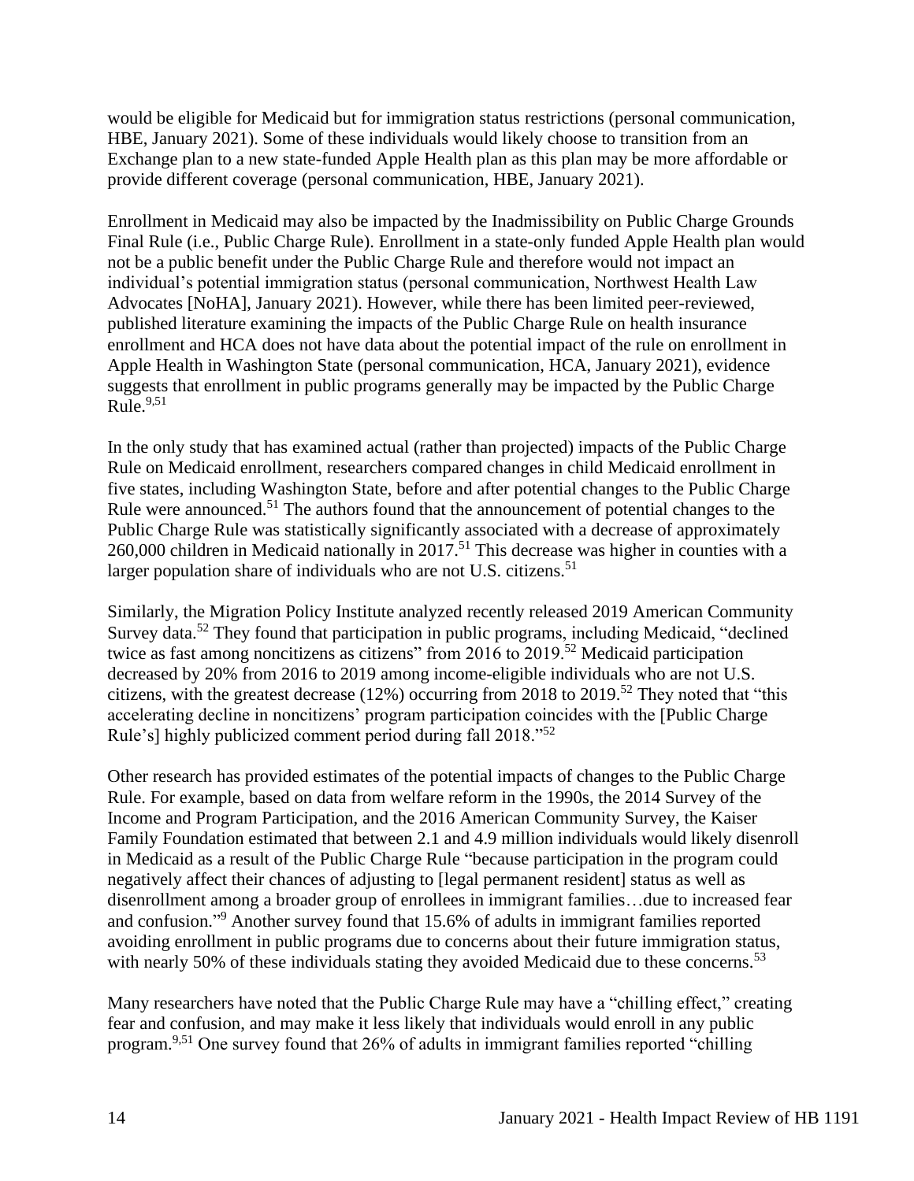would be eligible for Medicaid but for immigration status restrictions (personal communication, HBE, January 2021). Some of these individuals would likely choose to transition from an Exchange plan to a new state-funded Apple Health plan as this plan may be more affordable or provide different coverage (personal communication, HBE, January 2021).

Enrollment in Medicaid may also be impacted by the Inadmissibility on Public Charge Grounds Final Rule (i.e., Public Charge Rule). Enrollment in a state-only funded Apple Health plan would not be a public benefit under the Public Charge Rule and therefore would not impact an individual's potential immigration status (personal communication, Northwest Health Law Advocates [NoHA], January 2021). However, while there has been limited peer-reviewed, published literature examining the impacts of the Public Charge Rule on health insurance enrollment and HCA does not have data about the potential impact of the rule on enrollment in Apple Health in Washington State (personal communication, HCA, January 2021), evidence suggests that enrollment in public programs generally may be impacted by the Public Charge Rule.[9,51]

In the only study that has examined actual (rather than projected) impacts of the Public Charge Rule on Medicaid enrollment, researchers compared changes in child Medicaid enrollment in five states, including Washington State, before and after potential changes to the Public Charge Rule were announced.[51] The authors found that the announcement of potential changes to the Public Charge Rule was statistically significantly associated with a decrease of approximately 260,000 children in Medicaid nationally in 2017.[51] This decrease was higher in counties with a larger population share of individuals who are not U.S. citizens.[51]

Similarly, the Migration Policy Institute analyzed recently released 2019 American Community Survey data.[52] They found that participation in public programs, including Medicaid, "declined twice as fast among noncitizens as citizens" from 2016 to 2019.[52] Medicaid participation decreased by 20% from 2016 to 2019 among income-eligible individuals who are not U.S. citizens, with the greatest decrease (12%) occurring from 2018 to 2019.[52] They noted that "this accelerating decline in noncitizens' program participation coincides with the [Public Charge Rule's] highly publicized comment period during fall 2018."[52]

Other research has provided estimates of the potential impacts of changes to the Public Charge Rule. For example, based on data from welfare reform in the 1990s, the 2014 Survey of the Income and Program Participation, and the 2016 American Community Survey, the Kaiser Family Foundation estimated that between 2.1 and 4.9 million individuals would likely disenroll in Medicaid as a result of the Public Charge Rule "because participation in the program could negatively affect their chances of adjusting to [legal permanent resident] status as well as disenrollment among a broader group of enrollees in immigrant families…due to increased fear and confusion."[9] Another survey found that 15.6% of adults in immigrant families reported avoiding enrollment in public programs due to concerns about their future immigration status, with nearly 50% of these individuals stating they avoided Medicaid due to these concerns.[53]

Many researchers have noted that the Public Charge Rule may have a "chilling effect," creating fear and confusion, and may make it less likely that individuals would enroll in any public program.[9,51] One survey found that 26% of adults in immigrant families reported "chilling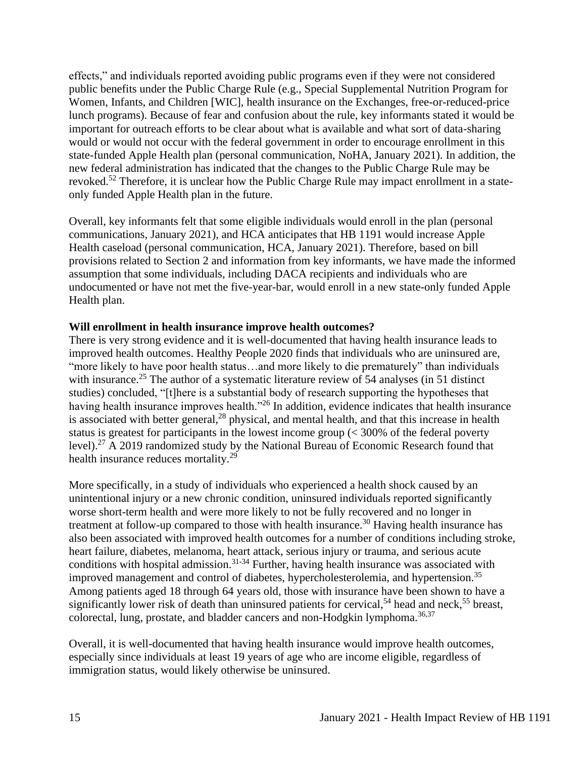effects," and individuals reported avoiding public programs even if they were not considered public benefits under the Public Charge Rule (e.g., Special Supplemental Nutrition Program for Women, Infants, and Children [WIC], health insurance on the Exchanges, free-or-reduced-price lunch programs). Because of fear and confusion about the rule, key informants stated it would be important for outreach efforts to be clear about what is available and what sort of data-sharing would or would not occur with the federal government in order to encourage enrollment in this state-funded Apple Health plan (personal communication, NoHA, January 2021). In addition, the new federal administration has indicated that the changes to the Public Charge Rule may be revoked.[52] Therefore, it is unclear how the Public Charge Rule may impact enrollment in a state-only funded Apple Health plan in the future.

Overall, key informants felt that some eligible individuals would enroll in the plan (personal communications, January 2021), and HCA anticipates that HB 1191 would increase Apple Health caseload (personal communication, HCA, January 2021). Therefore, based on bill provisions related to Section 2 and information from key informants, we have made the informed assumption that some individuals, including DACA recipients and individuals who are undocumented or have not met the five-year-bar, would enroll in a new state-only funded Apple Health plan.

**Will enrollment in health insurance improve health outcomes?**

There is very strong evidence and it is well-documented that having health insurance leads to improved health outcomes. Healthy People 2020 finds that individuals who are uninsured are, "more likely to have poor health status…and more likely to die prematurely" than individuals with insurance.[25] The author of a systematic literature review of 54 analyses (in 51 distinct studies) concluded, "[t]here is a substantial body of research supporting the hypotheses that having health insurance improves health."[26] In addition, evidence indicates that health insurance is associated with better general,[28] physical, and mental health, and that this increase in health status is greatest for participants in the lowest income group (< 300% of the federal poverty level).[27] A 2019 randomized study by the National Bureau of Economic Research found that health insurance reduces mortality.[29]

More specifically, in a study of individuals who experienced a health shock caused by an unintentional injury or a new chronic condition, uninsured individuals reported significantly worse short-term health and were more likely to not be fully recovered and no longer in treatment at follow-up compared to those with health insurance.[30] Having health insurance has also been associated with improved health outcomes for a number of conditions including stroke, heart failure, diabetes, melanoma, heart attack, serious injury or trauma, and serious acute conditions with hospital admission.[31-34] Further, having health insurance was associated with improved management and control of diabetes, hypercholesterolemia, and hypertension.[35] Among patients aged 18 through 64 years old, those with insurance have been shown to have a significantly lower risk of death than uninsured patients for cervical,[54] head and neck,[55] breast, colorectal, lung, prostate, and bladder cancers and non-Hodgkin lymphoma.[36,37]

Overall, it is well-documented that having health insurance would improve health outcomes, especially since individuals at least 19 years of age who are income eligible, regardless of immigration status, would likely otherwise be uninsured.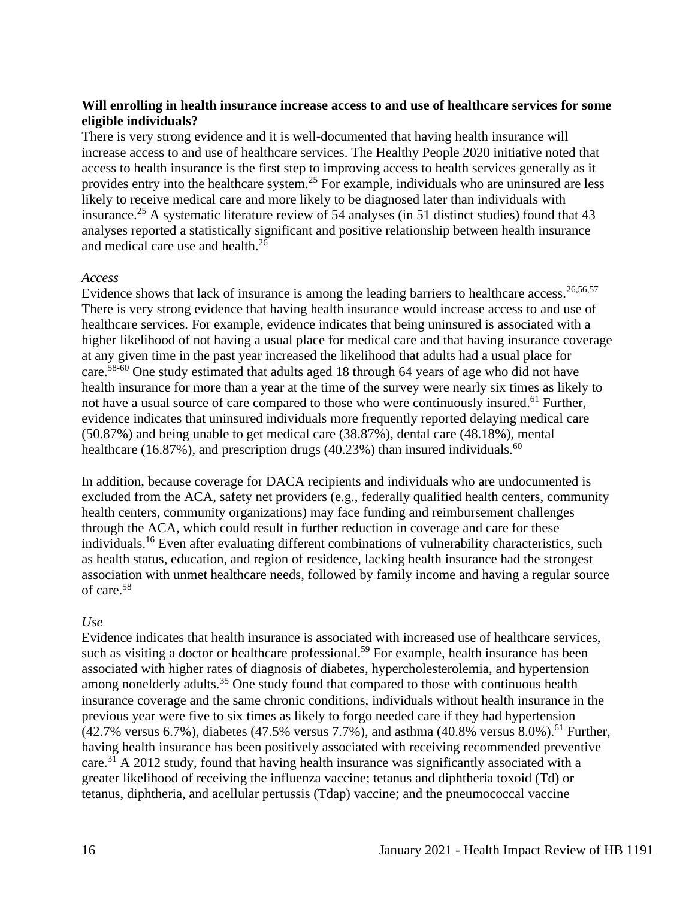**Will enrolling in health insurance increase access to and use of healthcare services for some eligible individuals?**

There is very strong evidence and it is well-documented that having health insurance will increase access to and use of healthcare services. The Healthy People 2020 initiative noted that access to health insurance is the first step to improving access to health services generally as it provides entry into the healthcare system.[25] For example, individuals who are uninsured are less likely to receive medical care and more likely to be diagnosed later than individuals with insurance.[25] A systematic literature review of 54 analyses (in 51 distinct studies) found that 43 analyses reported a statistically significant and positive relationship between health insurance and medical care use and health.[26]

*Access*

Evidence shows that lack of insurance is among the leading barriers to healthcare access.[26,56,57] There is very strong evidence that having health insurance would increase access to and use of healthcare services. For example, evidence indicates that being uninsured is associated with a higher likelihood of not having a usual place for medical care and that having insurance coverage at any given time in the past year increased the likelihood that adults had a usual place for care.[58-60] One study estimated that adults aged 18 through 64 years of age who did not have health insurance for more than a year at the time of the survey were nearly six times as likely to not have a usual source of care compared to those who were continuously insured.[61] Further, evidence indicates that uninsured individuals more frequently reported delaying medical care (50.87%) and being unable to get medical care (38.87%), dental care (48.18%), mental healthcare (16.87%), and prescription drugs (40.23%) than insured individuals.[60]

In addition, because coverage for DACA recipients and individuals who are undocumented is excluded from the ACA, safety net providers (e.g., federally qualified health centers, community health centers, community organizations) may face funding and reimbursement challenges through the ACA, which could result in further reduction in coverage and care for these individuals.[16] Even after evaluating different combinations of vulnerability characteristics, such as health status, education, and region of residence, lacking health insurance had the strongest association with unmet healthcare needs, followed by family income and having a regular source of care.[58]

*Use*

Evidence indicates that health insurance is associated with increased use of healthcare services, such as visiting a doctor or healthcare professional.[59] For example, health insurance has been associated with higher rates of diagnosis of diabetes, hypercholesterolemia, and hypertension among nonelderly adults.[35] One study found that compared to those with continuous health insurance coverage and the same chronic conditions, individuals without health insurance in the previous year were five to six times as likely to forgo needed care if they had hypertension (42.7% versus 6.7%), diabetes (47.5% versus 7.7%), and asthma (40.8% versus 8.0%).[61] Further, having health insurance has been positively associated with receiving recommended preventive care.[31] A 2012 study, found that having health insurance was significantly associated with a greater likelihood of receiving the influenza vaccine; tetanus and diphtheria toxoid (Td) or tetanus, diphtheria, and acellular pertussis (Tdap) vaccine; and the pneumococcal vaccine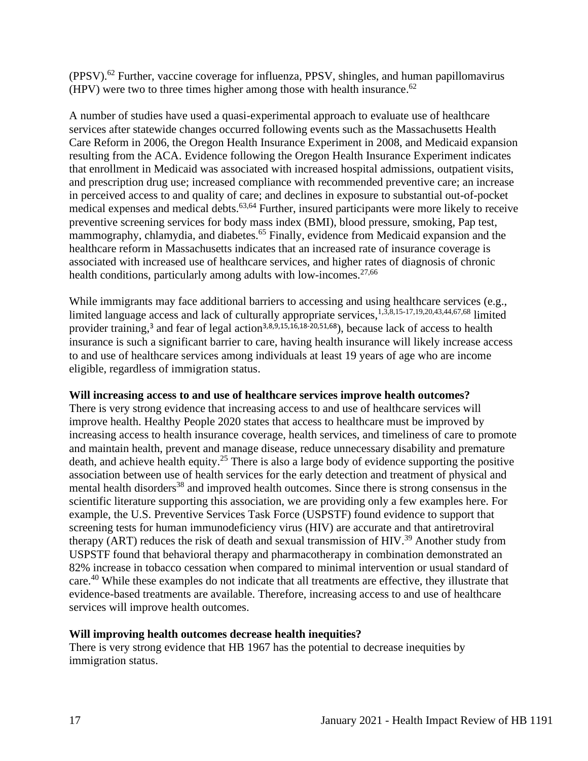(PPSV).[62] Further, vaccine coverage for influenza, PPSV, shingles, and human papillomavirus (HPV) were two to three times higher among those with health insurance.[62]

A number of studies have used a quasi-experimental approach to evaluate use of healthcare services after statewide changes occurred following events such as the Massachusetts Health Care Reform in 2006, the Oregon Health Insurance Experiment in 2008, and Medicaid expansion resulting from the ACA. Evidence following the Oregon Health Insurance Experiment indicates that enrollment in Medicaid was associated with increased hospital admissions, outpatient visits, and prescription drug use; increased compliance with recommended preventive care; an increase in perceived access to and quality of care; and declines in exposure to substantial out-of-pocket medical expenses and medical debts.[63,64] Further, insured participants were more likely to receive preventive screening services for body mass index (BMI), blood pressure, smoking, Pap test, mammography, chlamydia, and diabetes.[65] Finally, evidence from Medicaid expansion and the healthcare reform in Massachusetts indicates that an increased rate of insurance coverage is associated with increased use of healthcare services, and higher rates of diagnosis of chronic health conditions, particularly among adults with low-incomes.[27,66]

While immigrants may face additional barriers to accessing and using healthcare services (e.g., limited language access and lack of culturally appropriate services,[1,3,8,15-17,19,20,43,44,67,68] limited provider training,[3] and fear of legal action[3,8,9,15,16,18-20,51,68]), because lack of access to health insurance is such a significant barrier to care, having health insurance will likely increase access to and use of healthcare services among individuals at least 19 years of age who are income eligible, regardless of immigration status.

**Will increasing access to and use of healthcare services improve health outcomes?**

There is very strong evidence that increasing access to and use of healthcare services will improve health. Healthy People 2020 states that access to healthcare must be improved by increasing access to health insurance coverage, health services, and timeliness of care to promote and maintain health, prevent and manage disease, reduce unnecessary disability and premature death, and achieve health equity.[25] There is also a large body of evidence supporting the positive association between use of health services for the early detection and treatment of physical and mental health disorders[38] and improved health outcomes. Since there is strong consensus in the scientific literature supporting this association, we are providing only a few examples here. For example, the U.S. Preventive Services Task Force (USPSTF) found evidence to support that screening tests for human immunodeficiency virus (HIV) are accurate and that antiretroviral therapy (ART) reduces the risk of death and sexual transmission of HIV.[39] Another study from USPSTF found that behavioral therapy and pharmacotherapy in combination demonstrated an 82% increase in tobacco cessation when compared to minimal intervention or usual standard of care.[40] While these examples do not indicate that all treatments are effective, they illustrate that evidence-based treatments are available. Therefore, increasing access to and use of healthcare services will improve health outcomes.

**Will improving health outcomes decrease health inequities?**

There is very strong evidence that HB 1967 has the potential to decrease inequities by immigration status.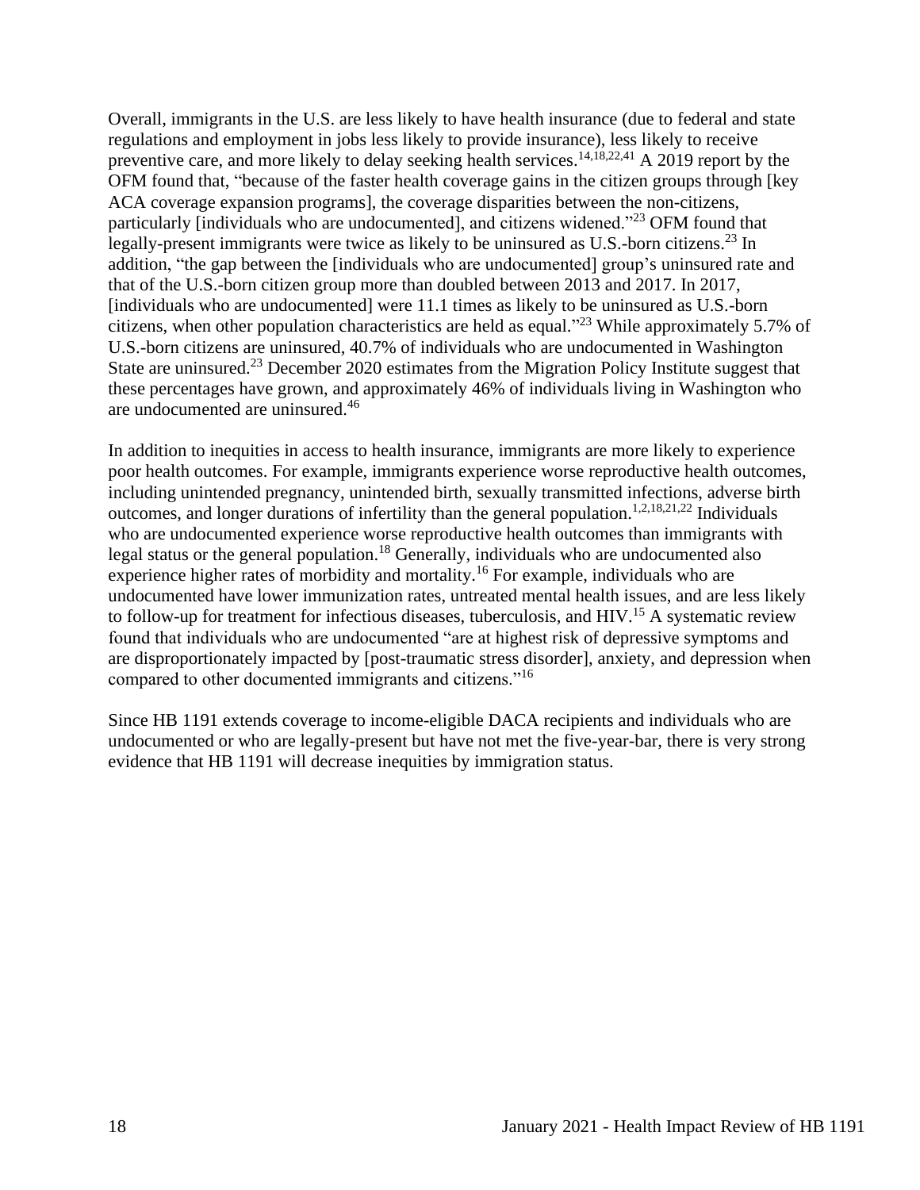Overall, immigrants in the U.S. are less likely to have health insurance (due to federal and state regulations and employment in jobs less likely to provide insurance), less likely to receive preventive care, and more likely to delay seeking health services.[14,18,22,41] A 2019 report by the OFM found that, "because of the faster health coverage gains in the citizen groups through [key ACA coverage expansion programs], the coverage disparities between the non-citizens, particularly [individuals who are undocumented], and citizens widened."[23] OFM found that legally-present immigrants were twice as likely to be uninsured as U.S.-born citizens.[23] In addition, "the gap between the [individuals who are undocumented] group's uninsured rate and that of the U.S.-born citizen group more than doubled between 2013 and 2017. In 2017, [individuals who are undocumented] were 11.1 times as likely to be uninsured as U.S.-born citizens, when other population characteristics are held as equal."[23] While approximately 5.7% of U.S.-born citizens are uninsured, 40.7% of individuals who are undocumented in Washington State are uninsured.[23] December 2020 estimates from the Migration Policy Institute suggest that these percentages have grown, and approximately 46% of individuals living in Washington who are undocumented are uninsured.[46]

In addition to inequities in access to health insurance, immigrants are more likely to experience poor health outcomes. For example, immigrants experience worse reproductive health outcomes, including unintended pregnancy, unintended birth, sexually transmitted infections, adverse birth outcomes, and longer durations of infertility than the general population.[1,2,18,21,22] Individuals who are undocumented experience worse reproductive health outcomes than immigrants with legal status or the general population.[18] Generally, individuals who are undocumented also experience higher rates of morbidity and mortality.[16] For example, individuals who are undocumented have lower immunization rates, untreated mental health issues, and are less likely to follow-up for treatment for infectious diseases, tuberculosis, and HIV.[15] A systematic review found that individuals who are undocumented "are at highest risk of depressive symptoms and are disproportionately impacted by [post-traumatic stress disorder], anxiety, and depression when compared to other documented immigrants and citizens."[16]

Since HB 1191 extends coverage to income-eligible DACA recipients and individuals who are undocumented or who are legally-present but have not met the five-year-bar, there is very strong evidence that HB 1191 will decrease inequities by immigration status.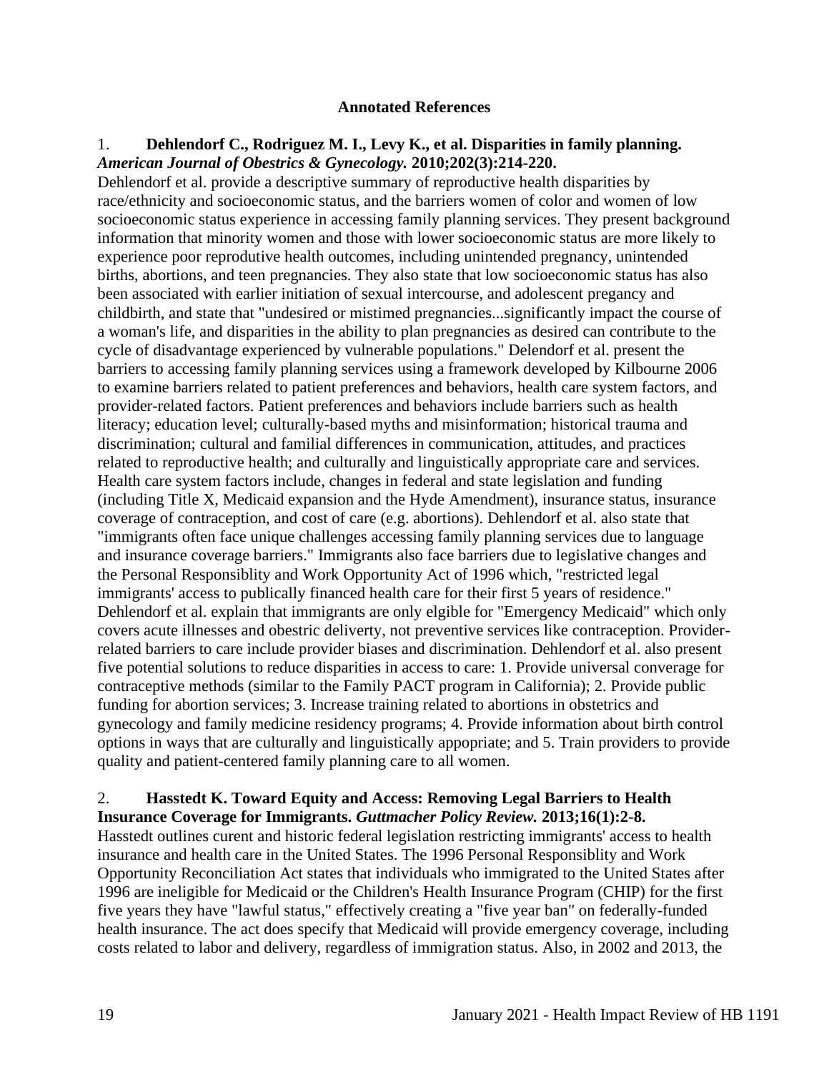**Annotated References**

1. **Dehlendorf C., Rodriguez M. I., Levy K., et al. Disparities in family planning.** ***American Journal of Obestrics & Gynecology.*** **2010;202(3):214-220.**
Dehlendorf et al. provide a descriptive summary of reproductive health disparities by race/ethnicity and socioeconomic status, and the barriers women of color and women of low socioeconomic status experience in accessing family planning services. They present background information that minority women and those with lower socioeconomic status are more likely to experience poor reprodutive health outcomes, including unintended pregnancy, unintended births, abortions, and teen pregnancies. They also state that low socioeconomic status has also been associated with earlier initiation of sexual intercourse, and adolescent pregancy and childbirth, and state that "undesired or mistimed pregnancies...significantly impact the course of a woman's life, and disparities in the ability to plan pregnancies as desired can contribute to the cycle of disadvantage experienced by vulnerable populations." Delendorf et al. present the barriers to accessing family planning services using a framework developed by Kilbourne 2006 to examine barriers related to patient preferences and behaviors, health care system factors, and provider-related factors. Patient preferences and behaviors include barriers such as health literacy; education level; culturally-based myths and misinformation; historical trauma and discrimination; cultural and familial differences in communication, attitudes, and practices related to reproductive health; and culturally and linguistically appropriate care and services. Health care system factors include, changes in federal and state legislation and funding (including Title X, Medicaid expansion and the Hyde Amendment), insurance status, insurance coverage of contraception, and cost of care (e.g. abortions). Dehlendorf et al. also state that "immigrants often face unique challenges accessing family planning services due to language and insurance coverage barriers." Immigrants also face barriers due to legislative changes and the Personal Responsiblity and Work Opportunity Act of 1996 which, "restricted legal immigrants' access to publically financed health care for their first 5 years of residence." Dehlendorf et al. explain that immigrants are only elgible for "Emergency Medicaid" which only covers acute illnesses and obestric deliverty, not preventive services like contraception. Provider-related barriers to care include provider biases and discrimination. Dehlendorf et al. also present five potential solutions to reduce disparities in access to care: 1. Provide universal converage for contraceptive methods (similar to the Family PACT program in California); 2. Provide public funding for abortion services; 3. Increase training related to abortions in obstetrics and gynecology and family medicine residency programs; 4. Provide information about birth control options in ways that are culturally and linguistically appopriate; and 5. Train providers to provide quality and patient-centered family planning care to all women.

2. **Hasstedt K. Toward Equity and Access: Removing Legal Barriers to Health Insurance Coverage for Immigrants.** ***Guttmacher Policy Review.*** **2013;16(1):2-8.**
Hasstedt outlines curent and historic federal legislation restricting immigrants' access to health insurance and health care in the United States. The 1996 Personal Responsiblity and Work Opportunity Reconciliation Act states that individuals who immigrated to the United States after 1996 are ineligible for Medicaid or the Children's Health Insurance Program (CHIP) for the first five years they have "lawful status," effectively creating a "five year ban" on federally-funded health insurance. The act does specify that Medicaid will provide emergency coverage, including costs related to labor and delivery, regardless of immigration status. Also, in 2002 and 2013, the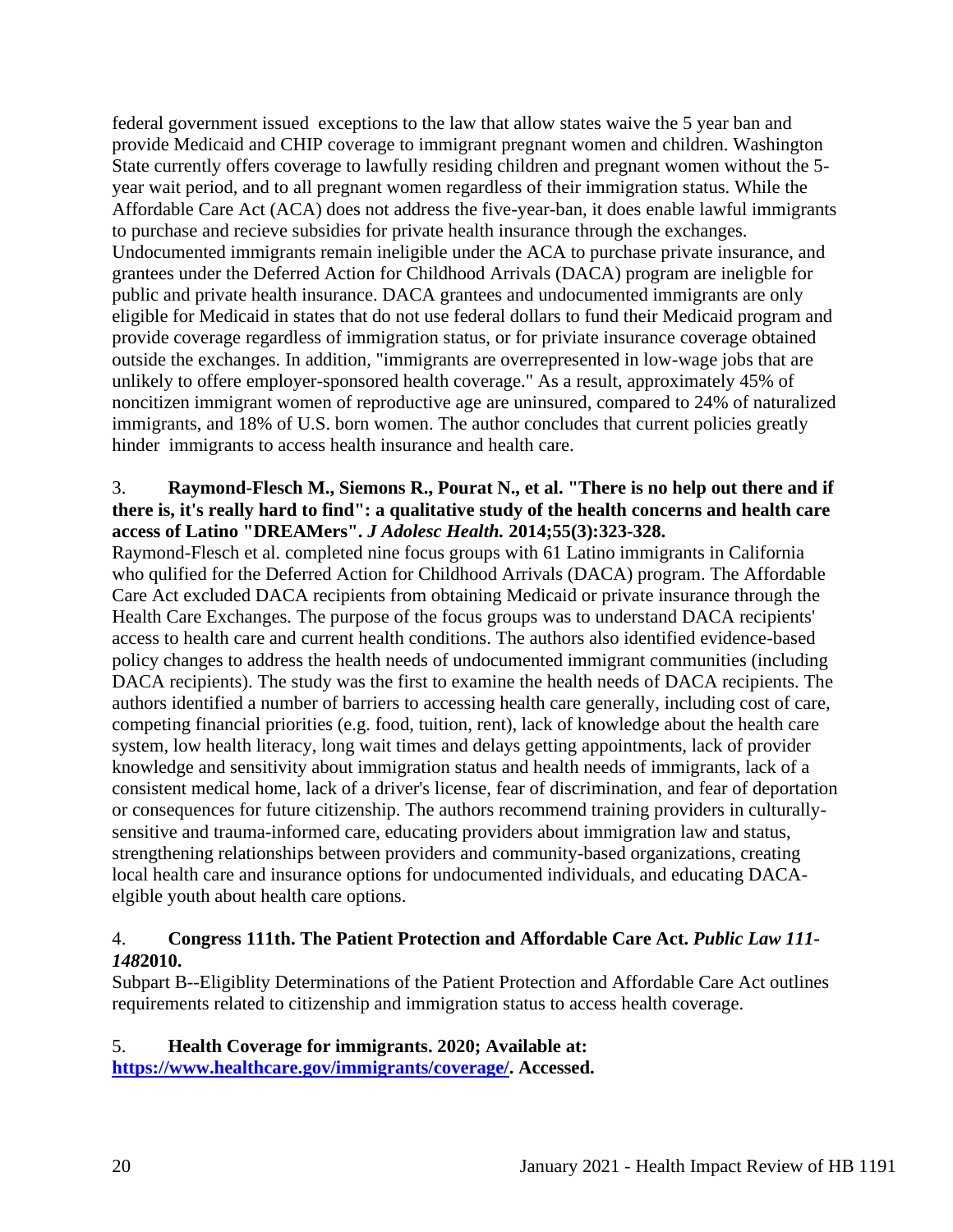federal government issued exceptions to the law that allow states waive the 5 year ban and provide Medicaid and CHIP coverage to immigrant pregnant women and children. Washington State currently offers coverage to lawfully residing children and pregnant women without the 5-year wait period, and to all pregnant women regardless of their immigration status. While the Affordable Care Act (ACA) does not address the five-year-ban, it does enable lawful immigrants to purchase and recieve subsidies for private health insurance through the exchanges. Undocumented immigrants remain ineligible under the ACA to purchase private insurance, and grantees under the Deferred Action for Childhood Arrivals (DACA) program are ineligble for public and private health insurance. DACA grantees and undocumented immigrants are only eligible for Medicaid in states that do not use federal dollars to fund their Medicaid program and provide coverage regardless of immigration status, or for priviate insurance coverage obtained outside the exchanges. In addition, "immigrants are overrepresented in low-wage jobs that are unlikely to offere employer-sponsored health coverage." As a result, approximately 45% of noncitizen immigrant women of reproductive age are uninsured, compared to 24% of naturalized immigrants, and 18% of U.S. born women. The author concludes that current policies greatly hinder immigrants to access health insurance and health care.

3. **Raymond-Flesch M., Siemons R., Pourat N., et al. "There is no help out there and if there is, it's really hard to find": a qualitative study of the health concerns and health care access of Latino "DREAMers".** ***J Adolesc Health.*** **2014;55(3):323-328.**

Raymond-Flesch et al. completed nine focus groups with 61 Latino immigrants in California who qulified for the Deferred Action for Childhood Arrivals (DACA) program. The Affordable Care Act excluded DACA recipients from obtaining Medicaid or private insurance through the Health Care Exchanges. The purpose of the focus groups was to understand DACA recipients' access to health care and current health conditions. The authors also identified evidence-based policy changes to address the health needs of undocumented immigrant communities (including DACA recipients). The study was the first to examine the health needs of DACA recipients. The authors identified a number of barriers to accessing health care generally, including cost of care, competing financial priorities (e.g. food, tuition, rent), lack of knowledge about the health care system, low health literacy, long wait times and delays getting appointments, lack of provider knowledge and sensitivity about immigration status and health needs of immigrants, lack of a consistent medical home, lack of a driver's license, fear of discrimination, and fear of deportation or consequences for future citizenship. The authors recommend training providers in culturally-sensitive and trauma-informed care, educating providers about immigration law and status, strengthening relationships between providers and community-based organizations, creating local health care and insurance options for undocumented individuals, and educating DACA-elgible youth about health care options.

4. **Congress 111th. The Patient Protection and Affordable Care Act.** ***Public Law 111-148*****2010.**

Subpart B--Eligiblity Determinations of the Patient Protection and Affordable Care Act outlines requirements related to citizenship and immigration status to access health coverage.

5. **Health Coverage for immigrants. 2020; Available at: [https://www.healthcare.gov/immigrants/coverage/](https://www.healthcare.gov/immigrants/coverage/). Accessed.**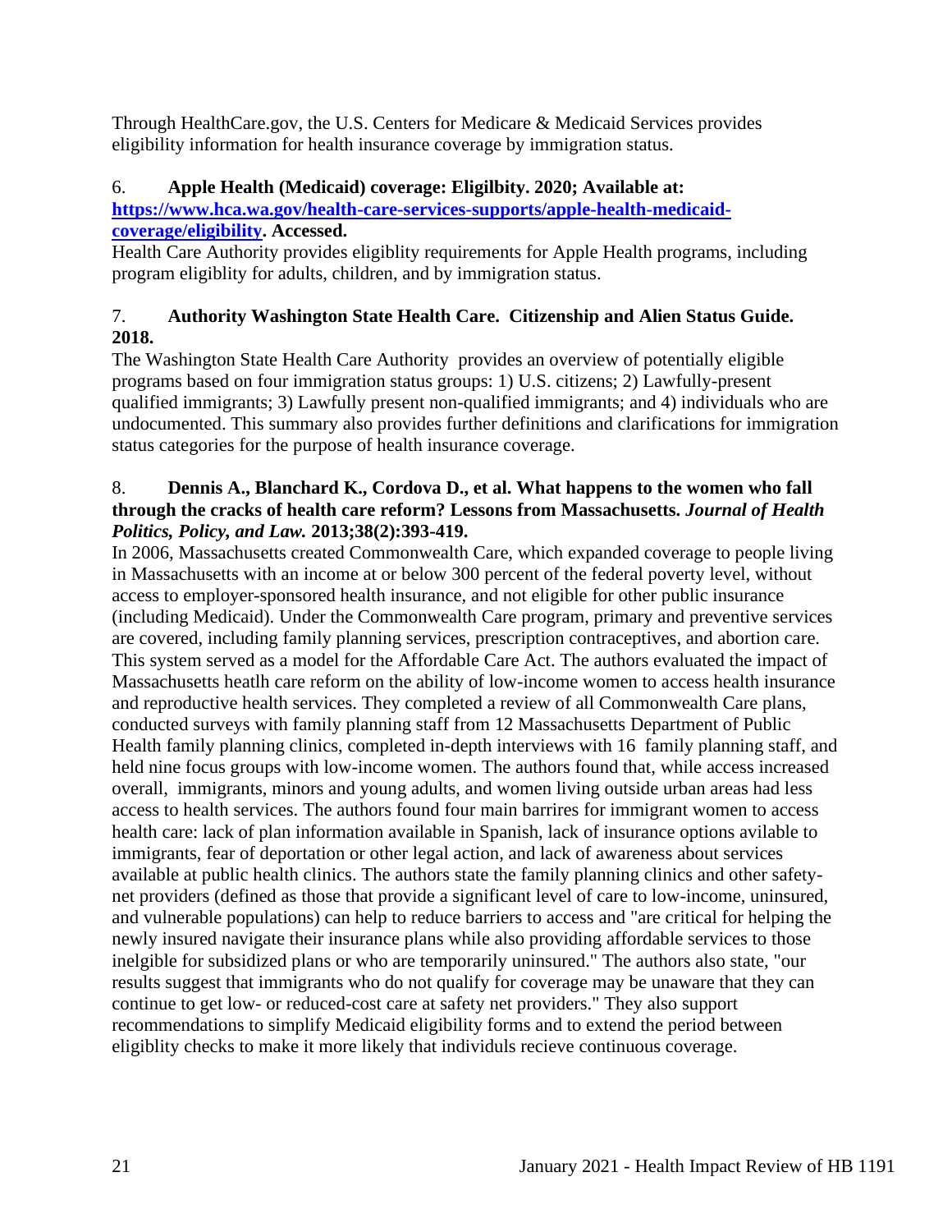Through HealthCare.gov, the U.S. Centers for Medicare & Medicaid Services provides eligibility information for health insurance coverage by immigration status.

6. **Apple Health (Medicaid) coverage: Eligilbity. 2020; Available at: [https://www.hca.wa.gov/health-care-services-supports/apple-health-medicaid-coverage/eligibility](https://www.hca.wa.gov/health-care-services-supports/apple-health-medicaid-coverage/eligibility). Accessed.**
Health Care Authority provides eligiblity requirements for Apple Health programs, including program eligiblity for adults, children, and by immigration status.

7. **Authority Washington State Health Care. Citizenship and Alien Status Guide. 2018.**
The Washington State Health Care Authority provides an overview of potentially eligible programs based on four immigration status groups: 1) U.S. citizens; 2) Lawfully-present qualified immigrants; 3) Lawfully present non-qualified immigrants; and 4) individuals who are undocumented. This summary also provides further definitions and clarifications for immigration status categories for the purpose of health insurance coverage.

8. **Dennis A., Blanchard K., Cordova D., et al. What happens to the women who fall through the cracks of health care reform? Lessons from Massachusetts. *Journal of Health Politics, Policy, and Law.* 2013;38(2):393-419.**
In 2006, Massachusetts created Commonwealth Care, which expanded coverage to people living in Massachusetts with an income at or below 300 percent of the federal poverty level, without access to employer-sponsored health insurance, and not eligible for other public insurance (including Medicaid). Under the Commonwealth Care program, primary and preventive services are covered, including family planning services, prescription contraceptives, and abortion care. This system served as a model for the Affordable Care Act. The authors evaluated the impact of Massachusetts heatlh care reform on the ability of low-income women to access health insurance and reproductive health services. They completed a review of all Commonwealth Care plans, conducted surveys with family planning staff from 12 Massachusetts Department of Public Health family planning clinics, completed in-depth interviews with 16 family planning staff, and held nine focus groups with low-income women. The authors found that, while access increased overall, immigrants, minors and young adults, and women living outside urban areas had less access to health services. The authors found four main barrires for immigrant women to access health care: lack of plan information available in Spanish, lack of insurance options avilable to immigrants, fear of deportation or other legal action, and lack of awareness about services available at public health clinics. The authors state the family planning clinics and other safety-net providers (defined as those that provide a significant level of care to low-income, uninsured, and vulnerable populations) can help to reduce barriers to access and "are critical for helping the newly insured navigate their insurance plans while also providing affordable services to those inelgible for subsidized plans or who are temporarily uninsured." The authors also state, "our results suggest that immigrants who do not qualify for coverage may be unaware that they can continue to get low- or reduced-cost care at safety net providers." They also support recommendations to simplify Medicaid eligibility forms and to extend the period between eligiblity checks to make it more likely that individuls recieve continuous coverage.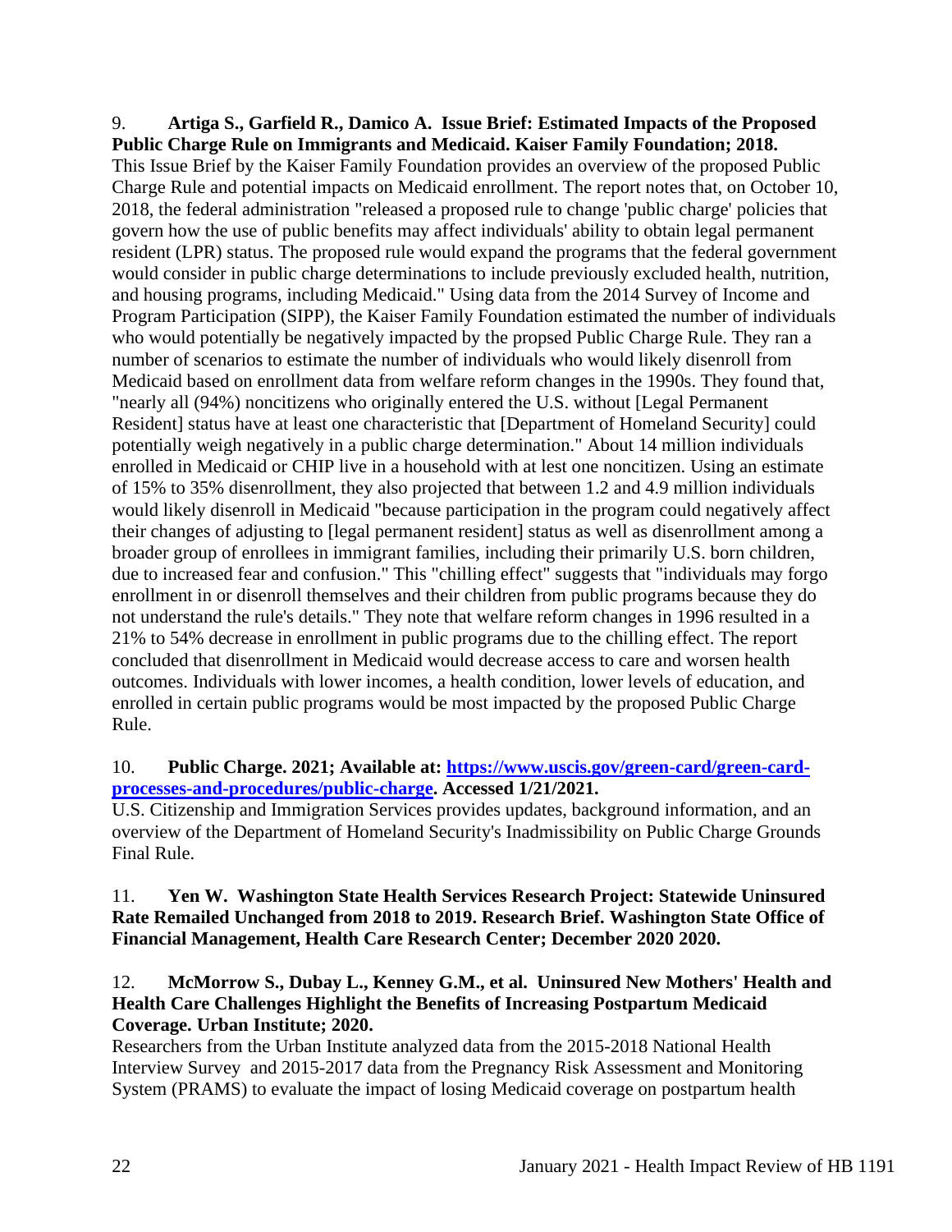9. **Artiga S., Garfield R., Damico A. Issue Brief: Estimated Impacts of the Proposed Public Charge Rule on Immigrants and Medicaid. Kaiser Family Foundation; 2018.**
This Issue Brief by the Kaiser Family Foundation provides an overview of the proposed Public Charge Rule and potential impacts on Medicaid enrollment. The report notes that, on October 10, 2018, the federal administration "released a proposed rule to change 'public charge' policies that govern how the use of public benefits may affect individuals' ability to obtain legal permanent resident (LPR) status. The proposed rule would expand the programs that the federal government would consider in public charge determinations to include previously excluded health, nutrition, and housing programs, including Medicaid." Using data from the 2014 Survey of Income and Program Participation (SIPP), the Kaiser Family Foundation estimated the number of individuals who would potentially be negatively impacted by the propsed Public Charge Rule. They ran a number of scenarios to estimate the number of individuals who would likely disenroll from Medicaid based on enrollment data from welfare reform changes in the 1990s. They found that, "nearly all (94%) noncitizens who originally entered the U.S. without [Legal Permanent Resident] status have at least one characteristic that [Department of Homeland Security] could potentially weigh negatively in a public charge determination." About 14 million individuals enrolled in Medicaid or CHIP live in a household with at lest one noncitizen. Using an estimate of 15% to 35% disenrollment, they also projected that between 1.2 and 4.9 million individuals would likely disenroll in Medicaid "because participation in the program could negatively affect their changes of adjusting to [legal permanent resident] status as well as disenrollment among a broader group of enrollees in immigrant families, including their primarily U.S. born children, due to increased fear and confusion." This "chilling effect" suggests that "individuals may forgo enrollment in or disenroll themselves and their children from public programs because they do not understand the rule's details." They note that welfare reform changes in 1996 resulted in a 21% to 54% decrease in enrollment in public programs due to the chilling effect. The report concluded that disenrollment in Medicaid would decrease access to care and worsen health outcomes. Individuals with lower incomes, a health condition, lower levels of education, and enrolled in certain public programs would be most impacted by the proposed Public Charge Rule.

10. **Public Charge. 2021; Available at: [https://www.uscis.gov/green-card/green-card-processes-and-procedures/public-charge](https://www.uscis.gov/green-card/green-card-processes-and-procedures/public-charge). Accessed 1/21/2021.**
U.S. Citizenship and Immigration Services provides updates, background information, and an overview of the Department of Homeland Security's Inadmissibility on Public Charge Grounds Final Rule.

11. **Yen W. Washington State Health Services Research Project: Statewide Uninsured Rate Remailed Unchanged from 2018 to 2019. Research Brief. Washington State Office of Financial Management, Health Care Research Center; December 2020 2020.**

12. **McMorrow S., Dubay L., Kenney G.M., et al. Uninsured New Mothers' Health and Health Care Challenges Highlight the Benefits of Increasing Postpartum Medicaid Coverage. Urban Institute; 2020.**
Researchers from the Urban Institute analyzed data from the 2015-2018 National Health Interview Survey and 2015-2017 data from the Pregnancy Risk Assessment and Monitoring System (PRAMS) to evaluate the impact of losing Medicaid coverage on postpartum health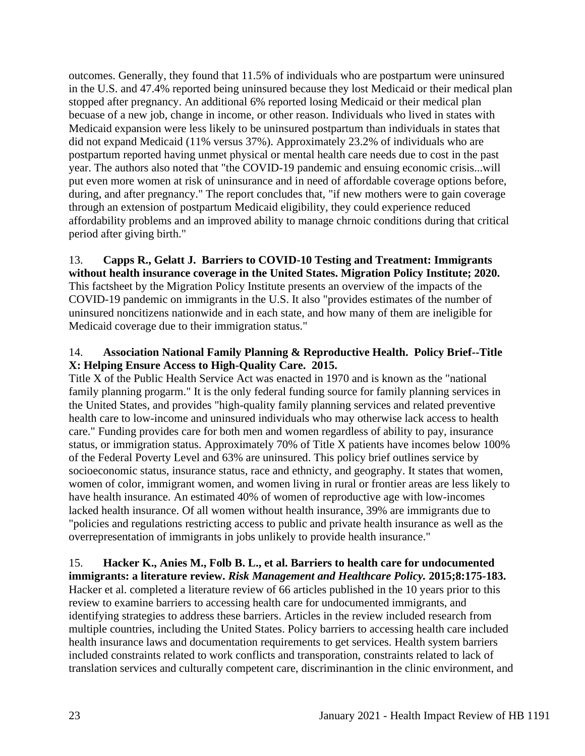outcomes. Generally, they found that 11.5% of individuals who are postpartum were uninsured in the U.S. and 47.4% reported being uninsured because they lost Medicaid or their medical plan stopped after pregnancy. An additional 6% reported losing Medicaid or their medical plan becuase of a new job, change in income, or other reason. Individuals who lived in states with Medicaid expansion were less likely to be uninsured postpartum than individuals in states that did not expand Medicaid (11% versus 37%). Approximately 23.2% of individuals who are postpartum reported having unmet physical or mental health care needs due to cost in the past year. The authors also noted that "the COVID-19 pandemic and ensuing economic crisis...will put even more women at risk of uninsurance and in need of affordable coverage options before, during, and after pregnancy." The report concludes that, "if new mothers were to gain coverage through an extension of postpartum Medicaid eligibility, they could experience reduced affordability problems and an improved ability to manage chrnoic conditions during that critical period after giving birth."

13. **Capps R., Gelatt J. Barriers to COVID-10 Testing and Treatment: Immigrants without health insurance coverage in the United States. Migration Policy Institute; 2020.**
This factsheet by the Migration Policy Institute presents an overview of the impacts of the COVID-19 pandemic on immigrants in the U.S. It also "provides estimates of the number of uninsured noncitizens nationwide and in each state, and how many of them are ineligible for Medicaid coverage due to their immigration status."

14. **Association National Family Planning & Reproductive Health. Policy Brief--Title X: Helping Ensure Access to High-Quality Care. 2015.**
Title X of the Public Health Service Act was enacted in 1970 and is known as the "national family planning progarm." It is the only federal funding source for family planning services in the United States, and provides "high-quality family planning services and related preventive health care to low-income and uninsured individuals who may otherwise lack access to health care." Funding provides care for both men and women regardless of ability to pay, insurance status, or immigration status. Approximately 70% of Title X patients have incomes below 100% of the Federal Poverty Level and 63% are uninsured. This policy brief outlines service by socioeconomic status, insurance status, race and ethnicty, and geography. It states that women, women of color, immigrant women, and women living in rural or frontier areas are less likely to have health insurance. An estimated 40% of women of reproductive age with low-incomes lacked health insurance. Of all women without health insurance, 39% are immigrants due to "policies and regulations restricting access to public and private health insurance as well as the overrepresentation of immigrants in jobs unlikely to provide health insurance."

15. **Hacker K., Anies M., Folb B. L., et al. Barriers to health care for undocumented immigrants: a literature review. *Risk Management and Healthcare Policy.* 2015;8:175-183.**
Hacker et al. completed a literature review of 66 articles published in the 10 years prior to this review to examine barriers to accessing health care for undocumented immigrants, and identifying strategies to address these barriers. Articles in the review included research from multiple countries, including the United States. Policy barriers to accessing health care included health insurance laws and documentation requirements to get services. Health system barriers included constraints related to work conflicts and transporation, constraints related to lack of translation services and culturally competent care, discriminantion in the clinic environment, and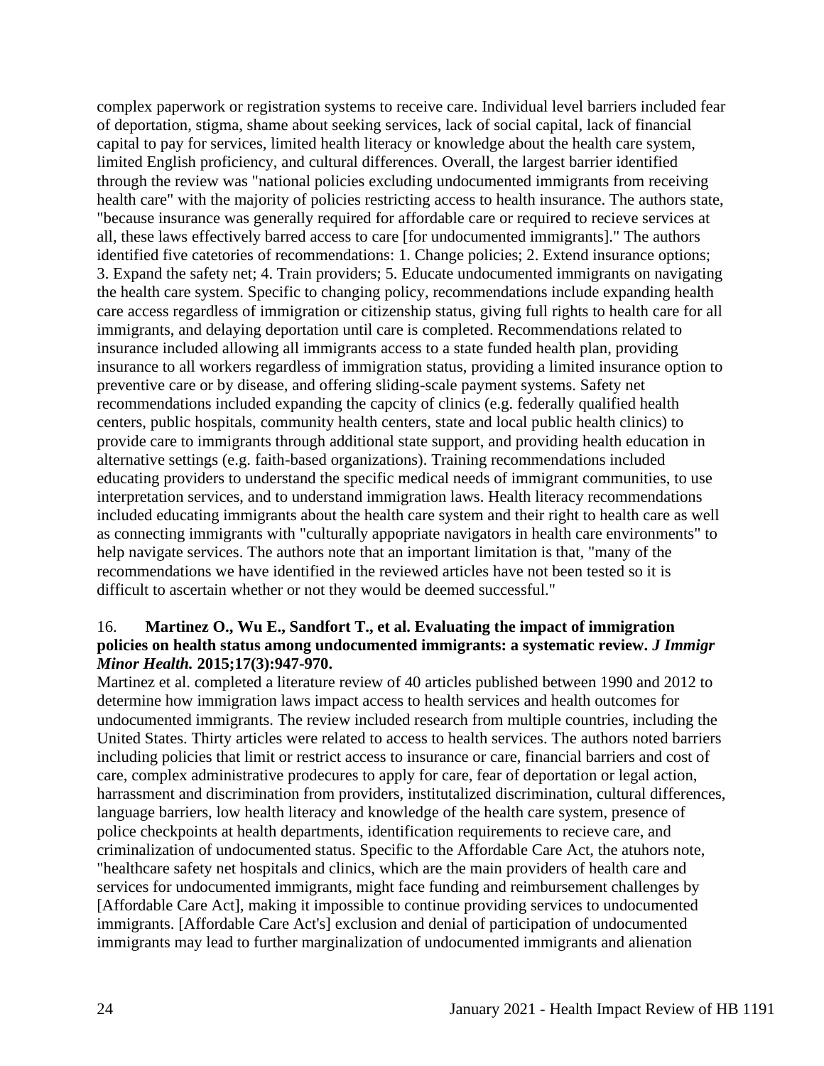complex paperwork or registration systems to receive care. Individual level barriers included fear of deportation, stigma, shame about seeking services, lack of social capital, lack of financial capital to pay for services, limited health literacy or knowledge about the health care system, limited English proficiency, and cultural differences. Overall, the largest barrier identified through the review was "national policies excluding undocumented immigrants from receiving health care" with the majority of policies restricting access to health insurance. The authors state, "because insurance was generally required for affordable care or required to recieve services at all, these laws effectively barred access to care [for undocumented immigrants]." The authors identified five catetories of recommendations: 1. Change policies; 2. Extend insurance options; 3. Expand the safety net; 4. Train providers; 5. Educate undocumented immigrants on navigating the health care system. Specific to changing policy, recommendations include expanding health care access regardless of immigration or citizenship status, giving full rights to health care for all immigrants, and delaying deportation until care is completed. Recommendations related to insurance included allowing all immigrants access to a state funded health plan, providing insurance to all workers regardless of immigration status, providing a limited insurance option to preventive care or by disease, and offering sliding-scale payment systems. Safety net recommendations included expanding the capcity of clinics (e.g. federally qualified health centers, public hospitals, community health centers, state and local public health clinics) to provide care to immigrants through additional state support, and providing health education in alternative settings (e.g. faith-based organizations). Training recommendations included educating providers to understand the specific medical needs of immigrant communities, to use interpretation services, and to understand immigration laws. Health literacy recommendations included educating immigrants about the health care system and their right to health care as well as connecting immigrants with "culturally appopriate navigators in health care environments" to help navigate services. The authors note that an important limitation is that, "many of the recommendations we have identified in the reviewed articles have not been tested so it is difficult to ascertain whether or not they would be deemed successful."

16. **Martinez O., Wu E., Sandfort T., et al. Evaluating the impact of immigration policies on health status among undocumented immigrants: a systematic review.** ***J Immigr Minor Health.*** **2015;17(3):947-970.**

Martinez et al. completed a literature review of 40 articles published between 1990 and 2012 to determine how immigration laws impact access to health services and health outcomes for undocumented immigrants. The review included research from multiple countries, including the United States. Thirty articles were related to access to health services. The authors noted barriers including policies that limit or restrict access to insurance or care, financial barriers and cost of care, complex administrative prodecures to apply for care, fear of deportation or legal action, harrassment and discrimination from providers, institutalized discrimination, cultural differences, language barriers, low health literacy and knowledge of the health care system, presence of police checkpoints at health departments, identification requirements to recieve care, and criminalization of undocumented status. Specific to the Affordable Care Act, the atuhors note, "healthcare safety net hospitals and clinics, which are the main providers of health care and services for undocumented immigrants, might face funding and reimbursement challenges by [Affordable Care Act], making it impossible to continue providing services to undocumented immigrants. [Affordable Care Act's] exclusion and denial of participation of undocumented immigrants may lead to further marginalization of undocumented immigrants and alienation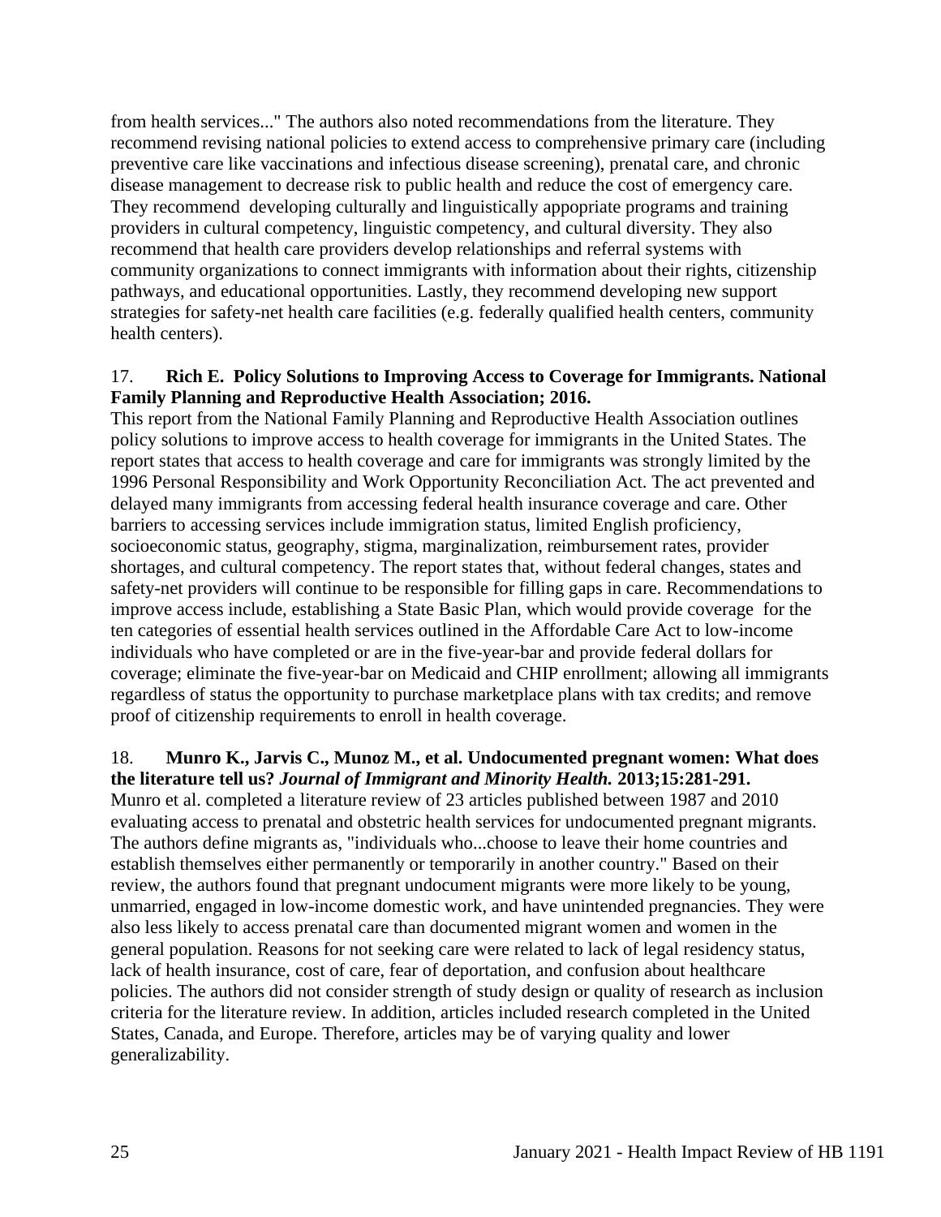from health services..." The authors also noted recommendations from the literature. They recommend revising national policies to extend access to comprehensive primary care (including preventive care like vaccinations and infectious disease screening), prenatal care, and chronic disease management to decrease risk to public health and reduce the cost of emergency care. They recommend developing culturally and linguistically appopriate programs and training providers in cultural competency, linguistic competency, and cultural diversity. They also recommend that health care providers develop relationships and referral systems with community organizations to connect immigrants with information about their rights, citizenship pathways, and educational opportunities. Lastly, they recommend developing new support strategies for safety-net health care facilities (e.g. federally qualified health centers, community health centers).

17. **Rich E. Policy Solutions to Improving Access to Coverage for Immigrants. National Family Planning and Reproductive Health Association; 2016.**

This report from the National Family Planning and Reproductive Health Association outlines policy solutions to improve access to health coverage for immigrants in the United States. The report states that access to health coverage and care for immigrants was strongly limited by the 1996 Personal Responsibility and Work Opportunity Reconciliation Act. The act prevented and delayed many immigrants from accessing federal health insurance coverage and care. Other barriers to accessing services include immigration status, limited English proficiency, socioeconomic status, geography, stigma, marginalization, reimbursement rates, provider shortages, and cultural competency. The report states that, without federal changes, states and safety-net providers will continue to be responsible for filling gaps in care. Recommendations to improve access include, establishing a State Basic Plan, which would provide coverage for the ten categories of essential health services outlined in the Affordable Care Act to low-income individuals who have completed or are in the five-year-bar and provide federal dollars for coverage; eliminate the five-year-bar on Medicaid and CHIP enrollment; allowing all immigrants regardless of status the opportunity to purchase marketplace plans with tax credits; and remove proof of citizenship requirements to enroll in health coverage.

18. **Munro K., Jarvis C., Munoz M., et al. Undocumented pregnant women: What does the literature tell us? *Journal of Immigrant and Minority Health.* 2013;15:281-291.**

Munro et al. completed a literature review of 23 articles published between 1987 and 2010 evaluating access to prenatal and obstetric health services for undocumented pregnant migrants. The authors define migrants as, "individuals who...choose to leave their home countries and establish themselves either permanently or temporarily in another country." Based on their review, the authors found that pregnant undocument migrants were more likely to be young, unmarried, engaged in low-income domestic work, and have unintended pregnancies. They were also less likely to access prenatal care than documented migrant women and women in the general population. Reasons for not seeking care were related to lack of legal residency status, lack of health insurance, cost of care, fear of deportation, and confusion about healthcare policies. The authors did not consider strength of study design or quality of research as inclusion criteria for the literature review. In addition, articles included research completed in the United States, Canada, and Europe. Therefore, articles may be of varying quality and lower generalizability.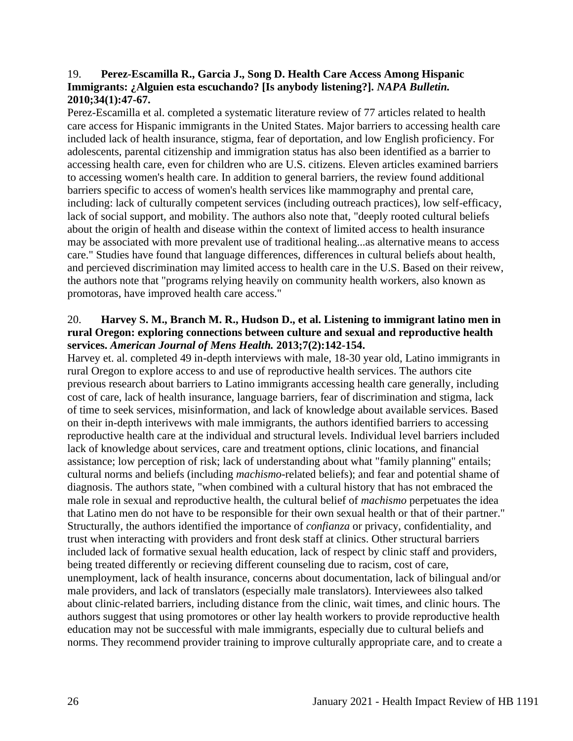19. **Perez-Escamilla R., Garcia J., Song D. Health Care Access Among Hispanic Immigrants: ¿Alguien esta escuchando? [Is anybody listening?].** ***NAPA Bulletin.*** **2010;34(1):47-67.**

Perez-Escamilla et al. completed a systematic literature review of 77 articles related to health care access for Hispanic immigrants in the United States. Major barriers to accessing health care included lack of health insurance, stigma, fear of deportation, and low English proficiency. For adolescents, parental citizenship and immigration status has also been identified as a barrier to accessing health care, even for children who are U.S. citizens. Eleven articles examined barriers to accessing women's health care. In addition to general barriers, the review found additional barriers specific to access of women's health services like mammography and prental care, including: lack of culturally competent services (including outreach practices), low self-efficacy, lack of social support, and mobility. The authors also note that, "deeply rooted cultural beliefs about the origin of health and disease within the context of limited access to health insurance may be associated with more prevalent use of traditional healing...as alternative means to access care." Studies have found that language differences, differences in cultural beliefs about health, and percieved discrimination may limited access to health care in the U.S. Based on their reivew, the authors note that "programs relying heavily on community health workers, also known as promotoras, have improved health care access."

20. **Harvey S. M., Branch M. R., Hudson D., et al. Listening to immigrant latino men in rural Oregon: exploring connections between culture and sexual and reproductive health services.** ***American Journal of Mens Health.*** **2013;7(2):142-154.**

Harvey et. al. completed 49 in-depth interviews with male, 18-30 year old, Latino immigrants in rural Oregon to explore access to and use of reproductive health services. The authors cite previous research about barriers to Latino immigrants accessing health care generally, including cost of care, lack of health insurance, language barriers, fear of discrimination and stigma, lack of time to seek services, misinformation, and lack of knowledge about available services. Based on their in-depth interivews with male immigrants, the authors identified barriers to accessing reproductive health care at the individual and structural levels. Individual level barriers included lack of knowledge about services, care and treatment options, clinic locations, and financial assistance; low perception of risk; lack of understanding about what "family planning" entails; cultural norms and beliefs (including *machismo*-related beliefs); and fear and potential shame of diagnosis. The authors state, "when combined with a cultural history that has not embraced the male role in sexual and reproductive health, the cultural belief of *machismo* perpetuates the idea that Latino men do not have to be responsible for their own sexual health or that of their partner." Structurally, the authors identified the importance of *confianza* or privacy, confidentiality, and trust when interacting with providers and front desk staff at clinics. Other structural barriers included lack of formative sexual health education, lack of respect by clinic staff and providers, being treated differently or recieving different counseling due to racism, cost of care, unemployment, lack of health insurance, concerns about documentation, lack of bilingual and/or male providers, and lack of translators (especially male translators). Interviewees also talked about clinic-related barriers, including distance from the clinic, wait times, and clinic hours. The authors suggest that using promotores or other lay health workers to provide reproductive health education may not be successful with male immigrants, especially due to cultural beliefs and norms. They recommend provider training to improve culturally appropriate care, and to create a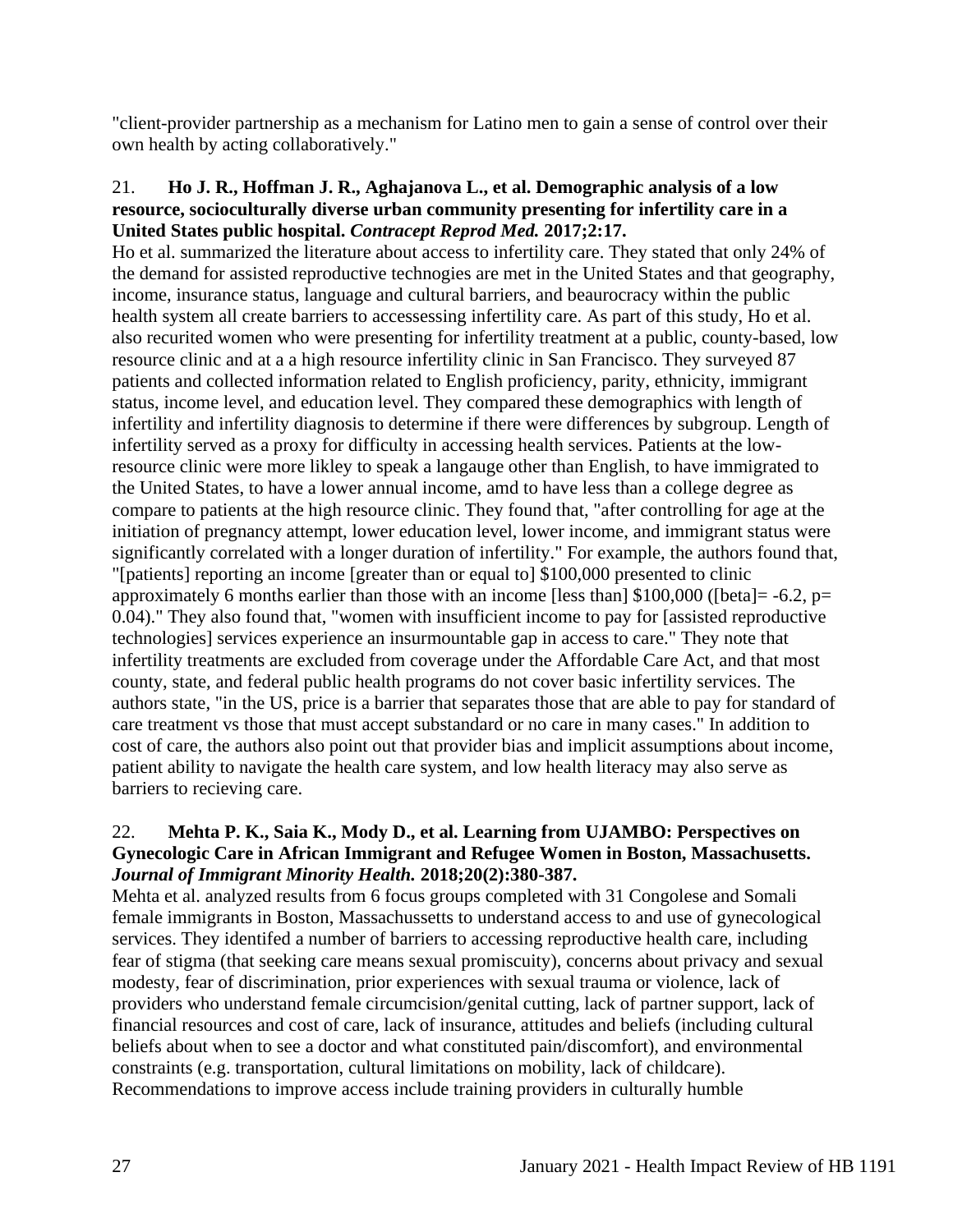"client-provider partnership as a mechanism for Latino men to gain a sense of control over their own health by acting collaboratively."

21. **Ho J. R., Hoffman J. R., Aghajanova L., et al. Demographic analysis of a low resource, socioculturally diverse urban community presenting for infertility care in a United States public hospital. *Contracept Reprod Med.* 2017;2:17.**

Ho et al. summarized the literature about access to infertility care. They stated that only 24% of the demand for assisted reproductive technogies are met in the United States and that geography, income, insurance status, language and cultural barriers, and beaurocracy within the public health system all create barriers to accessessing infertility care. As part of this study, Ho et al. also recuited women who were presenting for infertility treatment at a public, county-based, low resource clinic and at a a high resource infertility clinic in San Francisco. They surveyed 87 patients and collected information related to English proficiency, parity, ethnicity, immigrant status, income level, and education level. They compared these demographics with length of infertility and infertility diagnosis to determine if there were differences by subgroup. Length of infertility served as a proxy for difficulty in accessing health services. Patients at the low-resource clinic were more likley to speak a langauge other than English, to have immigrated to the United States, to have a lower annual income, amd to have less than a college degree as compare to patients at the high resource clinic. They found that, "after controlling for age at the initiation of pregnancy attempt, lower education level, lower income, and immigrant status were significantly correlated with a longer duration of infertility." For example, the authors found that, "[patients] reporting an income [greater than or equal to] $100,000 presented to clinic approximately 6 months earlier than those with an income [less than] $100,000 ([beta]= -6.2, p= 0.04)." They also found that, "women with insufficient income to pay for [assisted reproductive technologies] services experience an insurmountable gap in access to care." They note that infertility treatments are excluded from coverage under the Affordable Care Act, and that most county, state, and federal public health programs do not cover basic infertility services. The authors state, "in the US, price is a barrier that separates those that are able to pay for standard of care treatment vs those that must accept substandard or no care in many cases." In addition to cost of care, the authors also point out that provider bias and implicit assumptions about income, patient ability to navigate the health care system, and low health literacy may also serve as barriers to recieving care.

22. **Mehta P. K., Saia K., Mody D., et al. Learning from UJAMBO: Perspectives on Gynecologic Care in African Immigrant and Refugee Women in Boston, Massachusetts. *Journal of Immigrant Minority Health.* 2018;20(2):380-387.**

Mehta et al. analyzed results from 6 focus groups completed with 31 Congolese and Somali female immigrants in Boston, Massachussetts to understand access to and use of gynecological services. They identifed a number of barriers to accessing reproductive health care, including fear of stigma (that seeking care means sexual promiscuity), concerns about privacy and sexual modesty, fear of discrimination, prior experiences with sexual trauma or violence, lack of providers who understand female circumcision/genital cutting, lack of partner support, lack of financial resources and cost of care, lack of insurance, attitudes and beliefs (including cultural beliefs about when to see a doctor and what constituted pain/discomfort), and environmental constraints (e.g. transportation, cultural limitations on mobility, lack of childcare). Recommendations to improve access include training providers in culturally humble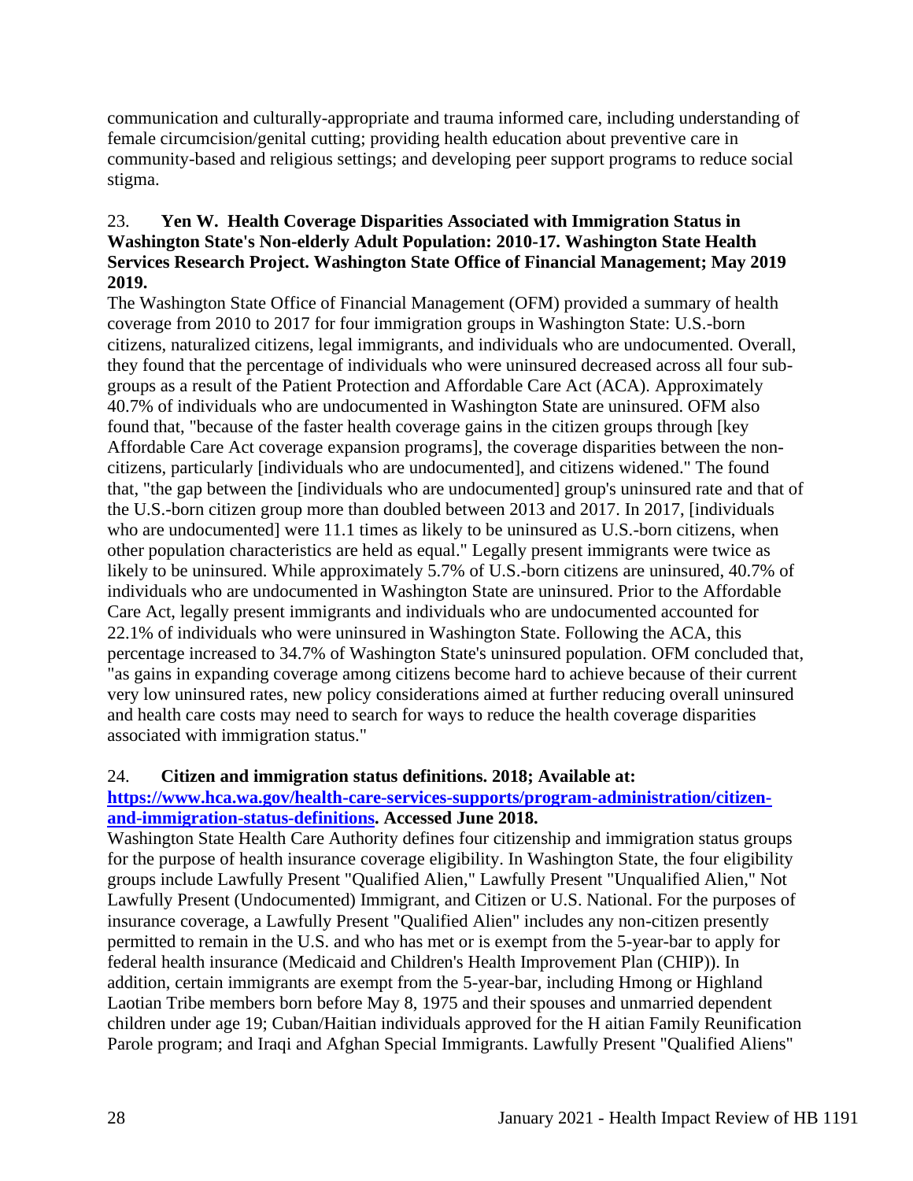communication and culturally-appropriate and trauma informed care, including understanding of female circumcision/genital cutting; providing health education about preventive care in community-based and religious settings; and developing peer support programs to reduce social stigma.

23. **Yen W. Health Coverage Disparities Associated with Immigration Status in Washington State's Non-elderly Adult Population: 2010-17. Washington State Health Services Research Project. Washington State Office of Financial Management; May 2019 2019.**

The Washington State Office of Financial Management (OFM) provided a summary of health coverage from 2010 to 2017 for four immigration groups in Washington State: U.S.-born citizens, naturalized citizens, legal immigrants, and individuals who are undocumented. Overall, they found that the percentage of individuals who were uninsured decreased across all four sub-groups as a result of the Patient Protection and Affordable Care Act (ACA). Approximately 40.7% of individuals who are undocumented in Washington State are uninsured. OFM also found that, "because of the faster health coverage gains in the citizen groups through [key Affordable Care Act coverage expansion programs], the coverage disparities between the non-citizens, particularly [individuals who are undocumented], and citizens widened." The found that, "the gap between the [individuals who are undocumented] group's uninsured rate and that of the U.S.-born citizen group more than doubled between 2013 and 2017. In 2017, [individuals who are undocumented] were 11.1 times as likely to be uninsured as U.S.-born citizens, when other population characteristics are held as equal." Legally present immigrants were twice as likely to be uninsured. While approximately 5.7% of U.S.-born citizens are uninsured, 40.7% of individuals who are undocumented in Washington State are uninsured. Prior to the Affordable Care Act, legally present immigrants and individuals who are undocumented accounted for 22.1% of individuals who were uninsured in Washington State. Following the ACA, this percentage increased to 34.7% of Washington State's uninsured population. OFM concluded that, "as gains in expanding coverage among citizens become hard to achieve because of their current very low uninsured rates, new policy considerations aimed at further reducing overall uninsured and health care costs may need to search for ways to reduce the health coverage disparities associated with immigration status."

24. **Citizen and immigration status definitions. 2018; Available at: [https://www.hca.wa.gov/health-care-services-supports/program-administration/citizen-and-immigration-status-definitions](https://www.hca.wa.gov/health-care-services-supports/program-administration/citizen-and-immigration-status-definitions). Accessed June 2018.**

Washington State Health Care Authority defines four citizenship and immigration status groups for the purpose of health insurance coverage eligibility. In Washington State, the four eligibility groups include Lawfully Present "Qualified Alien," Lawfully Present "Unqualified Alien," Not Lawfully Present (Undocumented) Immigrant, and Citizen or U.S. National. For the purposes of insurance coverage, a Lawfully Present "Qualified Alien" includes any non-citizen presently permitted to remain in the U.S. and who has met or is exempt from the 5-year-bar to apply for federal health insurance (Medicaid and Children's Health Improvement Plan (CHIP)). In addition, certain immigrants are exempt from the 5-year-bar, including Hmong or Highland Laotian Tribe members born before May 8, 1975 and their spouses and unmarried dependent children under age 19; Cuban/Haitian individuals approved for the H aitian Family Reunification Parole program; and Iraqi and Afghan Special Immigrants. Lawfully Present "Qualified Aliens"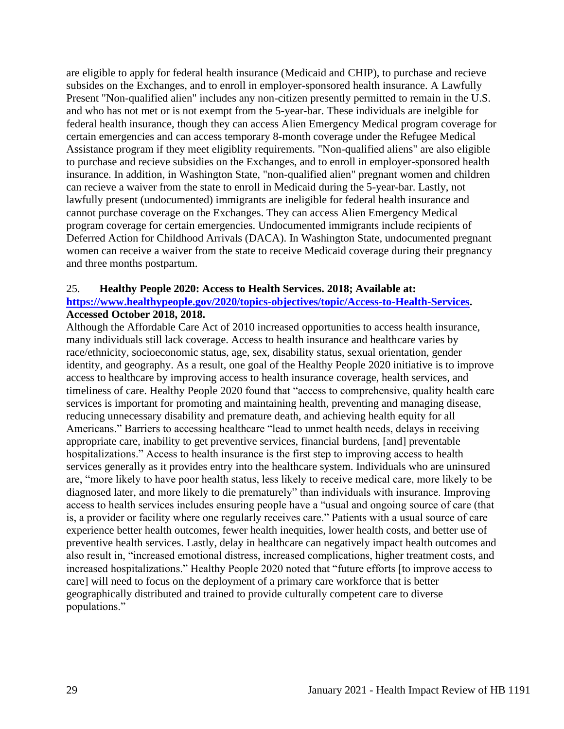are eligible to apply for federal health insurance (Medicaid and CHIP), to purchase and recieve subsides on the Exchanges, and to enroll in employer-sponsored health insurance. A Lawfully Present "Non-qualified alien" includes any non-citizen presently permitted to remain in the U.S. and who has not met or is not exempt from the 5-year-bar. These individuals are inelgible for federal health insurance, though they can access Alien Emergency Medical program coverage for certain emergencies and can access temporary 8-month coverage under the Refugee Medical Assistance program if they meet eligiblity requirements. "Non-qualified aliens" are also eligible to purchase and recieve subsidies on the Exchanges, and to enroll in employer-sponsored health insurance. In addition, in Washington State, "non-qualified alien" pregnant women and children can recieve a waiver from the state to enroll in Medicaid during the 5-year-bar. Lastly, not lawfully present (undocumented) immigrants are ineligible for federal health insurance and cannot purchase coverage on the Exchanges. They can access Alien Emergency Medical program coverage for certain emergencies. Undocumented immigrants include recipients of Deferred Action for Childhood Arrivals (DACA). In Washington State, undocumented pregnant women can receive a waiver from the state to receive Medicaid coverage during their pregnancy and three months postpartum.

25. **Healthy People 2020: Access to Health Services. 2018; Available at: [https://www.healthypeople.gov/2020/topics-objectives/topic/Access-to-Health-Services](https://www.healthypeople.gov/2020/topics-objectives/topic/Access-to-Health-Services). Accessed October 2018, 2018.**

Although the Affordable Care Act of 2010 increased opportunities to access health insurance, many individuals still lack coverage. Access to health insurance and healthcare varies by race/ethnicity, socioeconomic status, age, sex, disability status, sexual orientation, gender identity, and geography. As a result, one goal of the Healthy People 2020 initiative is to improve access to healthcare by improving access to health insurance coverage, health services, and timeliness of care. Healthy People 2020 found that "access to comprehensive, quality health care services is important for promoting and maintaining health, preventing and managing disease, reducing unnecessary disability and premature death, and achieving health equity for all Americans." Barriers to accessing healthcare "lead to unmet health needs, delays in receiving appropriate care, inability to get preventive services, financial burdens, [and] preventable hospitalizations." Access to health insurance is the first step to improving access to health services generally as it provides entry into the healthcare system. Individuals who are uninsured are, "more likely to have poor health status, less likely to receive medical care, more likely to be diagnosed later, and more likely to die prematurely" than individuals with insurance. Improving access to health services includes ensuring people have a "usual and ongoing source of care (that is, a provider or facility where one regularly receives care." Patients with a usual source of care experience better health outcomes, fewer health inequities, lower health costs, and better use of preventive health services. Lastly, delay in healthcare can negatively impact health outcomes and also result in, "increased emotional distress, increased complications, higher treatment costs, and increased hospitalizations." Healthy People 2020 noted that "future efforts [to improve access to care] will need to focus on the deployment of a primary care workforce that is better geographically distributed and trained to provide culturally competent care to diverse populations."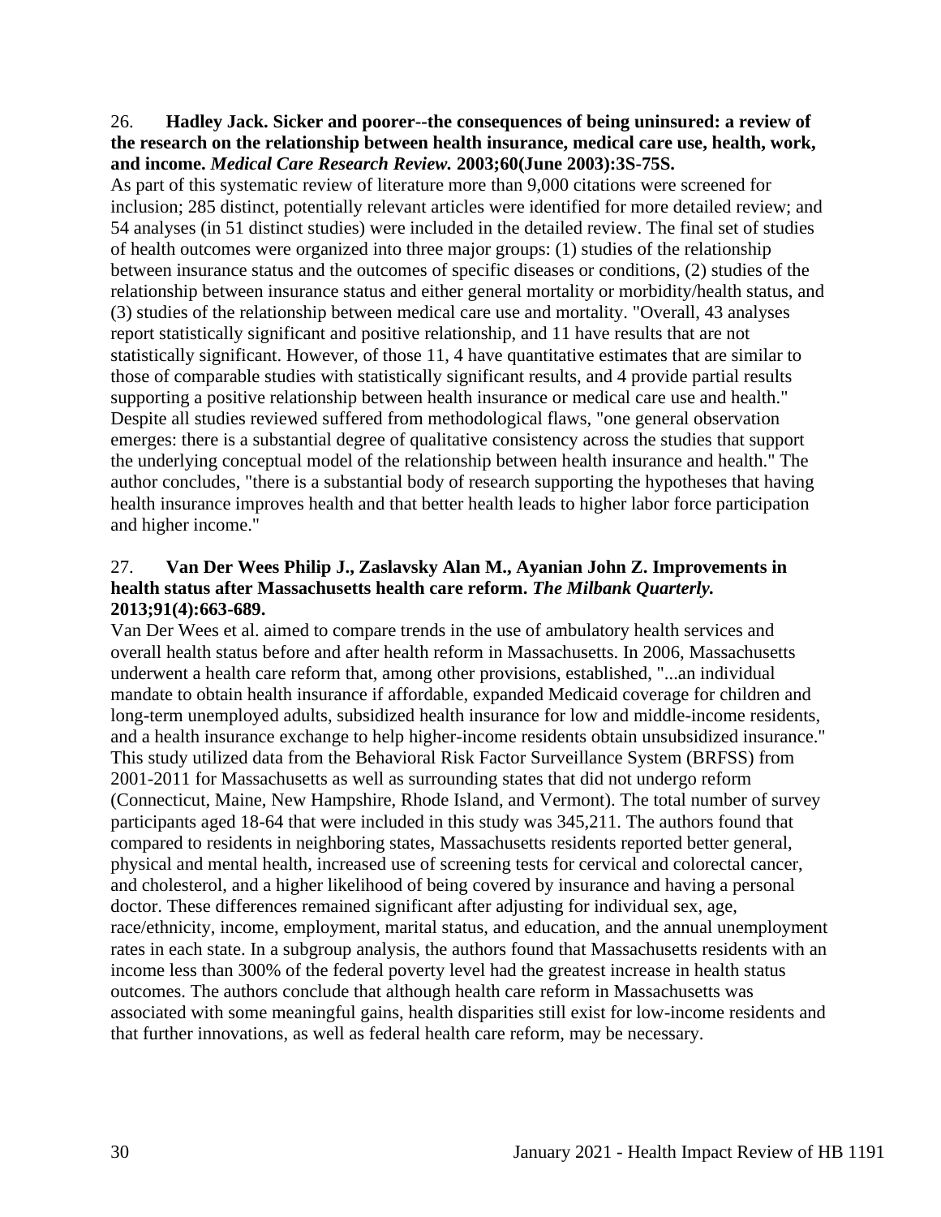26. **Hadley Jack. Sicker and poorer--the consequences of being uninsured: a review of the research on the relationship between health insurance, medical care use, health, work, and income. *Medical Care Research Review.* 2003;60(June 2003):3S-75S.**

As part of this systematic review of literature more than 9,000 citations were screened for inclusion; 285 distinct, potentially relevant articles were identified for more detailed review; and 54 analyses (in 51 distinct studies) were included in the detailed review. The final set of studies of health outcomes were organized into three major groups: (1) studies of the relationship between insurance status and the outcomes of specific diseases or conditions, (2) studies of the relationship between insurance status and either general mortality or morbidity/health status, and (3) studies of the relationship between medical care use and mortality. "Overall, 43 analyses report statistically significant and positive relationship, and 11 have results that are not statistically significant. However, of those 11, 4 have quantitative estimates that are similar to those of comparable studies with statistically significant results, and 4 provide partial results supporting a positive relationship between health insurance or medical care use and health." Despite all studies reviewed suffered from methodological flaws, "one general observation emerges: there is a substantial degree of qualitative consistency across the studies that support the underlying conceptual model of the relationship between health insurance and health." The author concludes, "there is a substantial body of research supporting the hypotheses that having health insurance improves health and that better health leads to higher labor force participation and higher income."

27. **Van Der Wees Philip J., Zaslavsky Alan M., Ayanian John Z. Improvements in health status after Massachusetts health care reform. *The Milbank Quarterly.* 2013;91(4):663-689.**

Van Der Wees et al. aimed to compare trends in the use of ambulatory health services and overall health status before and after health reform in Massachusetts. In 2006, Massachusetts underwent a health care reform that, among other provisions, established, "...an individual mandate to obtain health insurance if affordable, expanded Medicaid coverage for children and long-term unemployed adults, subsidized health insurance for low and middle-income residents, and a health insurance exchange to help higher-income residents obtain unsubsidized insurance." This study utilized data from the Behavioral Risk Factor Surveillance System (BRFSS) from 2001-2011 for Massachusetts as well as surrounding states that did not undergo reform (Connecticut, Maine, New Hampshire, Rhode Island, and Vermont). The total number of survey participants aged 18-64 that were included in this study was 345,211. The authors found that compared to residents in neighboring states, Massachusetts residents reported better general, physical and mental health, increased use of screening tests for cervical and colorectal cancer, and cholesterol, and a higher likelihood of being covered by insurance and having a personal doctor. These differences remained significant after adjusting for individual sex, age, race/ethnicity, income, employment, marital status, and education, and the annual unemployment rates in each state. In a subgroup analysis, the authors found that Massachusetts residents with an income less than 300% of the federal poverty level had the greatest increase in health status outcomes. The authors conclude that although health care reform in Massachusetts was associated with some meaningful gains, health disparities still exist for low-income residents and that further innovations, as well as federal health care reform, may be necessary.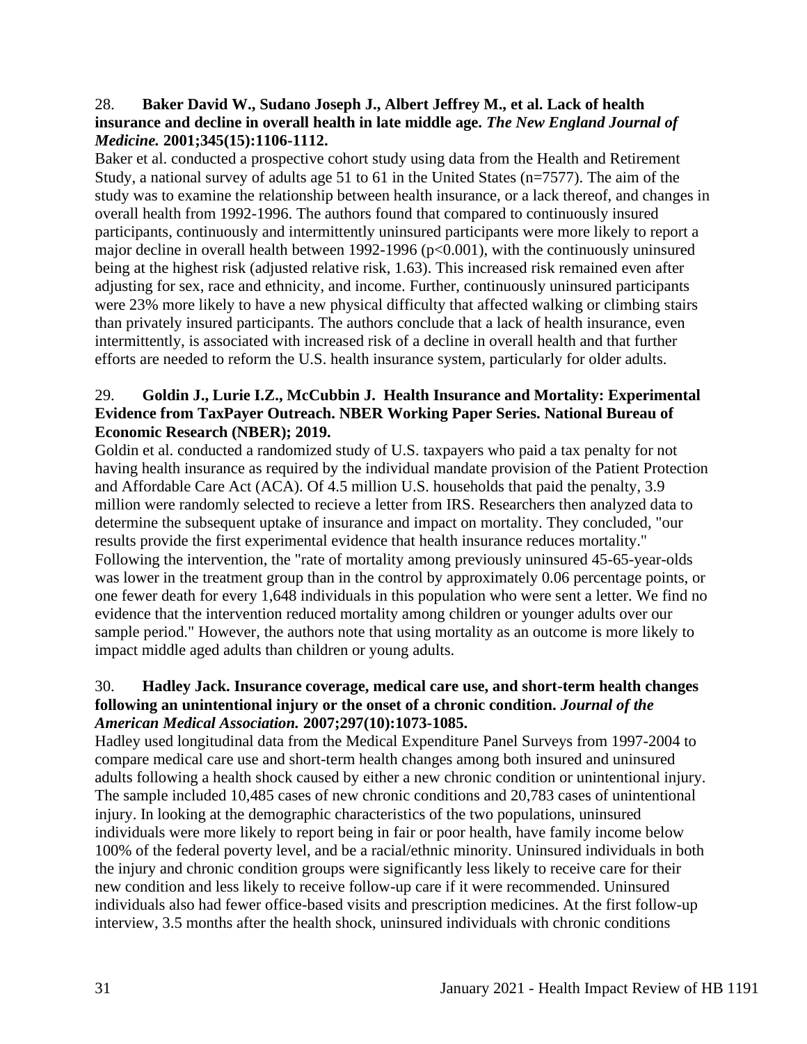28. **Baker David W., Sudano Joseph J., Albert Jeffrey M., et al. Lack of health insurance and decline in overall health in late middle age.** ***The New England Journal of Medicine.*** **2001;345(15):1106-1112.**

Baker et al. conducted a prospective cohort study using data from the Health and Retirement Study, a national survey of adults age 51 to 61 in the United States (n=7577). The aim of the study was to examine the relationship between health insurance, or a lack thereof, and changes in overall health from 1992-1996. The authors found that compared to continuously insured participants, continuously and intermittently uninsured participants were more likely to report a major decline in overall health between 1992-1996 ($p<0.001$), with the continuously uninsured being at the highest risk (adjusted relative risk, 1.63). This increased risk remained even after adjusting for sex, race and ethnicity, and income. Further, continuously uninsured participants were 23% more likely to have a new physical difficulty that affected walking or climbing stairs than privately insured participants. The authors conclude that a lack of health insurance, even intermittently, is associated with increased risk of a decline in overall health and that further efforts are needed to reform the U.S. health insurance system, particularly for older adults.

29. **Goldin J., Lurie I.Z., McCubbin J. Health Insurance and Mortality: Experimental Evidence from TaxPayer Outreach. NBER Working Paper Series. National Bureau of Economic Research (NBER); 2019.**

Goldin et al. conducted a randomized study of U.S. taxpayers who paid a tax penalty for not having health insurance as required by the individual mandate provision of the Patient Protection and Affordable Care Act (ACA). Of 4.5 million U.S. households that paid the penalty, 3.9 million were randomly selected to recieve a letter from IRS. Researchers then analyzed data to determine the subsequent uptake of insurance and impact on mortality. They concluded, "our results provide the first experimental evidence that health insurance reduces mortality." Following the intervention, the "rate of mortality among previously uninsured 45-65-year-olds was lower in the treatment group than in the control by approximately 0.06 percentage points, or one fewer death for every 1,648 individuals in this population who were sent a letter. We find no evidence that the intervention reduced mortality among children or younger adults over our sample period." However, the authors note that using mortality as an outcome is more likely to impact middle aged adults than children or young adults.

30. **Hadley Jack. Insurance coverage, medical care use, and short-term health changes following an unintentional injury or the onset of a chronic condition.** ***Journal of the American Medical Association.*** **2007;297(10):1073-1085.**

Hadley used longitudinal data from the Medical Expenditure Panel Surveys from 1997-2004 to compare medical care use and short-term health changes among both insured and uninsured adults following a health shock caused by either a new chronic condition or unintentional injury. The sample included 10,485 cases of new chronic conditions and 20,783 cases of unintentional injury. In looking at the demographic characteristics of the two populations, uninsured individuals were more likely to report being in fair or poor health, have family income below 100% of the federal poverty level, and be a racial/ethnic minority. Uninsured individuals in both the injury and chronic condition groups were significantly less likely to receive care for their new condition and less likely to receive follow-up care if it were recommended. Uninsured individuals also had fewer office-based visits and prescription medicines. At the first follow-up interview, 3.5 months after the health shock, uninsured individuals with chronic conditions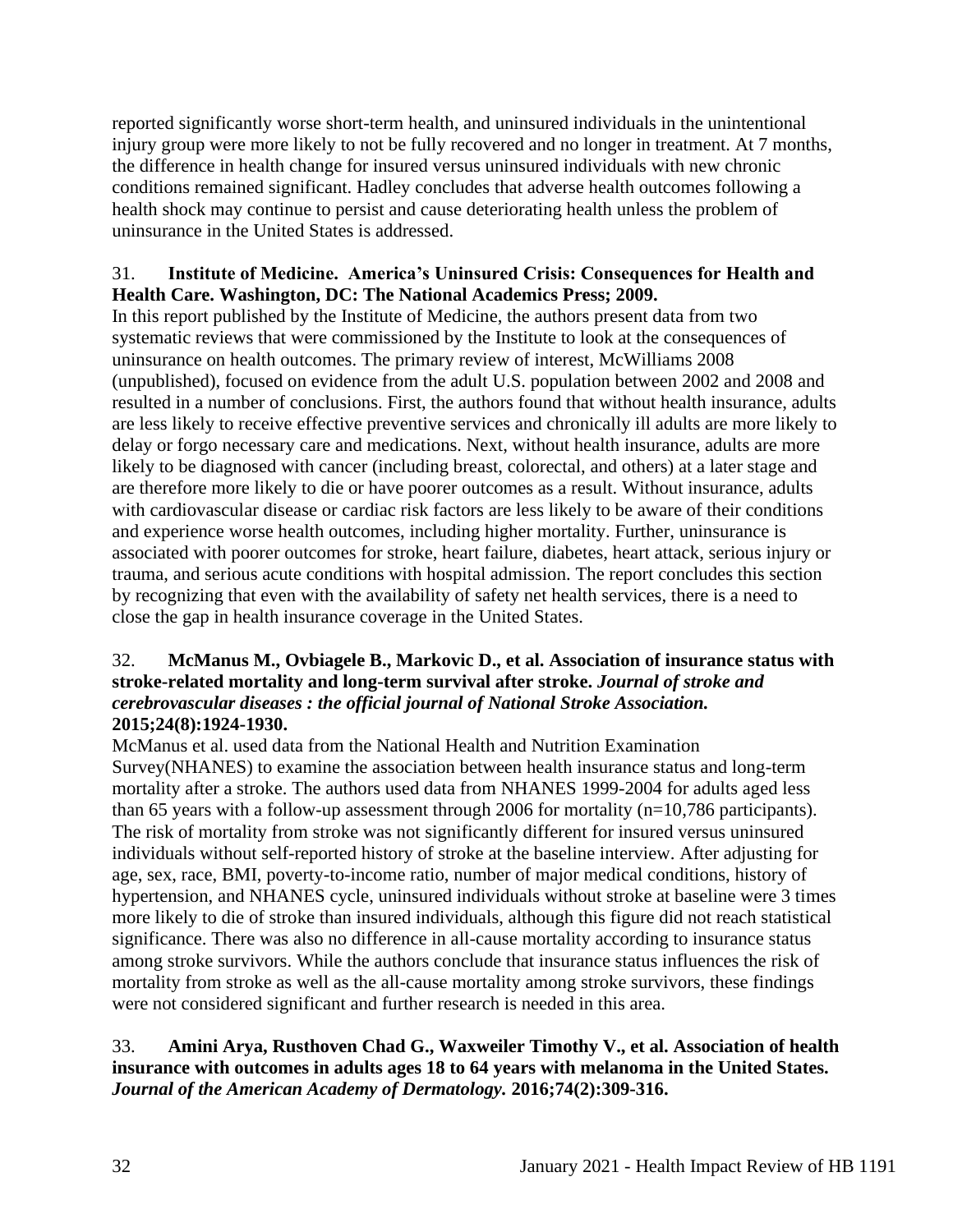reported significantly worse short-term health, and uninsured individuals in the unintentional injury group were more likely to not be fully recovered and no longer in treatment. At 7 months, the difference in health change for insured versus uninsured individuals with new chronic conditions remained significant. Hadley concludes that adverse health outcomes following a health shock may continue to persist and cause deteriorating health unless the problem of uninsurance in the United States is addressed.

31. **Institute of Medicine. America's Uninsured Crisis: Consequences for Health and Health Care. Washington, DC: The National Academics Press; 2009.**

In this report published by the Institute of Medicine, the authors present data from two systematic reviews that were commissioned by the Institute to look at the consequences of uninsurance on health outcomes. The primary review of interest, McWilliams 2008 (unpublished), focused on evidence from the adult U.S. population between 2002 and 2008 and resulted in a number of conclusions. First, the authors found that without health insurance, adults are less likely to receive effective preventive services and chronically ill adults are more likely to delay or forgo necessary care and medications. Next, without health insurance, adults are more likely to be diagnosed with cancer (including breast, colorectal, and others) at a later stage and are therefore more likely to die or have poorer outcomes as a result. Without insurance, adults with cardiovascular disease or cardiac risk factors are less likely to be aware of their conditions and experience worse health outcomes, including higher mortality. Further, uninsurance is associated with poorer outcomes for stroke, heart failure, diabetes, heart attack, serious injury or trauma, and serious acute conditions with hospital admission. The report concludes this section by recognizing that even with the availability of safety net health services, there is a need to close the gap in health insurance coverage in the United States.

32. **McManus M., Ovbiagele B., Markovic D., et al. Association of insurance status with stroke-related mortality and long-term survival after stroke. *Journal of stroke and cerebrovascular diseases : the official journal of National Stroke Association.* 2015;24(8):1924-1930.**

McManus et al. used data from the National Health and Nutrition Examination Survey(NHANES) to examine the association between health insurance status and long-term mortality after a stroke. The authors used data from NHANES 1999-2004 for adults aged less than 65 years with a follow-up assessment through 2006 for mortality (n=10,786 participants). The risk of mortality from stroke was not significantly different for insured versus uninsured individuals without self-reported history of stroke at the baseline interview. After adjusting for age, sex, race, BMI, poverty-to-income ratio, number of major medical conditions, history of hypertension, and NHANES cycle, uninsured individuals without stroke at baseline were 3 times more likely to die of stroke than insured individuals, although this figure did not reach statistical significance. There was also no difference in all-cause mortality according to insurance status among stroke survivors. While the authors conclude that insurance status influences the risk of mortality from stroke as well as the all-cause mortality among stroke survivors, these findings were not considered significant and further research is needed in this area.

33. **Amini Arya, Rusthoven Chad G., Waxweiler Timothy V., et al. Association of health insurance with outcomes in adults ages 18 to 64 years with melanoma in the United States. *Journal of the American Academy of Dermatology.* 2016;74(2):309-316.**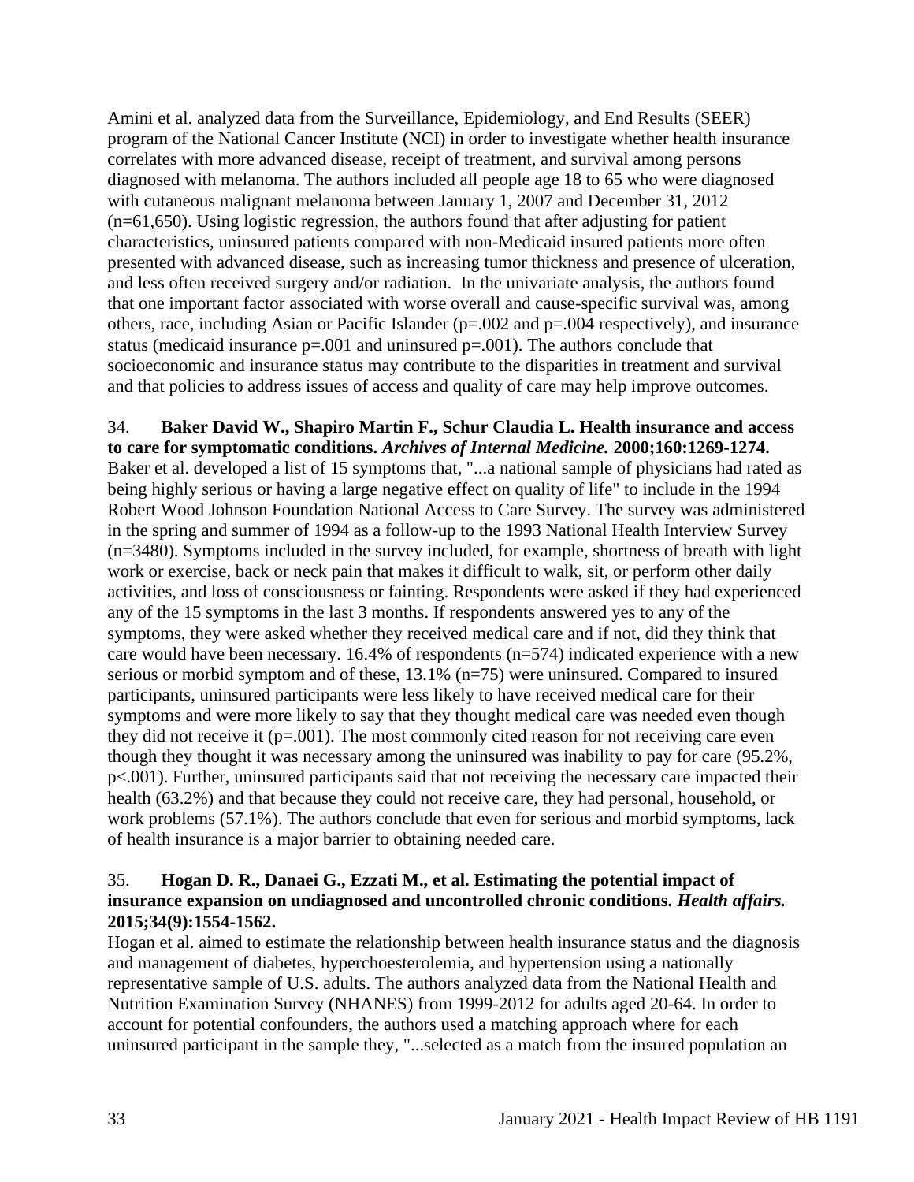Amini et al. analyzed data from the Surveillance, Epidemiology, and End Results (SEER) program of the National Cancer Institute (NCI) in order to investigate whether health insurance correlates with more advanced disease, receipt of treatment, and survival among persons diagnosed with melanoma. The authors included all people age 18 to 65 who were diagnosed with cutaneous malignant melanoma between January 1, 2007 and December 31, 2012 (n=61,650). Using logistic regression, the authors found that after adjusting for patient characteristics, uninsured patients compared with non-Medicaid insured patients more often presented with advanced disease, such as increasing tumor thickness and presence of ulceration, and less often received surgery and/or radiation. In the univariate analysis, the authors found that one important factor associated with worse overall and cause-specific survival was, among others, race, including Asian or Pacific Islander (p=.002 and p=.004 respectively), and insurance status (medicaid insurance p=.001 and uninsured p=.001). The authors conclude that socioeconomic and insurance status may contribute to the disparities in treatment and survival and that policies to address issues of access and quality of care may help improve outcomes.

34. **Baker David W., Shapiro Martin F., Schur Claudia L. Health insurance and access to care for symptomatic conditions.** ***Archives of Internal Medicine.*** **2000;160:1269-1274.**
Baker et al. developed a list of 15 symptoms that, "...a national sample of physicians had rated as being highly serious or having a large negative effect on quality of life" to include in the 1994 Robert Wood Johnson Foundation National Access to Care Survey. The survey was administered in the spring and summer of 1994 as a follow-up to the 1993 National Health Interview Survey (n=3480). Symptoms included in the survey included, for example, shortness of breath with light work or exercise, back or neck pain that makes it difficult to walk, sit, or perform other daily activities, and loss of consciousness or fainting. Respondents were asked if they had experienced any of the 15 symptoms in the last 3 months. If respondents answered yes to any of the symptoms, they were asked whether they received medical care and if not, did they think that care would have been necessary. 16.4% of respondents (n=574) indicated experience with a new serious or morbid symptom and of these, 13.1% (n=75) were uninsured. Compared to insured participants, uninsured participants were less likely to have received medical care for their symptoms and were more likely to say that they thought medical care was needed even though they did not receive it (p=.001). The most commonly cited reason for not receiving care even though they thought it was necessary among the uninsured was inability to pay for care (95.2%, p<.001). Further, uninsured participants said that not receiving the necessary care impacted their health (63.2%) and that because they could not receive care, they had personal, household, or work problems (57.1%). The authors conclude that even for serious and morbid symptoms, lack of health insurance is a major barrier to obtaining needed care.

35. **Hogan D. R., Danaei G., Ezzati M., et al. Estimating the potential impact of insurance expansion on undiagnosed and uncontrolled chronic conditions.** ***Health affairs.*** **2015;34(9):1554-1562.**
Hogan et al. aimed to estimate the relationship between health insurance status and the diagnosis and management of diabetes, hyperchoesterolemia, and hypertension using a nationally representative sample of U.S. adults. The authors analyzed data from the National Health and Nutrition Examination Survey (NHANES) from 1999-2012 for adults aged 20-64. In order to account for potential confounders, the authors used a matching approach where for each uninsured participant in the sample they, "...selected as a match from the insured population an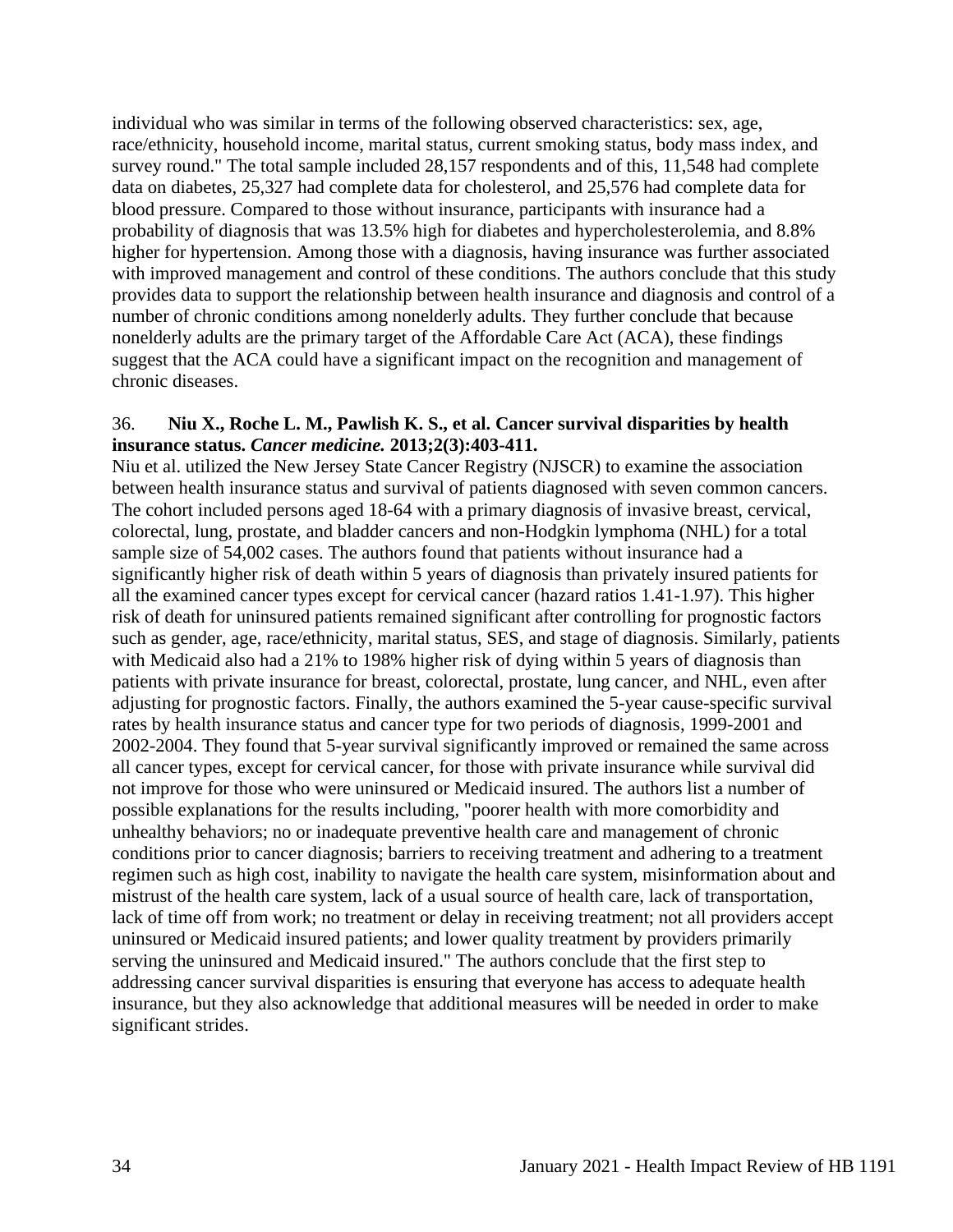individual who was similar in terms of the following observed characteristics: sex, age, race/ethnicity, household income, marital status, current smoking status, body mass index, and survey round." The total sample included 28,157 respondents and of this, 11,548 had complete data on diabetes, 25,327 had complete data for cholesterol, and 25,576 had complete data for blood pressure. Compared to those without insurance, participants with insurance had a probability of diagnosis that was 13.5% high for diabetes and hypercholesterolemia, and 8.8% higher for hypertension. Among those with a diagnosis, having insurance was further associated with improved management and control of these conditions. The authors conclude that this study provides data to support the relationship between health insurance and diagnosis and control of a number of chronic conditions among nonelderly adults. They further conclude that because nonelderly adults are the primary target of the Affordable Care Act (ACA), these findings suggest that the ACA could have a significant impact on the recognition and management of chronic diseases.

36. **Niu X., Roche L. M., Pawlish K. S., et al. Cancer survival disparities by health insurance status.** ***Cancer medicine.*** **2013;2(3):403-411.**

Niu et al. utilized the New Jersey State Cancer Registry (NJSCR) to examine the association between health insurance status and survival of patients diagnosed with seven common cancers. The cohort included persons aged 18-64 with a primary diagnosis of invasive breast, cervical, colorectal, lung, prostate, and bladder cancers and non-Hodgkin lymphoma (NHL) for a total sample size of 54,002 cases. The authors found that patients without insurance had a significantly higher risk of death within 5 years of diagnosis than privately insured patients for all the examined cancer types except for cervical cancer (hazard ratios 1.41-1.97). This higher risk of death for uninsured patients remained significant after controlling for prognostic factors such as gender, age, race/ethnicity, marital status, SES, and stage of diagnosis. Similarly, patients with Medicaid also had a 21% to 198% higher risk of dying within 5 years of diagnosis than patients with private insurance for breast, colorectal, prostate, lung cancer, and NHL, even after adjusting for prognostic factors. Finally, the authors examined the 5-year cause-specific survival rates by health insurance status and cancer type for two periods of diagnosis, 1999-2001 and 2002-2004. They found that 5-year survival significantly improved or remained the same across all cancer types, except for cervical cancer, for those with private insurance while survival did not improve for those who were uninsured or Medicaid insured. The authors list a number of possible explanations for the results including, "poorer health with more comorbidity and unhealthy behaviors; no or inadequate preventive health care and management of chronic conditions prior to cancer diagnosis; barriers to receiving treatment and adhering to a treatment regimen such as high cost, inability to navigate the health care system, misinformation about and mistrust of the health care system, lack of a usual source of health care, lack of transportation, lack of time off from work; no treatment or delay in receiving treatment; not all providers accept uninsured or Medicaid insured patients; and lower quality treatment by providers primarily serving the uninsured and Medicaid insured." The authors conclude that the first step to addressing cancer survival disparities is ensuring that everyone has access to adequate health insurance, but they also acknowledge that additional measures will be needed in order to make significant strides.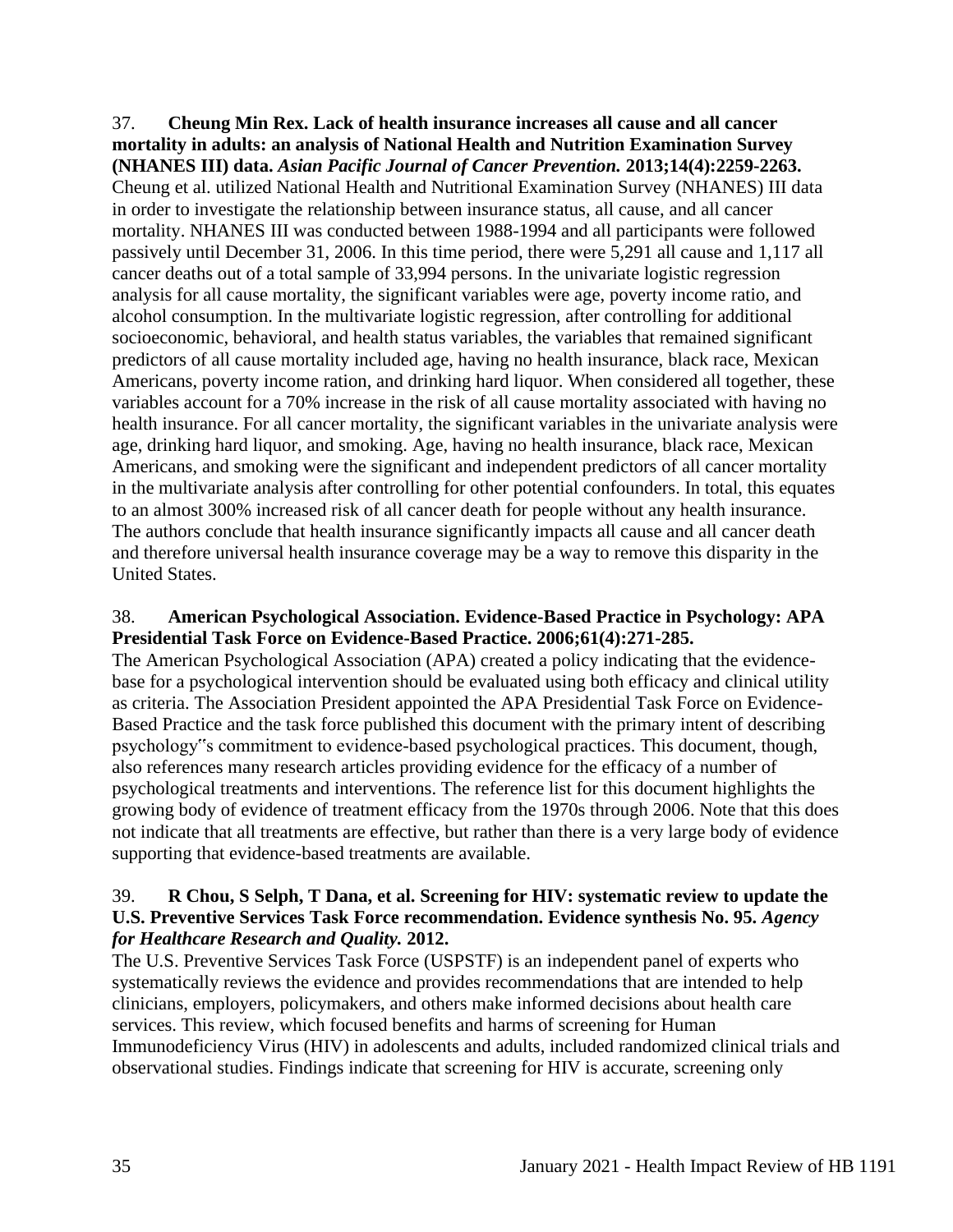37. **Cheung Min Rex. Lack of health insurance increases all cause and all cancer mortality in adults: an analysis of National Health and Nutrition Examination Survey (NHANES III) data.** ***Asian Pacific Journal of Cancer Prevention.*** **2013;14(4):2259-2263.**
Cheung et al. utilized National Health and Nutritional Examination Survey (NHANES) III data in order to investigate the relationship between insurance status, all cause, and all cancer mortality. NHANES III was conducted between 1988-1994 and all participants were followed passively until December 31, 2006. In this time period, there were 5,291 all cause and 1,117 all cancer deaths out of a total sample of 33,994 persons. In the univariate logistic regression analysis for all cause mortality, the significant variables were age, poverty income ratio, and alcohol consumption. In the multivariate logistic regression, after controlling for additional socioeconomic, behavioral, and health status variables, the variables that remained significant predictors of all cause mortality included age, having no health insurance, black race, Mexican Americans, poverty income ration, and drinking hard liquor. When considered all together, these variables account for a 70% increase in the risk of all cause mortality associated with having no health insurance. For all cancer mortality, the significant variables in the univariate analysis were age, drinking hard liquor, and smoking. Age, having no health insurance, black race, Mexican Americans, and smoking were the significant and independent predictors of all cancer mortality in the multivariate analysis after controlling for other potential confounders. In total, this equates to an almost 300% increased risk of all cancer death for people without any health insurance. The authors conclude that health insurance significantly impacts all cause and all cancer death and therefore universal health insurance coverage may be a way to remove this disparity in the United States.

38. **American Psychological Association. Evidence-Based Practice in Psychology: APA Presidential Task Force on Evidence-Based Practice. 2006;61(4):271-285.**
The American Psychological Association (APA) created a policy indicating that the evidence-base for a psychological intervention should be evaluated using both efficacy and clinical utility as criteria. The Association President appointed the APA Presidential Task Force on Evidence-Based Practice and the task force published this document with the primary intent of describing psychology"s commitment to evidence-based psychological practices. This document, though, also references many research articles providing evidence for the efficacy of a number of psychological treatments and interventions. The reference list for this document highlights the growing body of evidence of treatment efficacy from the 1970s through 2006. Note that this does not indicate that all treatments are effective, but rather than there is a very large body of evidence supporting that evidence-based treatments are available.

39. **R Chou, S Selph, T Dana, et al. Screening for HIV: systematic review to update the U.S. Preventive Services Task Force recommendation. Evidence synthesis No. 95.** ***Agency for Healthcare Research and Quality.*** **2012.**
The U.S. Preventive Services Task Force (USPSTF) is an independent panel of experts who systematically reviews the evidence and provides recommendations that are intended to help clinicians, employers, policymakers, and others make informed decisions about health care services. This review, which focused benefits and harms of screening for Human Immunodeficiency Virus (HIV) in adolescents and adults, included randomized clinical trials and observational studies. Findings indicate that screening for HIV is accurate, screening only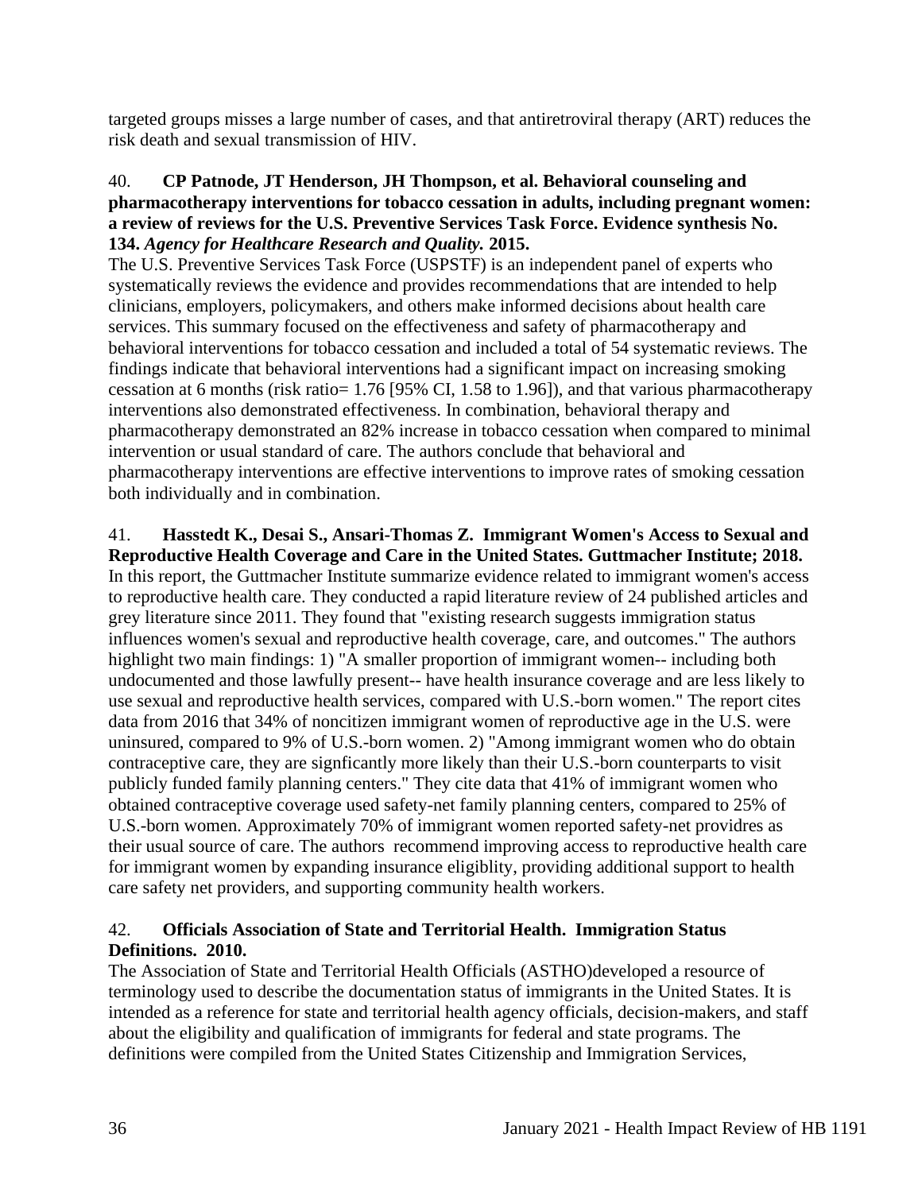targeted groups misses a large number of cases, and that antiretroviral therapy (ART) reduces the risk death and sexual transmission of HIV.

40. **CP Patnode, JT Henderson, JH Thompson, et al. Behavioral counseling and pharmacotherapy interventions for tobacco cessation in adults, including pregnant women: a review of reviews for the U.S. Preventive Services Task Force. Evidence synthesis No. 134.** ***Agency for Healthcare Research and Quality.*** **2015.**
The U.S. Preventive Services Task Force (USPSTF) is an independent panel of experts who systematically reviews the evidence and provides recommendations that are intended to help clinicians, employers, policymakers, and others make informed decisions about health care services. This summary focused on the effectiveness and safety of pharmacotherapy and behavioral interventions for tobacco cessation and included a total of 54 systematic reviews. The findings indicate that behavioral interventions had a significant impact on increasing smoking cessation at 6 months (risk ratio= 1.76 [95% CI, 1.58 to 1.96]), and that various pharmacotherapy interventions also demonstrated effectiveness. In combination, behavioral therapy and pharmacotherapy demonstrated an 82% increase in tobacco cessation when compared to minimal intervention or usual standard of care. The authors conclude that behavioral and pharmacotherapy interventions are effective interventions to improve rates of smoking cessation both individually and in combination.

41. **Hasstedt K., Desai S., Ansari-Thomas Z. Immigrant Women's Access to Sexual and Reproductive Health Coverage and Care in the United States. Guttmacher Institute; 2018.**
In this report, the Guttmacher Institute summarize evidence related to immigrant women's access to reproductive health care. They conducted a rapid literature review of 24 published articles and grey literature since 2011. They found that "existing research suggests immigration status influences women's sexual and reproductive health coverage, care, and outcomes." The authors highlight two main findings: 1) "A smaller proportion of immigrant women-- including both undocumented and those lawfully present-- have health insurance coverage and are less likely to use sexual and reproductive health services, compared with U.S.-born women." The report cites data from 2016 that 34% of noncitizen immigrant women of reproductive age in the U.S. were uninsured, compared to 9% of U.S.-born women. 2) "Among immigrant women who do obtain contraceptive care, they are signficantly more likely than their U.S.-born counterparts to visit publicly funded family planning centers." They cite data that 41% of immigrant women who obtained contraceptive coverage used safety-net family planning centers, compared to 25% of U.S.-born women. Approximately 70% of immigrant women reported safety-net providres as their usual source of care. The authors recommend improving access to reproductive health care for immigrant women by expanding insurance eligiblity, providing additional support to health care safety net providers, and supporting community health workers.

42. **Officials Association of State and Territorial Health. Immigration Status Definitions. 2010.**
The Association of State and Territorial Health Officials (ASTHO)developed a resource of terminology used to describe the documentation status of immigrants in the United States. It is intended as a reference for state and territorial health agency officials, decision-makers, and staff about the eligibility and qualification of immigrants for federal and state programs. The definitions were compiled from the United States Citizenship and Immigration Services,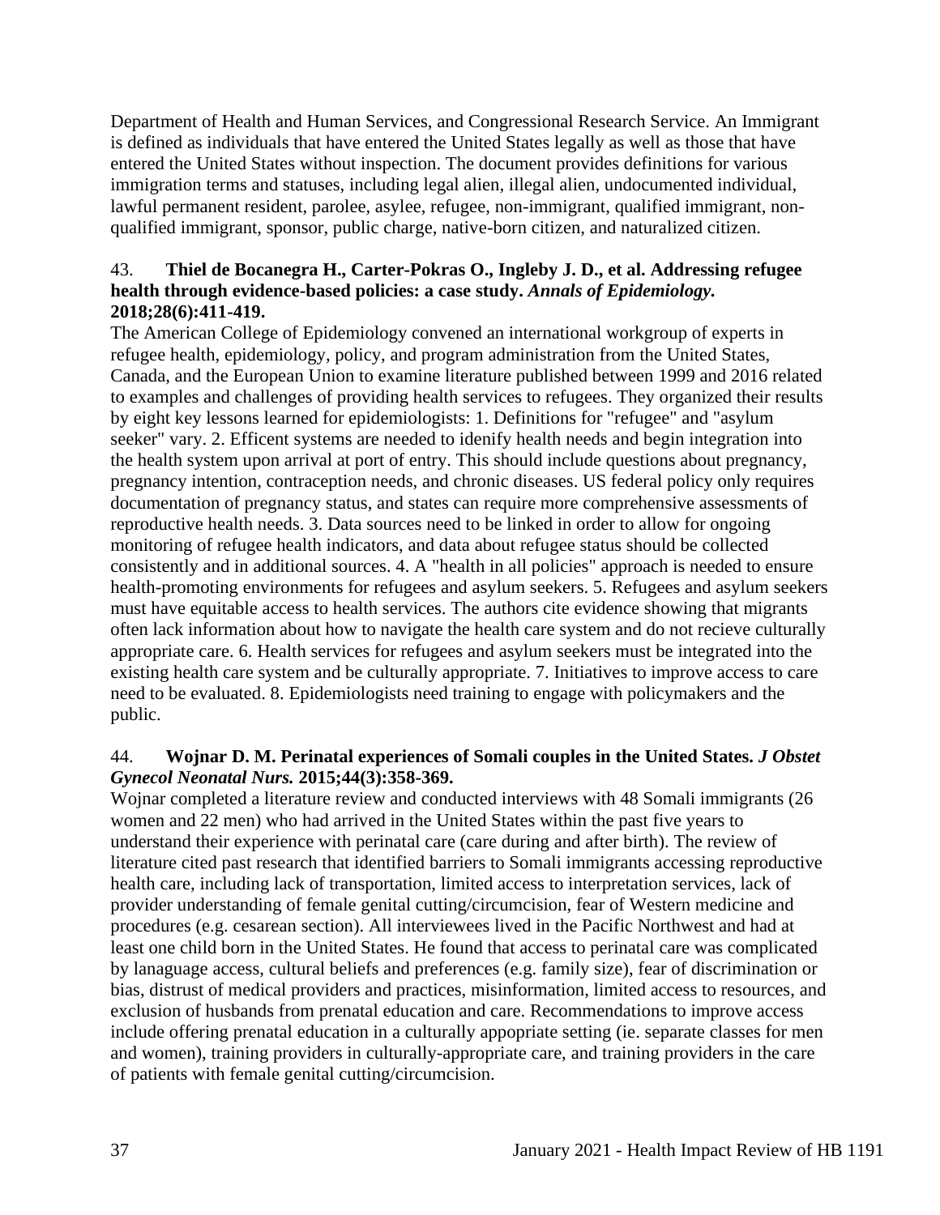Department of Health and Human Services, and Congressional Research Service. An Immigrant is defined as individuals that have entered the United States legally as well as those that have entered the United States without inspection. The document provides definitions for various immigration terms and statuses, including legal alien, illegal alien, undocumented individual, lawful permanent resident, parolee, asylee, refugee, non-immigrant, qualified immigrant, non-qualified immigrant, sponsor, public charge, native-born citizen, and naturalized citizen.

43. **Thiel de Bocanegra H., Carter-Pokras O., Ingleby J. D., et al. Addressing refugee health through evidence-based policies: a case study.** ***Annals of Epidemiology.*** **2018;28(6):411-419.**
The American College of Epidemiology convened an international workgroup of experts in refugee health, epidemiology, policy, and program administration from the United States, Canada, and the European Union to examine literature published between 1999 and 2016 related to examples and challenges of providing health services to refugees. They organized their results by eight key lessons learned for epidemiologists: 1. Definitions for "refugee" and "asylum seeker" vary. 2. Efficent systems are needed to idenify health needs and begin integration into the health system upon arrival at port of entry. This should include questions about pregnancy, pregnancy intention, contraception needs, and chronic diseases. US federal policy only requires documentation of pregnancy status, and states can require more comprehensive assessments of reproductive health needs. 3. Data sources need to be linked in order to allow for ongoing monitoring of refugee health indicators, and data about refugee status should be collected consistently and in additional sources. 4. A "health in all policies" approach is needed to ensure health-promoting environments for refugees and asylum seekers. 5. Refugees and asylum seekers must have equitable access to health services. The authors cite evidence showing that migrants often lack information about how to navigate the health care system and do not recieve culturally appropriate care. 6. Health services for refugees and asylum seekers must be integrated into the existing health care system and be culturally appropriate. 7. Initiatives to improve access to care need to be evaluated. 8. Epidemiologists need training to engage with policymakers and the public.

44. **Wojnar D. M. Perinatal experiences of Somali couples in the United States.** ***J Obstet Gynecol Neonatal Nurs.*** **2015;44(3):358-369.**
Wojnar completed a literature review and conducted interviews with 48 Somali immigrants (26 women and 22 men) who had arrived in the United States within the past five years to understand their experience with perinatal care (care during and after birth). The review of literature cited past research that identified barriers to Somali immigrants accessing reproductive health care, including lack of transportation, limited access to interpretation services, lack of provider understanding of female genital cutting/circumcision, fear of Western medicine and procedures (e.g. cesarean section). All interviewees lived in the Pacific Northwest and had at least one child born in the United States. He found that access to perinatal care was complicated by lanaguage access, cultural beliefs and preferences (e.g. family size), fear of discrimination or bias, distrust of medical providers and practices, misinformation, limited access to resources, and exclusion of husbands from prenatal education and care. Recommendations to improve access include offering prenatal education in a culturally appopriate setting (ie. separate classes for men and women), training providers in culturally-appropriate care, and training providers in the care of patients with female genital cutting/circumcision.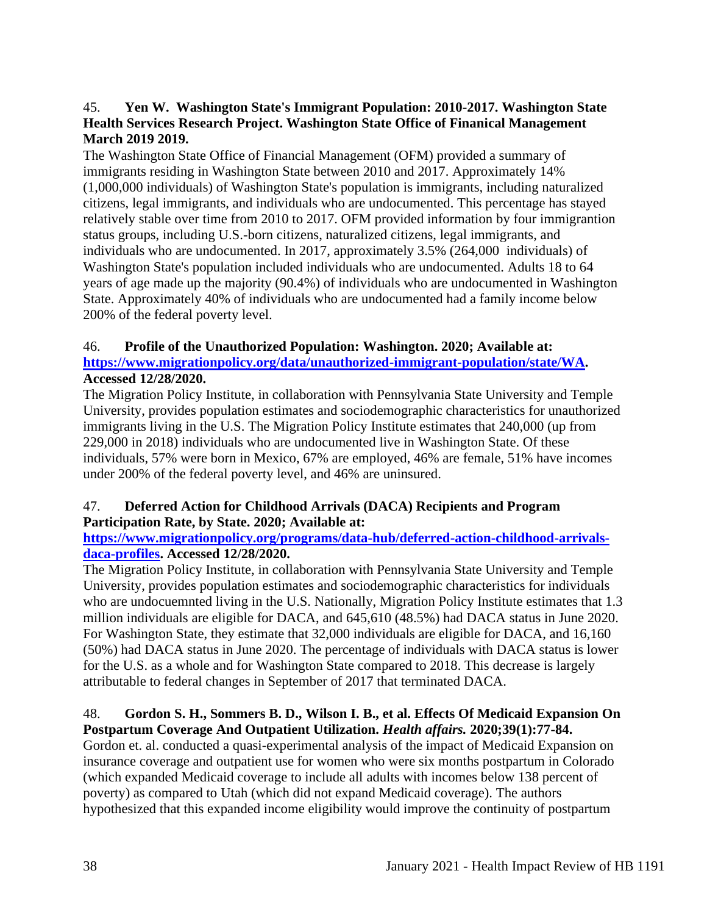45. **Yen W. Washington State's Immigrant Population: 2010-2017. Washington State Health Services Research Project. Washington State Office of Finanical Management March 2019 2019.**

The Washington State Office of Financial Management (OFM) provided a summary of immigrants residing in Washington State between 2010 and 2017. Approximately 14% (1,000,000 individuals) of Washington State's population is immigrants, including naturalized citizens, legal immigrants, and individuals who are undocumented. This percentage has stayed relatively stable over time from 2010 to 2017. OFM provided information by four immigrantion status groups, including U.S.-born citizens, naturalized citizens, legal immigrants, and individuals who are undocumented. In 2017, approximately 3.5% (264,000 individuals) of Washington State's population included individuals who are undocumented. Adults 18 to 64 years of age made up the majority (90.4%) of individuals who are undocumented in Washington State. Approximately 40% of individuals who are undocumented had a family income below 200% of the federal poverty level.

46. **Profile of the Unauthorized Population: Washington. 2020; Available at: [https://www.migrationpolicy.org/data/unauthorized-immigrant-population/state/WA](https://www.migrationpolicy.org/data/unauthorized-immigrant-population/state/WA). Accessed 12/28/2020.**

The Migration Policy Institute, in collaboration with Pennsylvania State University and Temple University, provides population estimates and sociodemographic characteristics for unauthorized immigrants living in the U.S. The Migration Policy Institute estimates that 240,000 (up from 229,000 in 2018) individuals who are undocumented live in Washington State. Of these individuals, 57% were born in Mexico, 67% are employed, 46% are female, 51% have incomes under 200% of the federal poverty level, and 46% are uninsured.

47. **Deferred Action for Childhood Arrivals (DACA) Recipients and Program Participation Rate, by State. 2020; Available at: [https://www.migrationpolicy.org/programs/data-hub/deferred-action-childhood-arrivals-daca-profiles](https://www.migrationpolicy.org/programs/data-hub/deferred-action-childhood-arrivals-daca-profiles). Accessed 12/28/2020.**

The Migration Policy Institute, in collaboration with Pennsylvania State University and Temple University, provides population estimates and sociodemographic characteristics for individuals who are undocuemnted living in the U.S. Nationally, Migration Policy Institute estimates that 1.3 million individuals are eligible for DACA, and 645,610 (48.5%) had DACA status in June 2020. For Washington State, they estimate that 32,000 individuals are eligible for DACA, and 16,160 (50%) had DACA status in June 2020. The percentage of individuals with DACA status is lower for the U.S. as a whole and for Washington State compared to 2018. This decrease is largely attributable to federal changes in September of 2017 that terminated DACA.

48. **Gordon S. H., Sommers B. D., Wilson I. B., et al. Effects Of Medicaid Expansion On Postpartum Coverage And Outpatient Utilization. *Health affairs.* 2020;39(1):77-84.**

Gordon et. al. conducted a quasi-experimental analysis of the impact of Medicaid Expansion on insurance coverage and outpatient use for women who were six months postpartum in Colorado (which expanded Medicaid coverage to include all adults with incomes below 138 percent of poverty) as compared to Utah (which did not expand Medicaid coverage). The authors hypothesized that this expanded income eligibility would improve the continuity of postpartum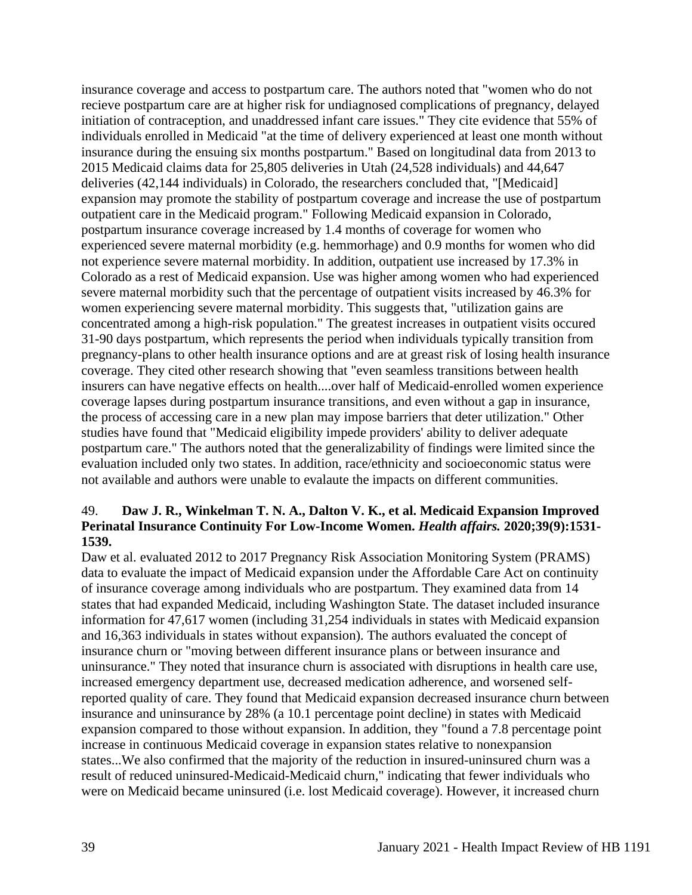insurance coverage and access to postpartum care. The authors noted that "women who do not recieve postpartum care are at higher risk for undiagnosed complications of pregnancy, delayed initiation of contraception, and unaddressed infant care issues." They cite evidence that 55% of individuals enrolled in Medicaid "at the time of delivery experienced at least one month without insurance during the ensuing six months postpartum." Based on longitudinal data from 2013 to 2015 Medicaid claims data for 25,805 deliveries in Utah (24,528 individuals) and 44,647 deliveries (42,144 individuals) in Colorado, the researchers concluded that, "[Medicaid] expansion may promote the stability of postpartum coverage and increase the use of postpartum outpatient care in the Medicaid program." Following Medicaid expansion in Colorado, postpartum insurance coverage increased by 1.4 months of coverage for women who experienced severe maternal morbidity (e.g. hemmorhage) and 0.9 months for women who did not experience severe maternal morbidity. In addition, outpatient use increased by 17.3% in Colorado as a rest of Medicaid expansion. Use was higher among women who had experienced severe maternal morbidity such that the percentage of outpatient visits increased by 46.3% for women experiencing severe maternal morbidity. This suggests that, "utilization gains are concentrated among a high-risk population." The greatest increases in outpatient visits occured 31-90 days postpartum, which represents the period when individuals typically transition from pregnancy-plans to other health insurance options and are at greast risk of losing health insurance coverage. They cited other research showing that "even seamless transitions between health insurers can have negative effects on health....over half of Medicaid-enrolled women experience coverage lapses during postpartum insurance transitions, and even without a gap in insurance, the process of accessing care in a new plan may impose barriers that deter utilization." Other studies have found that "Medicaid eligibility impede providers' ability to deliver adequate postpartum care." The authors noted that the generalizability of findings were limited since the evaluation included only two states. In addition, race/ethnicity and socioeconomic status were not available and authors were unable to evalaute the impacts on different communities.

49. **Daw J. R., Winkelman T. N. A., Dalton V. K., et al. Medicaid Expansion Improved Perinatal Insurance Continuity For Low-Income Women. *Health affairs.* 2020;39(9):1531-1539.**

Daw et al. evaluated 2012 to 2017 Pregnancy Risk Association Monitoring System (PRAMS) data to evaluate the impact of Medicaid expansion under the Affordable Care Act on continuity of insurance coverage among individuals who are postpartum. They examined data from 14 states that had expanded Medicaid, including Washington State. The dataset included insurance information for 47,617 women (including 31,254 individuals in states with Medicaid expansion and 16,363 individuals in states without expansion). The authors evaluated the concept of insurance churn or "moving between different insurance plans or between insurance and uninsurance." They noted that insurance churn is associated with disruptions in health care use, increased emergency department use, decreased medication adherence, and worsened self-reported quality of care. They found that Medicaid expansion decreased insurance churn between insurance and uninsurance by 28% (a 10.1 percentage point decline) in states with Medicaid expansion compared to those without expansion. In addition, they "found a 7.8 percentage point increase in continuous Medicaid coverage in expansion states relative to nonexpansion states...We also confirmed that the majority of the reduction in insured-uninsured churn was a result of reduced uninsured-Medicaid-Medicaid churn," indicating that fewer individuals who were on Medicaid became uninsured (i.e. lost Medicaid coverage). However, it increased churn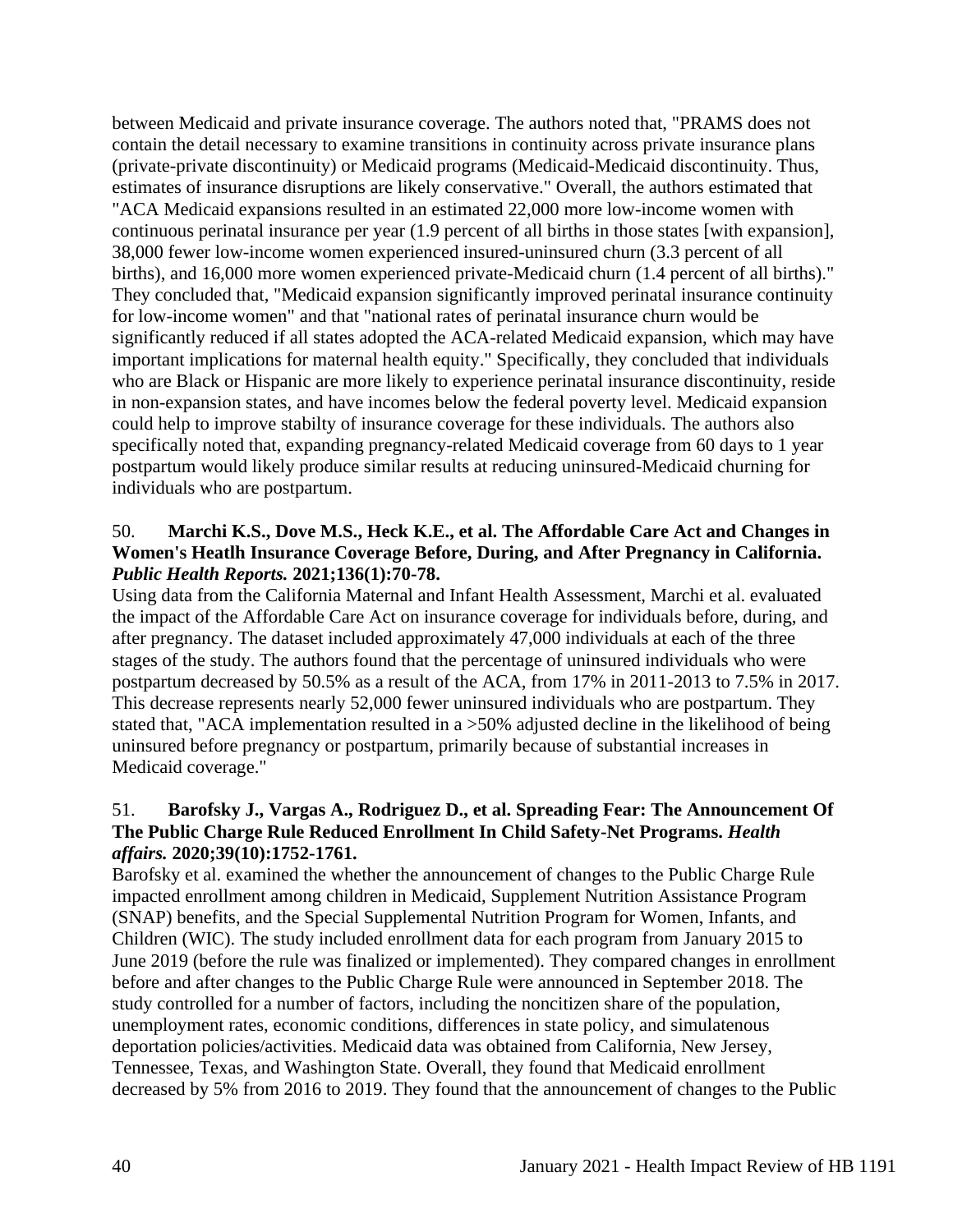between Medicaid and private insurance coverage. The authors noted that, "PRAMS does not contain the detail necessary to examine transitions in continuity across private insurance plans (private-private discontinuity) or Medicaid programs (Medicaid-Medicaid discontinuity. Thus, estimates of insurance disruptions are likely conservative." Overall, the authors estimated that "ACA Medicaid expansions resulted in an estimated 22,000 more low-income women with continuous perinatal insurance per year (1.9 percent of all births in those states [with expansion], 38,000 fewer low-income women experienced insured-uninsured churn (3.3 percent of all births), and 16,000 more women experienced private-Medicaid churn (1.4 percent of all births)." They concluded that, "Medicaid expansion significantly improved perinatal insurance continuity for low-income women" and that "national rates of perinatal insurance churn would be significantly reduced if all states adopted the ACA-related Medicaid expansion, which may have important implications for maternal health equity." Specifically, they concluded that individuals who are Black or Hispanic are more likely to experience perinatal insurance discontinuity, reside in non-expansion states, and have incomes below the federal poverty level. Medicaid expansion could help to improve stabilty of insurance coverage for these individuals. The authors also specifically noted that, expanding pregnancy-related Medicaid coverage from 60 days to 1 year postpartum would likely produce similar results at reducing uninsured-Medicaid churning for individuals who are postpartum.

50. **Marchi K.S., Dove M.S., Heck K.E., et al. The Affordable Care Act and Changes in Women's Heatlh Insurance Coverage Before, During, and After Pregnancy in California. *Public Health Reports.* 2021;136(1):70-78.**

Using data from the California Maternal and Infant Health Assessment, Marchi et al. evaluated the impact of the Affordable Care Act on insurance coverage for individuals before, during, and after pregnancy. The dataset included approximately 47,000 individuals at each of the three stages of the study. The authors found that the percentage of uninsured individuals who were postpartum decreased by 50.5% as a result of the ACA, from 17% in 2011-2013 to 7.5% in 2017. This decrease represents nearly 52,000 fewer uninsured individuals who are postpartum. They stated that, "ACA implementation resulted in a >50% adjusted decline in the likelihood of being uninsured before pregnancy or postpartum, primarily because of substantial increases in Medicaid coverage."

51. **Barofsky J., Vargas A., Rodriguez D., et al. Spreading Fear: The Announcement Of The Public Charge Rule Reduced Enrollment In Child Safety-Net Programs. *Health affairs.* 2020;39(10):1752-1761.**

Barofsky et al. examined the whether the announcement of changes to the Public Charge Rule impacted enrollment among children in Medicaid, Supplement Nutrition Assistance Program (SNAP) benefits, and the Special Supplemental Nutrition Program for Women, Infants, and Children (WIC). The study included enrollment data for each program from January 2015 to June 2019 (before the rule was finalized or implemented). They compared changes in enrollment before and after changes to the Public Charge Rule were announced in September 2018. The study controlled for a number of factors, including the noncitizen share of the population, unemployment rates, economic conditions, differences in state policy, and simulatenous deportation policies/activities. Medicaid data was obtained from California, New Jersey, Tennessee, Texas, and Washington State. Overall, they found that Medicaid enrollment decreased by 5% from 2016 to 2019. They found that the announcement of changes to the Public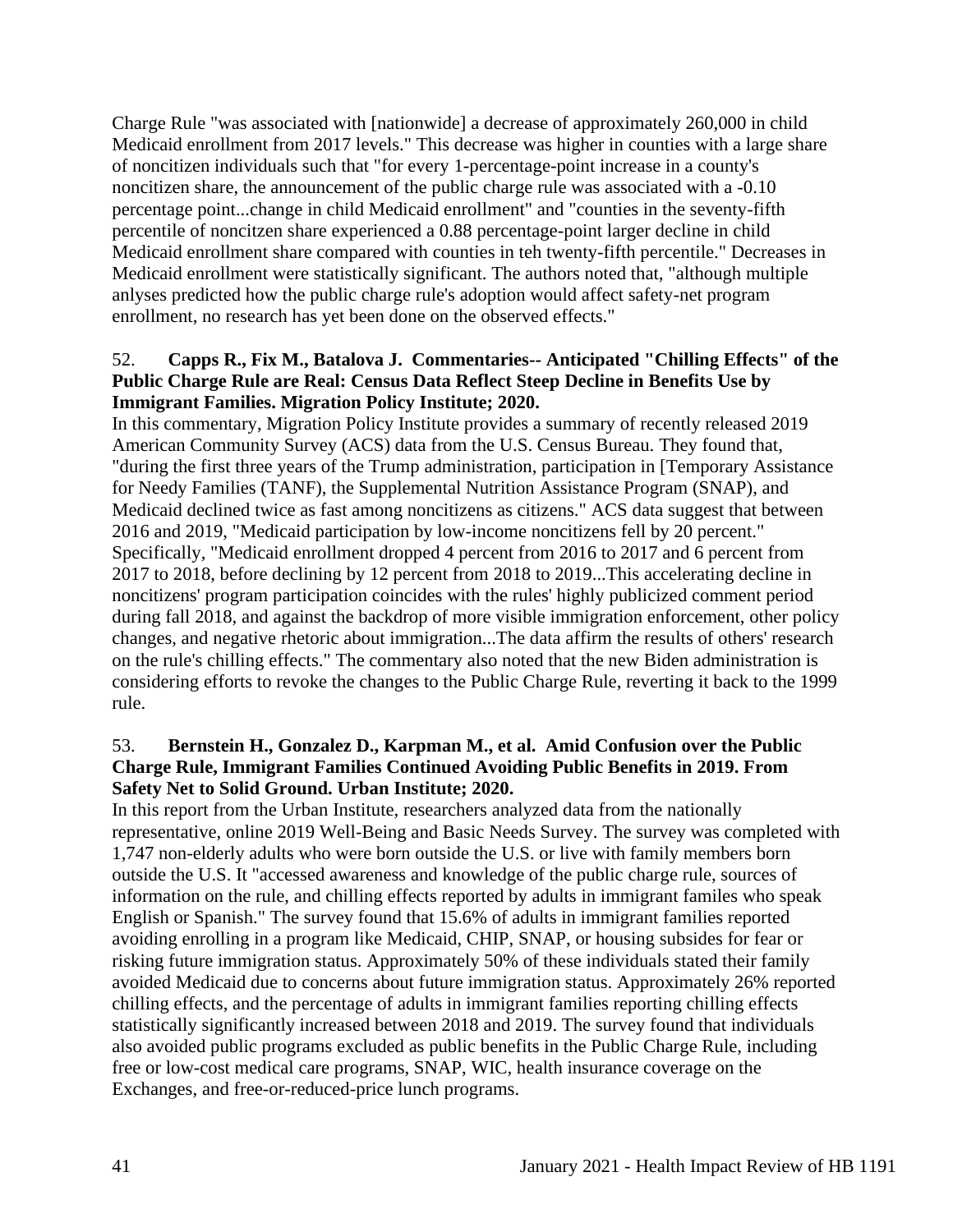Charge Rule "was associated with [nationwide] a decrease of approximately 260,000 in child Medicaid enrollment from 2017 levels." This decrease was higher in counties with a large share of noncitizen individuals such that "for every 1-percentage-point increase in a county's noncitizen share, the announcement of the public charge rule was associated with a -0.10 percentage point...change in child Medicaid enrollment" and "counties in the seventy-fifth percentile of noncitzen share experienced a 0.88 percentage-point larger decline in child Medicaid enrollment share compared with counties in teh twenty-fifth percentile." Decreases in Medicaid enrollment were statistically significant. The authors noted that, "although multiple anlyses predicted how the public charge rule's adoption would affect safety-net program enrollment, no research has yet been done on the observed effects."

52. **Capps R., Fix M., Batalova J. Commentaries-- Anticipated "Chilling Effects" of the Public Charge Rule are Real: Census Data Reflect Steep Decline in Benefits Use by Immigrant Families. Migration Policy Institute; 2020.**
In this commentary, Migration Policy Institute provides a summary of recently released 2019 American Community Survey (ACS) data from the U.S. Census Bureau. They found that, "during the first three years of the Trump administration, participation in [Temporary Assistance for Needy Families (TANF), the Supplemental Nutrition Assistance Program (SNAP), and Medicaid declined twice as fast among noncitizens as citizens." ACS data suggest that between 2016 and 2019, "Medicaid participation by low-income noncitizens fell by 20 percent." Specifically, "Medicaid enrollment dropped 4 percent from 2016 to 2017 and 6 percent from 2017 to 2018, before declining by 12 percent from 2018 to 2019...This accelerating decline in noncitizens' program participation coincides with the rules' highly publicized comment period during fall 2018, and against the backdrop of more visible immigration enforcement, other policy changes, and negative rhetoric about immigration...The data affirm the results of others' research on the rule's chilling effects." The commentary also noted that the new Biden administration is considering efforts to revoke the changes to the Public Charge Rule, reverting it back to the 1999 rule.

53. **Bernstein H., Gonzalez D., Karpman M., et al. Amid Confusion over the Public Charge Rule, Immigrant Families Continued Avoiding Public Benefits in 2019. From Safety Net to Solid Ground. Urban Institute; 2020.**
In this report from the Urban Institute, researchers analyzed data from the nationally representative, online 2019 Well-Being and Basic Needs Survey. The survey was completed with 1,747 non-elderly adults who were born outside the U.S. or live with family members born outside the U.S. It "accessed awareness and knowledge of the public charge rule, sources of information on the rule, and chilling effects reported by adults in immigrant familes who speak English or Spanish." The survey found that 15.6% of adults in immigrant families reported avoiding enrolling in a program like Medicaid, CHIP, SNAP, or housing subsides for fear or risking future immigration status. Approximately 50% of these individuals stated their family avoided Medicaid due to concerns about future immigration status. Approximately 26% reported chilling effects, and the percentage of adults in immigrant families reporting chilling effects statistically significantly increased between 2018 and 2019. The survey found that individuals also avoided public programs excluded as public benefits in the Public Charge Rule, including free or low-cost medical care programs, SNAP, WIC, health insurance coverage on the Exchanges, and free-or-reduced-price lunch programs.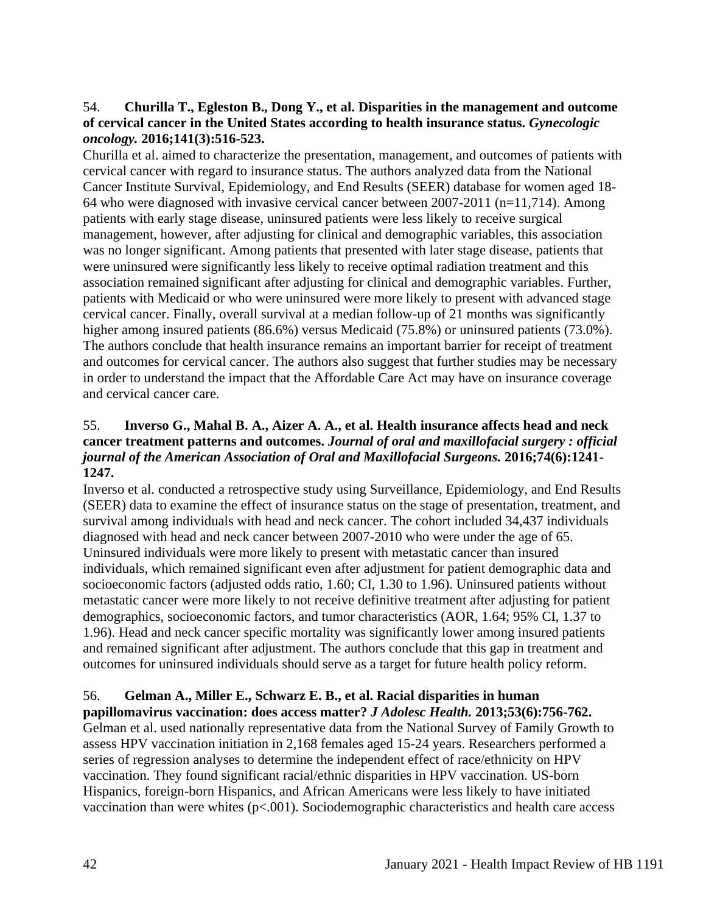54. **Churilla T., Egleston B., Dong Y., et al. Disparities in the management and outcome of cervical cancer in the United States according to health insurance status.** ***Gynecologic oncology.*** **2016;141(3):516-523.**

Churilla et al. aimed to characterize the presentation, management, and outcomes of patients with cervical cancer with regard to insurance status. The authors analyzed data from the National Cancer Institute Survival, Epidemiology, and End Results (SEER) database for women aged 18-64 who were diagnosed with invasive cervical cancer between 2007-2011 (n=11,714). Among patients with early stage disease, uninsured patients were less likely to receive surgical management, however, after adjusting for clinical and demographic variables, this association was no longer significant. Among patients that presented with later stage disease, patients that were uninsured were significantly less likely to receive optimal radiation treatment and this association remained significant after adjusting for clinical and demographic variables. Further, patients with Medicaid or who were uninsured were more likely to present with advanced stage cervical cancer. Finally, overall survival at a median follow-up of 21 months was significantly higher among insured patients (86.6%) versus Medicaid (75.8%) or uninsured patients (73.0%). The authors conclude that health insurance remains an important barrier for receipt of treatment and outcomes for cervical cancer. The authors also suggest that further studies may be necessary in order to understand the impact that the Affordable Care Act may have on insurance coverage and cervical cancer care.

55. **Inverso G., Mahal B. A., Aizer A. A., et al. Health insurance affects head and neck cancer treatment patterns and outcomes.** ***Journal of oral and maxillofacial surgery : official journal of the American Association of Oral and Maxillofacial Surgeons.*** **2016;74(6):1241-1247.**

Inverso et al. conducted a retrospective study using Surveillance, Epidemiology, and End Results (SEER) data to examine the effect of insurance status on the stage of presentation, treatment, and survival among individuals with head and neck cancer. The cohort included 34,437 individuals diagnosed with head and neck cancer between 2007-2010 who were under the age of 65. Uninsured individuals were more likely to present with metastatic cancer than insured individuals, which remained significant even after adjustment for patient demographic data and socioeconomic factors (adjusted odds ratio, 1.60; CI, 1.30 to 1.96). Uninsured patients without metastatic cancer were more likely to not receive definitive treatment after adjusting for patient demographics, socioeconomic factors, and tumor characteristics (AOR, 1.64; 95% CI, 1.37 to 1.96). Head and neck cancer specific mortality was significantly lower among insured patients and remained significant after adjustment. The authors conclude that this gap in treatment and outcomes for uninsured individuals should serve as a target for future health policy reform.

56. **Gelman A., Miller E., Schwarz E. B., et al. Racial disparities in human papillomavirus vaccination: does access matter?** ***J Adolesc Health.*** **2013;53(6):756-762.**

Gelman et al. used nationally representative data from the National Survey of Family Growth to assess HPV vaccination initiation in 2,168 females aged 15-24 years. Researchers performed a series of regression analyses to determine the independent effect of race/ethnicity on HPV vaccination. They found significant racial/ethnic disparities in HPV vaccination. US-born Hispanics, foreign-born Hispanics, and African Americans were less likely to have initiated vaccination than were whites ($p<.001$). Sociodemographic characteristics and health care access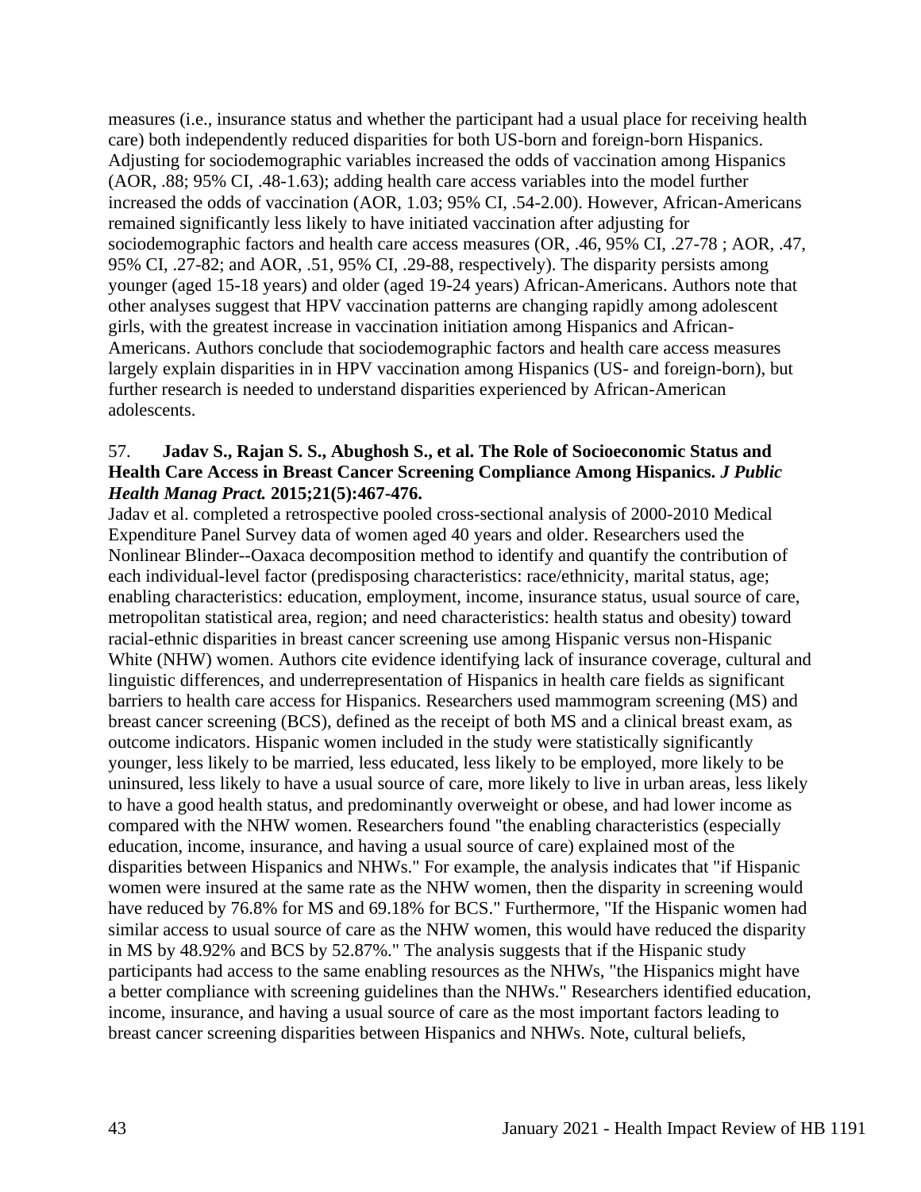measures (i.e., insurance status and whether the participant had a usual place for receiving health care) both independently reduced disparities for both US-born and foreign-born Hispanics. Adjusting for sociodemographic variables increased the odds of vaccination among Hispanics (AOR, .88; 95% CI, .48-1.63); adding health care access variables into the model further increased the odds of vaccination (AOR, 1.03; 95% CI, .54-2.00). However, African-Americans remained significantly less likely to have initiated vaccination after adjusting for sociodemographic factors and health care access measures (OR, .46, 95% CI, .27-78 ; AOR, .47, 95% CI, .27-82; and AOR, .51, 95% CI, .29-88, respectively). The disparity persists among younger (aged 15-18 years) and older (aged 19-24 years) African-Americans. Authors note that other analyses suggest that HPV vaccination patterns are changing rapidly among adolescent girls, with the greatest increase in vaccination initiation among Hispanics and African-Americans. Authors conclude that sociodemographic factors and health care access measures largely explain disparities in in HPV vaccination among Hispanics (US- and foreign-born), but further research is needed to understand disparities experienced by African-American adolescents.

57. **Jadav S., Rajan S. S., Abughosh S., et al. The Role of Socioeconomic Status and Health Care Access in Breast Cancer Screening Compliance Among Hispanics. *J Public Health Manag Pract.* 2015;21(5):467-476.**

Jadav et al. completed a retrospective pooled cross-sectional analysis of 2000-2010 Medical Expenditure Panel Survey data of women aged 40 years and older. Researchers used the Nonlinear Blinder--Oaxaca decomposition method to identify and quantify the contribution of each individual-level factor (predisposing characteristics: race/ethnicity, marital status, age; enabling characteristics: education, employment, income, insurance status, usual source of care, metropolitan statistical area, region; and need characteristics: health status and obesity) toward racial-ethnic disparities in breast cancer screening use among Hispanic versus non-Hispanic White (NHW) women. Authors cite evidence identifying lack of insurance coverage, cultural and linguistic differences, and underrepresentation of Hispanics in health care fields as significant barriers to health care access for Hispanics. Researchers used mammogram screening (MS) and breast cancer screening (BCS), defined as the receipt of both MS and a clinical breast exam, as outcome indicators. Hispanic women included in the study were statistically significantly younger, less likely to be married, less educated, less likely to be employed, more likely to be uninsured, less likely to have a usual source of care, more likely to live in urban areas, less likely to have a good health status, and predominantly overweight or obese, and had lower income as compared with the NHW women. Researchers found "the enabling characteristics (especially education, income, insurance, and having a usual source of care) explained most of the disparities between Hispanics and NHWs." For example, the analysis indicates that "if Hispanic women were insured at the same rate as the NHW women, then the disparity in screening would have reduced by 76.8% for MS and 69.18% for BCS." Furthermore, "If the Hispanic women had similar access to usual source of care as the NHW women, this would have reduced the disparity in MS by 48.92% and BCS by 52.87%." The analysis suggests that if the Hispanic study participants had access to the same enabling resources as the NHWs, "the Hispanics might have a better compliance with screening guidelines than the NHWs." Researchers identified education, income, insurance, and having a usual source of care as the most important factors leading to breast cancer screening disparities between Hispanics and NHWs. Note, cultural beliefs,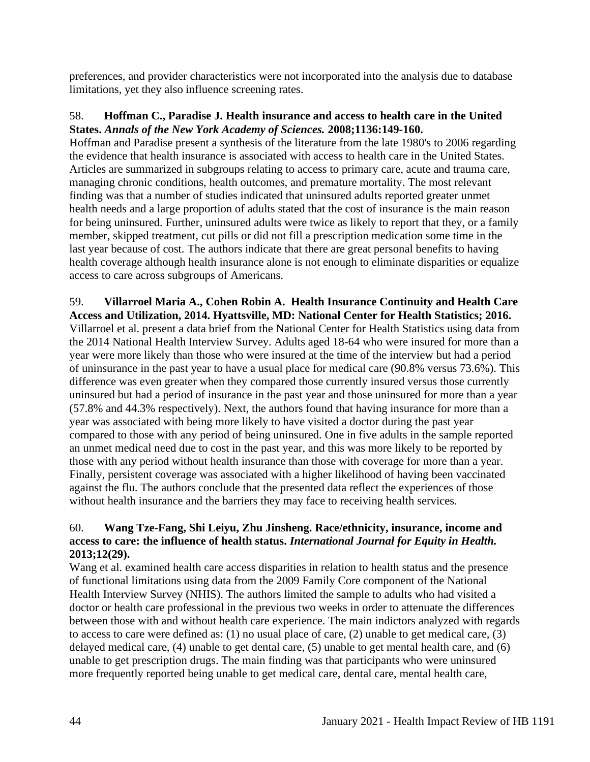preferences, and provider characteristics were not incorporated into the analysis due to database limitations, yet they also influence screening rates.

58. **Hoffman C., Paradise J. Health insurance and access to health care in the United States.** ***Annals of the New York Academy of Sciences.*** **2008;1136:149-160.**
Hoffman and Paradise present a synthesis of the literature from the late 1980's to 2006 regarding the evidence that health insurance is associated with access to health care in the United States. Articles are summarized in subgroups relating to access to primary care, acute and trauma care, managing chronic conditions, health outcomes, and premature mortality. The most relevant finding was that a number of studies indicated that uninsured adults reported greater unmet health needs and a large proportion of adults stated that the cost of insurance is the main reason for being uninsured. Further, uninsured adults were twice as likely to report that they, or a family member, skipped treatment, cut pills or did not fill a prescription medication some time in the last year because of cost. The authors indicate that there are great personal benefits to having health coverage although health insurance alone is not enough to eliminate disparities or equalize access to care across subgroups of Americans.

59. **Villarroel Maria A., Cohen Robin A. Health Insurance Continuity and Health Care Access and Utilization, 2014. Hyattsville, MD: National Center for Health Statistics; 2016.**
Villarroel et al. present a data brief from the National Center for Health Statistics using data from the 2014 National Health Interview Survey. Adults aged 18-64 who were insured for more than a year were more likely than those who were insured at the time of the interview but had a period of uninsurance in the past year to have a usual place for medical care (90.8% versus 73.6%). This difference was even greater when they compared those currently insured versus those currently uninsured but had a period of insurance in the past year and those uninsured for more than a year (57.8% and 44.3% respectively). Next, the authors found that having insurance for more than a year was associated with being more likely to have visited a doctor during the past year compared to those with any period of being uninsured. One in five adults in the sample reported an unmet medical need due to cost in the past year, and this was more likely to be reported by those with any period without health insurance than those with coverage for more than a year. Finally, persistent coverage was associated with a higher likelihood of having been vaccinated against the flu. The authors conclude that the presented data reflect the experiences of those without health insurance and the barriers they may face to receiving health services.

60. **Wang Tze-Fang, Shi Leiyu, Zhu Jinsheng. Race/ethnicity, insurance, income and access to care: the influence of health status.** ***International Journal for Equity in Health.*** **2013;12(29).**
Wang et al. examined health care access disparities in relation to health status and the presence of functional limitations using data from the 2009 Family Core component of the National Health Interview Survey (NHIS). The authors limited the sample to adults who had visited a doctor or health care professional in the previous two weeks in order to attenuate the differences between those with and without health care experience. The main indictors analyzed with regards to access to care were defined as: (1) no usual place of care, (2) unable to get medical care, (3) delayed medical care, (4) unable to get dental care, (5) unable to get mental health care, and (6) unable to get prescription drugs. The main finding was that participants who were uninsured more frequently reported being unable to get medical care, dental care, mental health care,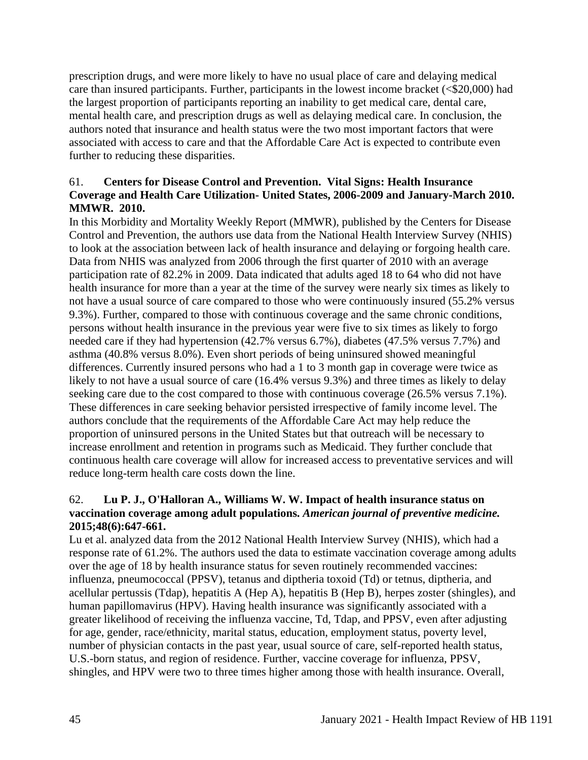prescription drugs, and were more likely to have no usual place of care and delaying medical care than insured participants. Further, participants in the lowest income bracket (<$20,000) had the largest proportion of participants reporting an inability to get medical care, dental care, mental health care, and prescription drugs as well as delaying medical care. In conclusion, the authors noted that insurance and health status were the two most important factors that were associated with access to care and that the Affordable Care Act is expected to contribute even further to reducing these disparities.

61. **Centers for Disease Control and Prevention. Vital Signs: Health Insurance Coverage and Health Care Utilization- United States, 2006-2009 and January-March 2010. MMWR. 2010.**

In this Morbidity and Mortality Weekly Report (MMWR), published by the Centers for Disease Control and Prevention, the authors use data from the National Health Interview Survey (NHIS) to look at the association between lack of health insurance and delaying or forgoing health care. Data from NHIS was analyzed from 2006 through the first quarter of 2010 with an average participation rate of 82.2% in 2009. Data indicated that adults aged 18 to 64 who did not have health insurance for more than a year at the time of the survey were nearly six times as likely to not have a usual source of care compared to those who were continuously insured (55.2% versus 9.3%). Further, compared to those with continuous coverage and the same chronic conditions, persons without health insurance in the previous year were five to six times as likely to forgo needed care if they had hypertension (42.7% versus 6.7%), diabetes (47.5% versus 7.7%) and asthma (40.8% versus 8.0%). Even short periods of being uninsured showed meaningful differences. Currently insured persons who had a 1 to 3 month gap in coverage were twice as likely to not have a usual source of care (16.4% versus 9.3%) and three times as likely to delay seeking care due to the cost compared to those with continuous coverage (26.5% versus 7.1%). These differences in care seeking behavior persisted irrespective of family income level. The authors conclude that the requirements of the Affordable Care Act may help reduce the proportion of uninsured persons in the United States but that outreach will be necessary to increase enrollment and retention in programs such as Medicaid. They further conclude that continuous health care coverage will allow for increased access to preventative services and will reduce long-term health care costs down the line.

62. **Lu P. J., O'Halloran A., Williams W. W. Impact of health insurance status on vaccination coverage among adult populations. *American journal of preventive medicine.* 2015;48(6):647-661.**

Lu et al. analyzed data from the 2012 National Health Interview Survey (NHIS), which had a response rate of 61.2%. The authors used the data to estimate vaccination coverage among adults over the age of 18 by health insurance status for seven routinely recommended vaccines: influenza, pneumococcal (PPSV), tetanus and diptheria toxoid (Td) or tetnus, diptheria, and acellular pertussis (Tdap), hepatitis A (Hep A), hepatitis B (Hep B), herpes zoster (shingles), and human papillomavirus (HPV). Having health insurance was significantly associated with a greater likelihood of receiving the influenza vaccine, Td, Tdap, and PPSV, even after adjusting for age, gender, race/ethnicity, marital status, education, employment status, poverty level, number of physician contacts in the past year, usual source of care, self-reported health status, U.S.-born status, and region of residence. Further, vaccine coverage for influenza, PPSV, shingles, and HPV were two to three times higher among those with health insurance. Overall,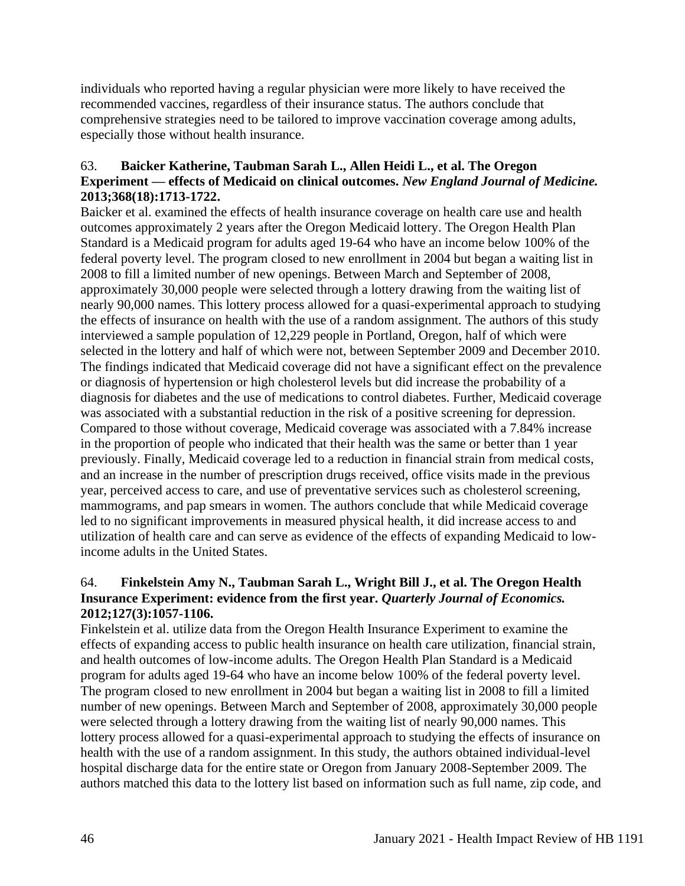individuals who reported having a regular physician were more likely to have received the recommended vaccines, regardless of their insurance status. The authors conclude that comprehensive strategies need to be tailored to improve vaccination coverage among adults, especially those without health insurance.

63. **Baicker Katherine, Taubman Sarah L., Allen Heidi L., et al. The Oregon Experiment — effects of Medicaid on clinical outcomes.** ***New England Journal of Medicine.*** **2013;368(18):1713-1722.**
Baicker et al. examined the effects of health insurance coverage on health care use and health outcomes approximately 2 years after the Oregon Medicaid lottery. The Oregon Health Plan Standard is a Medicaid program for adults aged 19-64 who have an income below 100% of the federal poverty level. The program closed to new enrollment in 2004 but began a waiting list in 2008 to fill a limited number of new openings. Between March and September of 2008, approximately 30,000 people were selected through a lottery drawing from the waiting list of nearly 90,000 names. This lottery process allowed for a quasi-experimental approach to studying the effects of insurance on health with the use of a random assignment. The authors of this study interviewed a sample population of 12,229 people in Portland, Oregon, half of which were selected in the lottery and half of which were not, between September 2009 and December 2010. The findings indicated that Medicaid coverage did not have a significant effect on the prevalence or diagnosis of hypertension or high cholesterol levels but did increase the probability of a diagnosis for diabetes and the use of medications to control diabetes. Further, Medicaid coverage was associated with a substantial reduction in the risk of a positive screening for depression. Compared to those without coverage, Medicaid coverage was associated with a 7.84% increase in the proportion of people who indicated that their health was the same or better than 1 year previously. Finally, Medicaid coverage led to a reduction in financial strain from medical costs, and an increase in the number of prescription drugs received, office visits made in the previous year, perceived access to care, and use of preventative services such as cholesterol screening, mammograms, and pap smears in women. The authors conclude that while Medicaid coverage led to no significant improvements in measured physical health, it did increase access to and utilization of health care and can serve as evidence of the effects of expanding Medicaid to low-income adults in the United States.

64. **Finkelstein Amy N., Taubman Sarah L., Wright Bill J., et al. The Oregon Health Insurance Experiment: evidence from the first year.** ***Quarterly Journal of Economics.*** **2012;127(3):1057-1106.**
Finkelstein et al. utilize data from the Oregon Health Insurance Experiment to examine the effects of expanding access to public health insurance on health care utilization, financial strain, and health outcomes of low-income adults. The Oregon Health Plan Standard is a Medicaid program for adults aged 19-64 who have an income below 100% of the federal poverty level. The program closed to new enrollment in 2004 but began a waiting list in 2008 to fill a limited number of new openings. Between March and September of 2008, approximately 30,000 people were selected through a lottery drawing from the waiting list of nearly 90,000 names. This lottery process allowed for a quasi-experimental approach to studying the effects of insurance on health with the use of a random assignment. In this study, the authors obtained individual-level hospital discharge data for the entire state or Oregon from January 2008-September 2009. The authors matched this data to the lottery list based on information such as full name, zip code, and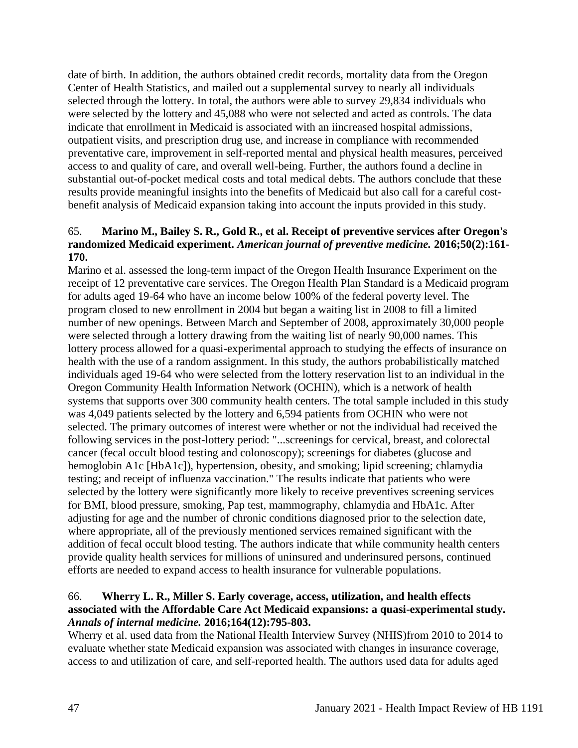date of birth. In addition, the authors obtained credit records, mortality data from the Oregon Center of Health Statistics, and mailed out a supplemental survey to nearly all individuals selected through the lottery. In total, the authors were able to survey 29,834 individuals who were selected by the lottery and 45,088 who were not selected and acted as controls. The data indicate that enrollment in Medicaid is associated with an iincreased hospital admissions, outpatient visits, and prescription drug use, and increase in compliance with recommended preventative care, improvement in self-reported mental and physical health measures, perceived access to and quality of care, and overall well-being. Further, the authors found a decline in substantial out-of-pocket medical costs and total medical debts. The authors conclude that these results provide meaningful insights into the benefits of Medicaid but also call for a careful cost-benefit analysis of Medicaid expansion taking into account the inputs provided in this study.

65. **Marino M., Bailey S. R., Gold R., et al. Receipt of preventive services after Oregon's randomized Medicaid experiment.** ***American journal of preventive medicine.*** **2016;50(2):161-170.**

Marino et al. assessed the long-term impact of the Oregon Health Insurance Experiment on the receipt of 12 preventative care services. The Oregon Health Plan Standard is a Medicaid program for adults aged 19-64 who have an income below 100% of the federal poverty level. The program closed to new enrollment in 2004 but began a waiting list in 2008 to fill a limited number of new openings. Between March and September of 2008, approximately 30,000 people were selected through a lottery drawing from the waiting list of nearly 90,000 names. This lottery process allowed for a quasi-experimental approach to studying the effects of insurance on health with the use of a random assignment. In this study, the authors probabilistically matched individuals aged 19-64 who were selected from the lottery reservation list to an individual in the Oregon Community Health Information Network (OCHIN), which is a network of health systems that supports over 300 community health centers. The total sample included in this study was 4,049 patients selected by the lottery and 6,594 patients from OCHIN who were not selected. The primary outcomes of interest were whether or not the individual had received the following services in the post-lottery period: "...screenings for cervical, breast, and colorectal cancer (fecal occult blood testing and colonoscopy); screenings for diabetes (glucose and hemoglobin A1c [HbA1c]), hypertension, obesity, and smoking; lipid screening; chlamydia testing; and receipt of influenza vaccination." The results indicate that patients who were selected by the lottery were significantly more likely to receive preventives screening services for BMI, blood pressure, smoking, Pap test, mammography, chlamydia and HbA1c. After adjusting for age and the number of chronic conditions diagnosed prior to the selection date, where appropriate, all of the previously mentioned services remained significant with the addition of fecal occult blood testing. The authors indicate that while community health centers provide quality health services for millions of uninsured and underinsured persons, continued efforts are needed to expand access to health insurance for vulnerable populations.

66. **Wherry L. R., Miller S. Early coverage, access, utilization, and health effects associated with the Affordable Care Act Medicaid expansions: a quasi-experimental study.** ***Annals of internal medicine.*** **2016;164(12):795-803.**

Wherry et al. used data from the National Health Interview Survey (NHIS)from 2010 to 2014 to evaluate whether state Medicaid expansion was associated with changes in insurance coverage, access to and utilization of care, and self-reported health. The authors used data for adults aged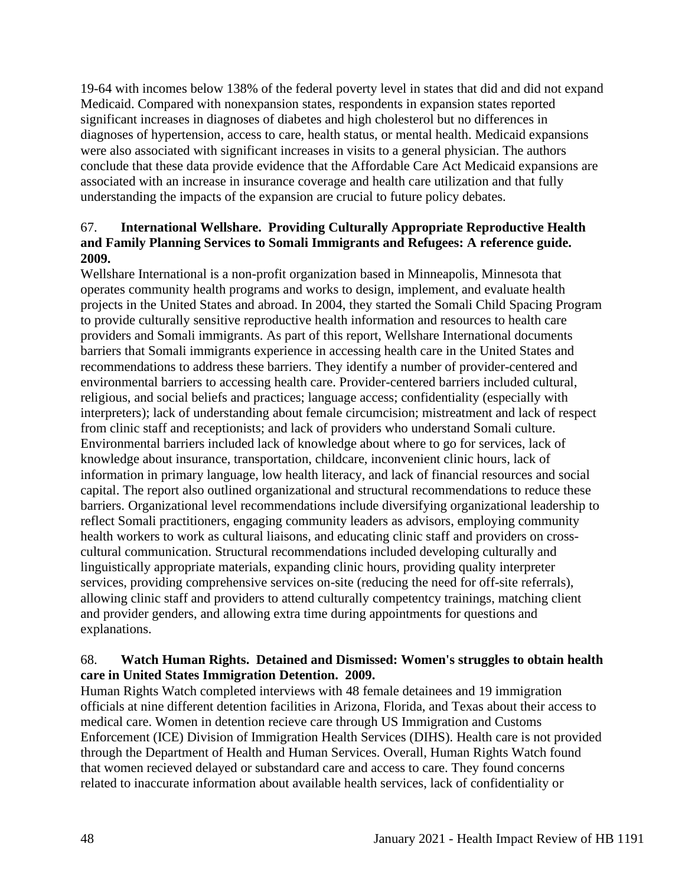19-64 with incomes below 138% of the federal poverty level in states that did and did not expand Medicaid. Compared with nonexpansion states, respondents in expansion states reported significant increases in diagnoses of diabetes and high cholesterol but no differences in diagnoses of hypertension, access to care, health status, or mental health. Medicaid expansions were also associated with significant increases in visits to a general physician. The authors conclude that these data provide evidence that the Affordable Care Act Medicaid expansions are associated with an increase in insurance coverage and health care utilization and that fully understanding the impacts of the expansion are crucial to future policy debates.

67. **International Wellshare. Providing Culturally Appropriate Reproductive Health and Family Planning Services to Somali Immigrants and Refugees: A reference guide. 2009.**

Wellshare International is a non-profit organization based in Minneapolis, Minnesota that operates community health programs and works to design, implement, and evaluate health projects in the United States and abroad. In 2004, they started the Somali Child Spacing Program to provide culturally sensitive reproductive health information and resources to health care providers and Somali immigrants. As part of this report, Wellshare International documents barriers that Somali immigrants experience in accessing health care in the United States and recommendations to address these barriers. They identify a number of provider-centered and environmental barriers to accessing health care. Provider-centered barriers included cultural, religious, and social beliefs and practices; language access; confidentiality (especially with interpreters); lack of understanding about female circumcision; mistreatment and lack of respect from clinic staff and receptionists; and lack of providers who understand Somali culture. Environmental barriers included lack of knowledge about where to go for services, lack of knowledge about insurance, transportation, childcare, inconvenient clinic hours, lack of information in primary language, low health literacy, and lack of financial resources and social capital. The report also outlined organizational and structural recommendations to reduce these barriers. Organizational level recommendations include diversifying organizational leadership to reflect Somali practitioners, engaging community leaders as advisors, employing community health workers to work as cultural liaisons, and educating clinic staff and providers on cross-cultural communication. Structural recommendations included developing culturally and linguistically appropriate materials, expanding clinic hours, providing quality interpreter services, providing comprehensive services on-site (reducing the need for off-site referrals), allowing clinic staff and providers to attend culturally competentcy trainings, matching client and provider genders, and allowing extra time during appointments for questions and explanations.

68. **Watch Human Rights. Detained and Dismissed: Women's struggles to obtain health care in United States Immigration Detention. 2009.**

Human Rights Watch completed interviews with 48 female detainees and 19 immigration officials at nine different detention facilities in Arizona, Florida, and Texas about their access to medical care. Women in detention recieve care through US Immigration and Customs Enforcement (ICE) Division of Immigration Health Services (DIHS). Health care is not provided through the Department of Health and Human Services. Overall, Human Rights Watch found that women recieved delayed or substandard care and access to care. They found concerns related to inaccurate information about available health services, lack of confidentiality or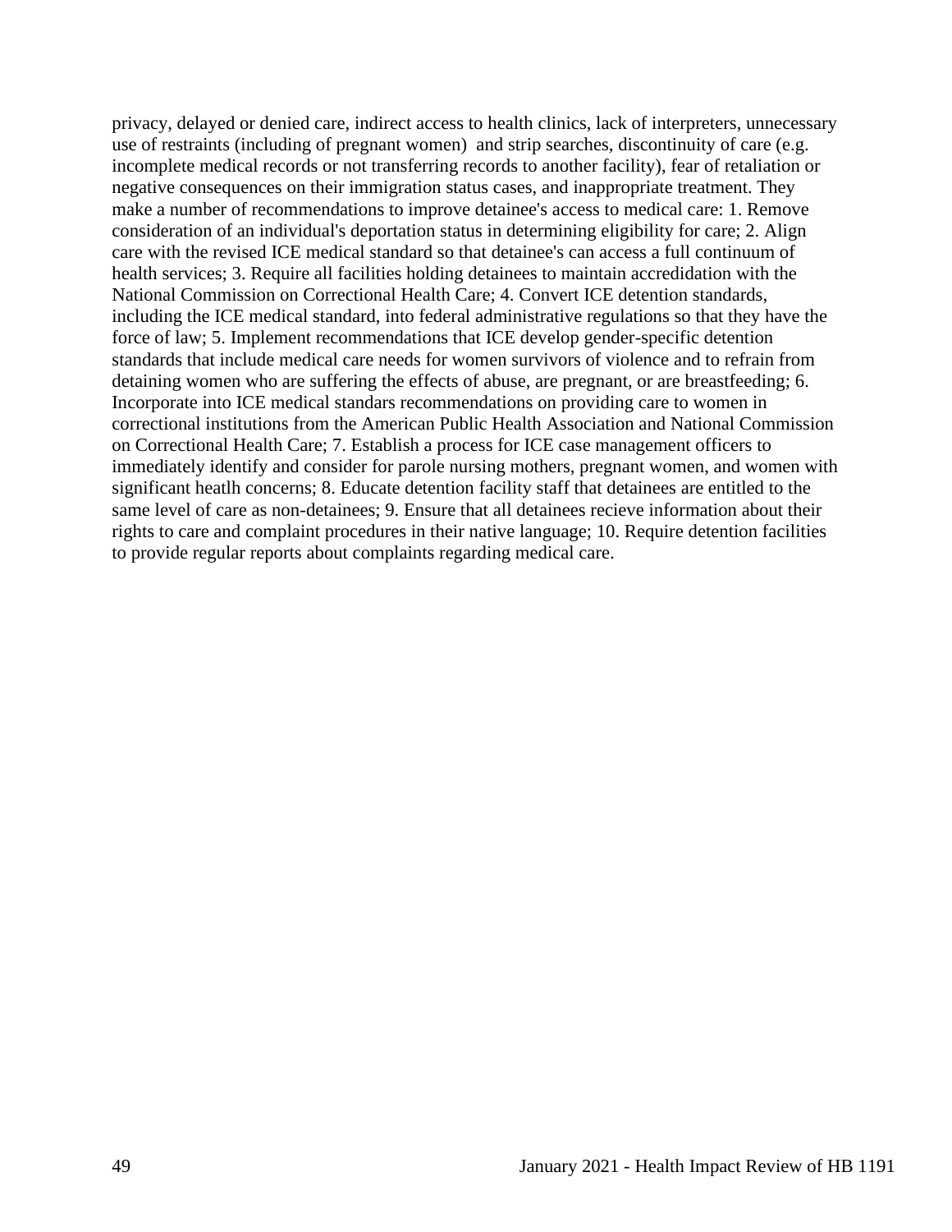privacy, delayed or denied care, indirect access to health clinics, lack of interpreters, unnecessary use of restraints (including of pregnant women) and strip searches, discontinuity of care (e.g. incomplete medical records or not transferring records to another facility), fear of retaliation or negative consequences on their immigration status cases, and inappropriate treatment. They make a number of recommendations to improve detainee's access to medical care: 1. Remove consideration of an individual's deportation status in determining eligibility for care; 2. Align care with the revised ICE medical standard so that detainee's can access a full continuum of health services; 3. Require all facilities holding detainees to maintain accredidation with the National Commission on Correctional Health Care; 4. Convert ICE detention standards, including the ICE medical standard, into federal administrative regulations so that they have the force of law; 5. Implement recommendations that ICE develop gender-specific detention standards that include medical care needs for women survivors of violence and to refrain from detaining women who are suffering the effects of abuse, are pregnant, or are breastfeeding; 6. Incorporate into ICE medical standars recommendations on providing care to women in correctional institutions from the American Public Health Association and National Commission on Correctional Health Care; 7. Establish a process for ICE case management officers to immediately identify and consider for parole nursing mothers, pregnant women, and women with significant heatlh concerns; 8. Educate detention facility staff that detainees are entitled to the same level of care as non-detainees; 9. Ensure that all detainees recieve information about their rights to care and complaint procedures in their native language; 10. Require detention facilities to provide regular reports about complaints regarding medical care.